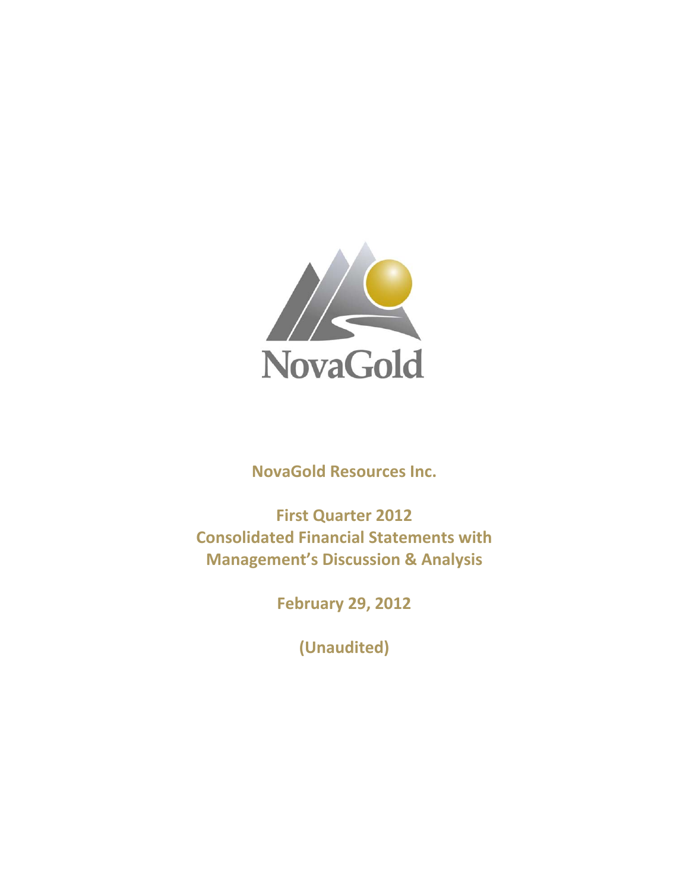NovaGold

# NovaGold Resources Inc.

## First Quarter 2012 Consolidated Financial Statements with Management's Discussion & Analysis

**February 29, 2012**

**(Unaudited)**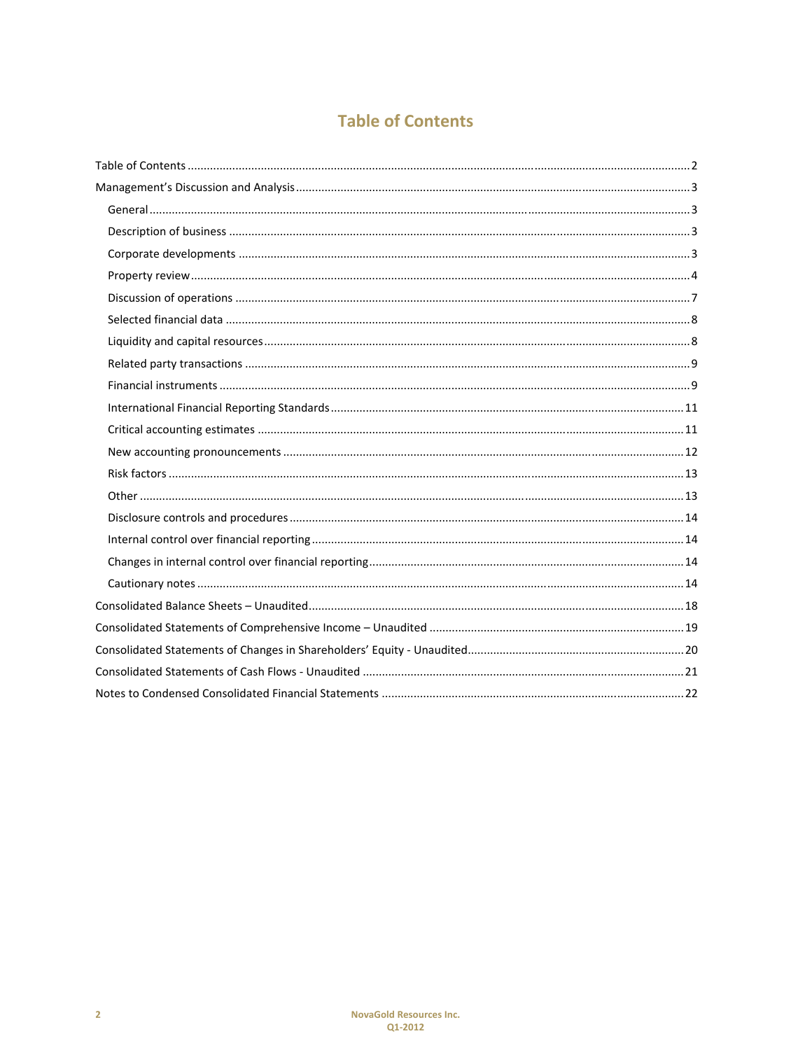# Table of Contents

- Table of Contents ..... 2
- Management's Discussion and Analysis ..... 3
  - General ..... 3
  - Description of business ..... 3
  - Corporate developments ..... 3
  - Property review ..... 4
  - Discussion of operations ..... 7
  - Selected financial data ..... 8
  - Liquidity and capital resources ..... 8
  - Related party transactions ..... 9
  - Financial instruments ..... 9
  - International Financial Reporting Standards ..... 11
  - Critical accounting estimates ..... 11
  - New accounting pronouncements ..... 12
  - Risk factors ..... 13
  - Other ..... 13
  - Disclosure controls and procedures ..... 14
  - Internal control over financial reporting ..... 14
  - Changes in internal control over financial reporting ..... 14
  - Cautionary notes ..... 14
- Consolidated Balance Sheets – Unaudited ..... 18
- Consolidated Statements of Comprehensive Income – Unaudited ..... 19
- Consolidated Statements of Changes in Shareholders' Equity - Unaudited ..... 20
- Consolidated Statements of Cash Flows - Unaudited ..... 21
- Notes to Condensed Consolidated Financial Statements ..... 22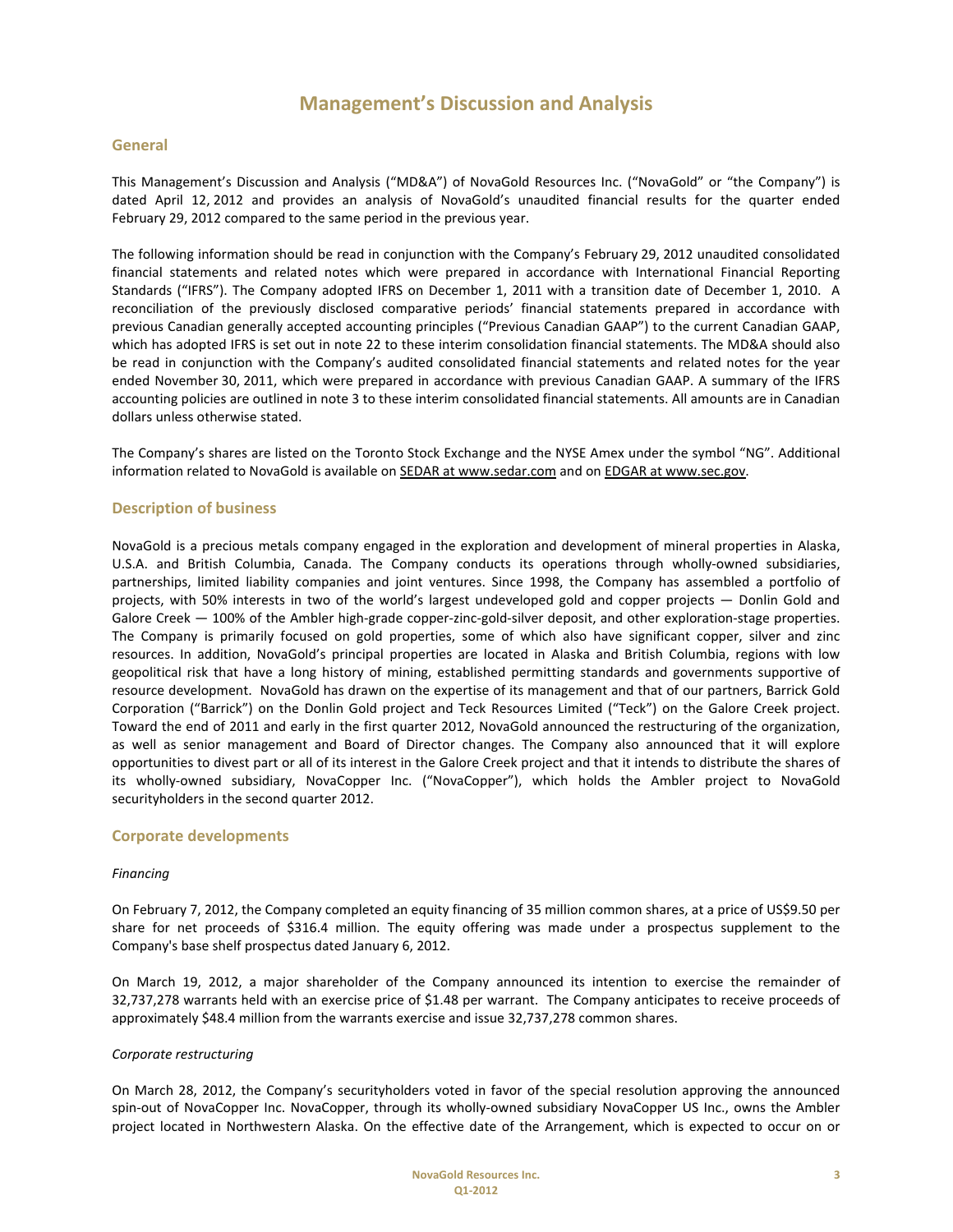# Management's Discussion and Analysis

## General

This Management's Discussion and Analysis ("MD&A") of NovaGold Resources Inc. ("NovaGold" or "the Company") is dated April 12, 2012 and provides an analysis of NovaGold's unaudited financial results for the quarter ended February 29, 2012 compared to the same period in the previous year.

The following information should be read in conjunction with the Company's February 29, 2012 unaudited consolidated financial statements and related notes which were prepared in accordance with International Financial Reporting Standards ("IFRS"). The Company adopted IFRS on December 1, 2011 with a transition date of December 1, 2010. A reconciliation of the previously disclosed comparative periods' financial statements prepared in accordance with previous Canadian generally accepted accounting principles ("Previous Canadian GAAP") to the current Canadian GAAP, which has adopted IFRS is set out in note 22 to these interim consolidation financial statements. The MD&A should also be read in conjunction with the Company's audited consolidated financial statements and related notes for the year ended November 30, 2011, which were prepared in accordance with previous Canadian GAAP. A summary of the IFRS accounting policies are outlined in note 3 to these interim consolidated financial statements. All amounts are in Canadian dollars unless otherwise stated.

The Company's shares are listed on the Toronto Stock Exchange and the NYSE Amex under the symbol "NG". Additional information related to NovaGold is available on SEDAR at www.sedar.com and on EDGAR at www.sec.gov.

## Description of business

NovaGold is a precious metals company engaged in the exploration and development of mineral properties in Alaska, U.S.A. and British Columbia, Canada. The Company conducts its operations through wholly-owned subsidiaries, partnerships, limited liability companies and joint ventures. Since 1998, the Company has assembled a portfolio of projects, with 50% interests in two of the world's largest undeveloped gold and copper projects — Donlin Gold and Galore Creek — 100% of the Ambler high-grade copper-zinc-gold-silver deposit, and other exploration-stage properties. The Company is primarily focused on gold properties, some of which also have significant copper, silver and zinc resources. In addition, NovaGold's principal properties are located in Alaska and British Columbia, regions with low geopolitical risk that have a long history of mining, established permitting standards and governments supportive of resource development. NovaGold has drawn on the expertise of its management and that of our partners, Barrick Gold Corporation ("Barrick") on the Donlin Gold project and Teck Resources Limited ("Teck") on the Galore Creek project. Toward the end of 2011 and early in the first quarter 2012, NovaGold announced the restructuring of the organization, as well as senior management and Board of Director changes. The Company also announced that it will explore opportunities to divest part or all of its interest in the Galore Creek project and that it intends to distribute the shares of its wholly-owned subsidiary, NovaCopper Inc. ("NovaCopper"), which holds the Ambler project to NovaGold securityholders in the second quarter 2012.

## Corporate developments

*Financing*

On February 7, 2012, the Company completed an equity financing of 35 million common shares, at a price of US$9.50 per share for net proceeds of $316.4 million. The equity offering was made under a prospectus supplement to the Company's base shelf prospectus dated January 6, 2012.

On March 19, 2012, a major shareholder of the Company announced its intention to exercise the remainder of 32,737,278 warrants held with an exercise price of $1.48 per warrant. The Company anticipates to receive proceeds of approximately $48.4 million from the warrants exercise and issue 32,737,278 common shares.

*Corporate restructuring*

On March 28, 2012, the Company's securityholders voted in favor of the special resolution approving the announced spin-out of NovaCopper Inc. NovaCopper, through its wholly-owned subsidiary NovaCopper US Inc., owns the Ambler project located in Northwestern Alaska. On the effective date of the Arrangement, which is expected to occur on or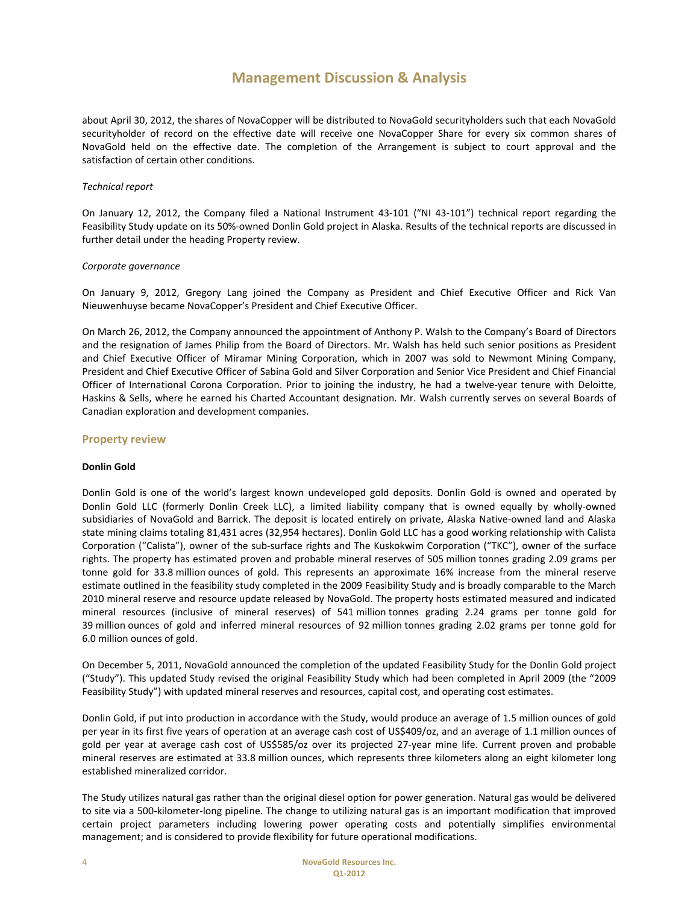about April 30, 2012, the shares of NovaCopper will be distributed to NovaGold securityholders such that each NovaGold securityholder of record on the effective date will receive one NovaCopper Share for every six common shares of NovaGold held on the effective date. The completion of the Arrangement is subject to court approval and the satisfaction of certain other conditions.

*Technical report*

On January 12, 2012, the Company filed a National Instrument 43-101 ("NI 43-101") technical report regarding the Feasibility Study update on its 50%-owned Donlin Gold project in Alaska. Results of the technical reports are discussed in further detail under the heading Property review.

*Corporate governance*

On January 9, 2012, Gregory Lang joined the Company as President and Chief Executive Officer and Rick Van Nieuwenhuyse became NovaCopper's President and Chief Executive Officer.

On March 26, 2012, the Company announced the appointment of Anthony P. Walsh to the Company's Board of Directors and the resignation of James Philip from the Board of Directors. Mr. Walsh has held such senior positions as President and Chief Executive Officer of Miramar Mining Corporation, which in 2007 was sold to Newmont Mining Company, President and Chief Executive Officer of Sabina Gold and Silver Corporation and Senior Vice President and Chief Financial Officer of International Corona Corporation. Prior to joining the industry, he had a twelve-year tenure with Deloitte, Haskins & Sells, where he earned his Charted Accountant designation. Mr. Walsh currently serves on several Boards of Canadian exploration and development companies.

## Property review

**Donlin Gold**

Donlin Gold is one of the world's largest known undeveloped gold deposits. Donlin Gold is owned and operated by Donlin Gold LLC (formerly Donlin Creek LLC), a limited liability company that is owned equally by wholly-owned subsidiaries of NovaGold and Barrick. The deposit is located entirely on private, Alaska Native-owned land and Alaska state mining claims totaling 81,431 acres (32,954 hectares). Donlin Gold LLC has a good working relationship with Calista Corporation ("Calista"), owner of the sub-surface rights and The Kuskokwim Corporation ("TKC"), owner of the surface rights. The property has estimated proven and probable mineral reserves of 505 million tonnes grading 2.09 grams per tonne gold for 33.8 million ounces of gold. This represents an approximate 16% increase from the mineral reserve estimate outlined in the feasibility study completed in the 2009 Feasibility Study and is broadly comparable to the March 2010 mineral reserve and resource update released by NovaGold. The property hosts estimated measured and indicated mineral resources (inclusive of mineral reserves) of 541 million tonnes grading 2.24 grams per tonne gold for 39 million ounces of gold and inferred mineral resources of 92 million tonnes grading 2.02 grams per tonne gold for 6.0 million ounces of gold.

On December 5, 2011, NovaGold announced the completion of the updated Feasibility Study for the Donlin Gold project ("Study"). This updated Study revised the original Feasibility Study which had been completed in April 2009 (the "2009 Feasibility Study") with updated mineral reserves and resources, capital cost, and operating cost estimates.

Donlin Gold, if put into production in accordance with the Study, would produce an average of 1.5 million ounces of gold per year in its first five years of operation at an average cash cost of US$409/oz, and an average of 1.1 million ounces of gold per year at average cash cost of US$585/oz over its projected 27-year mine life. Current proven and probable mineral reserves are estimated at 33.8 million ounces, which represents three kilometers along an eight kilometer long established mineralized corridor.

The Study utilizes natural gas rather than the original diesel option for power generation. Natural gas would be delivered to site via a 500-kilometer-long pipeline. The change to utilizing natural gas is an important modification that improved certain project parameters including lowering power operating costs and potentially simplifies environmental management; and is considered to provide flexibility for future operational modifications.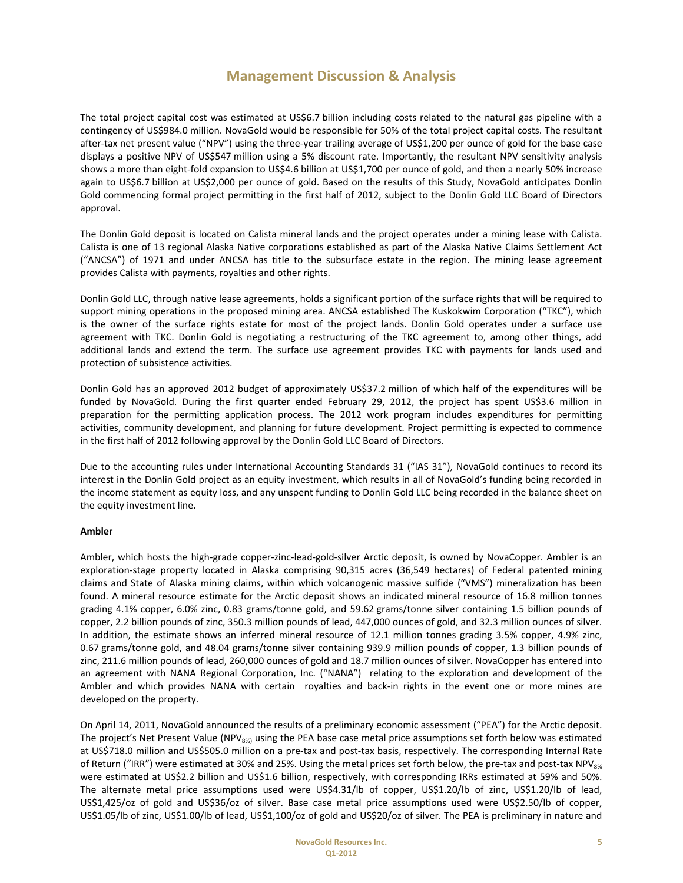# Management Discussion & Analysis

The total project capital cost was estimated at US$6.7 billion including costs related to the natural gas pipeline with a contingency of US$984.0 million. NovaGold would be responsible for 50% of the total project capital costs. The resultant after-tax net present value ("NPV") using the three-year trailing average of US$1,200 per ounce of gold for the base case displays a positive NPV of US$547 million using a 5% discount rate. Importantly, the resultant NPV sensitivity analysis shows a more than eight-fold expansion to US$4.6 billion at US$1,700 per ounce of gold, and then a nearly 50% increase again to US$6.7 billion at US$2,000 per ounce of gold. Based on the results of this Study, NovaGold anticipates Donlin Gold commencing formal project permitting in the first half of 2012, subject to the Donlin Gold LLC Board of Directors approval.

The Donlin Gold deposit is located on Calista mineral lands and the project operates under a mining lease with Calista. Calista is one of 13 regional Alaska Native corporations established as part of the Alaska Native Claims Settlement Act ("ANCSA") of 1971 and under ANCSA has title to the subsurface estate in the region. The mining lease agreement provides Calista with payments, royalties and other rights.

Donlin Gold LLC, through native lease agreements, holds a significant portion of the surface rights that will be required to support mining operations in the proposed mining area. ANCSA established The Kuskokwim Corporation ("TKC"), which is the owner of the surface rights estate for most of the project lands. Donlin Gold operates under a surface use agreement with TKC. Donlin Gold is negotiating a restructuring of the TKC agreement to, among other things, add additional lands and extend the term. The surface use agreement provides TKC with payments for lands used and protection of subsistence activities.

Donlin Gold has an approved 2012 budget of approximately US$37.2 million of which half of the expenditures will be funded by NovaGold. During the first quarter ended February 29, 2012, the project has spent US$3.6 million in preparation for the permitting application process. The 2012 work program includes expenditures for permitting activities, community development, and planning for future development. Project permitting is expected to commence in the first half of 2012 following approval by the Donlin Gold LLC Board of Directors.

Due to the accounting rules under International Accounting Standards 31 ("IAS 31"), NovaGold continues to record its interest in the Donlin Gold project as an equity investment, which results in all of NovaGold's funding being recorded in the income statement as equity loss, and any unspent funding to Donlin Gold LLC being recorded in the balance sheet on the equity investment line.

**Ambler**

Ambler, which hosts the high-grade copper-zinc-lead-gold-silver Arctic deposit, is owned by NovaCopper. Ambler is an exploration-stage property located in Alaska comprising 90,315 acres (36,549 hectares) of Federal patented mining claims and State of Alaska mining claims, within which volcanogenic massive sulfide ("VMS") mineralization has been found. A mineral resource estimate for the Arctic deposit shows an indicated mineral resource of 16.8 million tonnes grading 4.1% copper, 6.0% zinc, 0.83 grams/tonne gold, and 59.62 grams/tonne silver containing 1.5 billion pounds of copper, 2.2 billion pounds of zinc, 350.3 million pounds of lead, 447,000 ounces of gold, and 32.3 million ounces of silver. In addition, the estimate shows an inferred mineral resource of 12.1 million tonnes grading 3.5% copper, 4.9% zinc, 0.67 grams/tonne gold, and 48.04 grams/tonne silver containing 939.9 million pounds of copper, 1.3 billion pounds of zinc, 211.6 million pounds of lead, 260,000 ounces of gold and 18.7 million ounces of silver. NovaCopper has entered into an agreement with NANA Regional Corporation, Inc. ("NANA") relating to the exploration and development of the Ambler and which provides NANA with certain royalties and back-in rights in the event one or more mines are developed on the property.

On April 14, 2011, NovaGold announced the results of a preliminary economic assessment ("PEA") for the Arctic deposit. The project's Net Present Value ($NPV_{8\%}$) using the PEA base case metal price assumptions set forth below was estimated at US$718.0 million and US$505.0 million on a pre-tax and post-tax basis, respectively. The corresponding Internal Rate of Return ("IRR") were estimated at 30% and 25%. Using the metal prices set forth below, the pre-tax and post-tax $NPV_{8\%}$ were estimated at US$2.2 billion and US$1.6 billion, respectively, with corresponding IRRs estimated at 59% and 50%. The alternate metal price assumptions used were US$4.31/lb of copper, US$1.20/lb of zinc, US$1.20/lb of lead, US$1,425/oz of gold and US$36/oz of silver. Base case metal price assumptions used were US$2.50/lb of copper, US$1.05/lb of zinc, US$1.00/lb of lead, US$1,100/oz of gold and US$20/oz of silver. The PEA is preliminary in nature and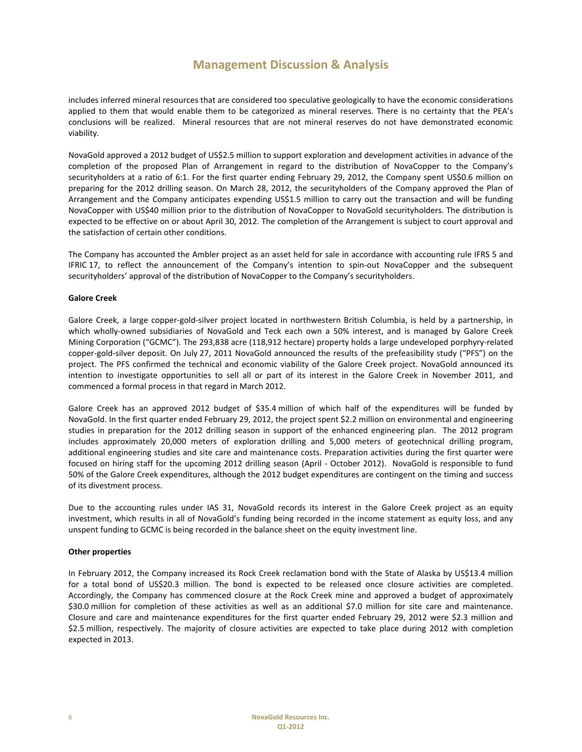includes inferred mineral resources that are considered too speculative geologically to have the economic considerations applied to them that would enable them to be categorized as mineral reserves. There is no certainty that the PEA's conclusions will be realized. Mineral resources that are not mineral reserves do not have demonstrated economic viability.

NovaGold approved a 2012 budget of US$2.5 million to support exploration and development activities in advance of the completion of the proposed Plan of Arrangement in regard to the distribution of NovaCopper to the Company's securityholders at a ratio of 6:1. For the first quarter ending February 29, 2012, the Company spent US$0.6 million on preparing for the 2012 drilling season. On March 28, 2012, the securityholders of the Company approved the Plan of Arrangement and the Company anticipates expending US$1.5 million to carry out the transaction and will be funding NovaCopper with US$40 million prior to the distribution of NovaCopper to NovaGold securityholders. The distribution is expected to be effective on or about April 30, 2012. The completion of the Arrangement is subject to court approval and the satisfaction of certain other conditions.

The Company has accounted the Ambler project as an asset held for sale in accordance with accounting rule IFRS 5 and IFRIC 17, to reflect the announcement of the Company's intention to spin-out NovaCopper and the subsequent securityholders' approval of the distribution of NovaCopper to the Company's securityholders.

**Galore Creek**

Galore Creek, a large copper-gold-silver project located in northwestern British Columbia, is held by a partnership, in which wholly-owned subsidiaries of NovaGold and Teck each own a 50% interest, and is managed by Galore Creek Mining Corporation ("GCMC"). The 293,838 acre (118,912 hectare) property holds a large undeveloped porphyry-related copper-gold-silver deposit. On July 27, 2011 NovaGold announced the results of the prefeasibility study ("PFS") on the project. The PFS confirmed the technical and economic viability of the Galore Creek project. NovaGold announced its intention to investigate opportunities to sell all or part of its interest in the Galore Creek in November 2011, and commenced a formal process in that regard in March 2012.

Galore Creek has an approved 2012 budget of $35.4 million of which half of the expenditures will be funded by NovaGold. In the first quarter ended February 29, 2012, the project spent $2.2 million on environmental and engineering studies in preparation for the 2012 drilling season in support of the enhanced engineering plan. The 2012 program includes approximately 20,000 meters of exploration drilling and 5,000 meters of geotechnical drilling program, additional engineering studies and site care and maintenance costs. Preparation activities during the first quarter were focused on hiring staff for the upcoming 2012 drilling season (April - October 2012). NovaGold is responsible to fund 50% of the Galore Creek expenditures, although the 2012 budget expenditures are contingent on the timing and success of its divestment process.

Due to the accounting rules under IAS 31, NovaGold records its interest in the Galore Creek project as an equity investment, which results in all of NovaGold's funding being recorded in the income statement as equity loss, and any unspent funding to GCMC is being recorded in the balance sheet on the equity investment line.

**Other properties**

In February 2012, the Company increased its Rock Creek reclamation bond with the State of Alaska by US$13.4 million for a total bond of US$20.3 million. The bond is expected to be released once closure activities are completed. Accordingly, the Company has commenced closure at the Rock Creek mine and approved a budget of approximately $30.0 million for completion of these activities as well as an additional $7.0 million for site care and maintenance. Closure and care and maintenance expenditures for the first quarter ended February 29, 2012 were $2.3 million and $2.5 million, respectively. The majority of closure activities are expected to take place during 2012 with completion expected in 2013.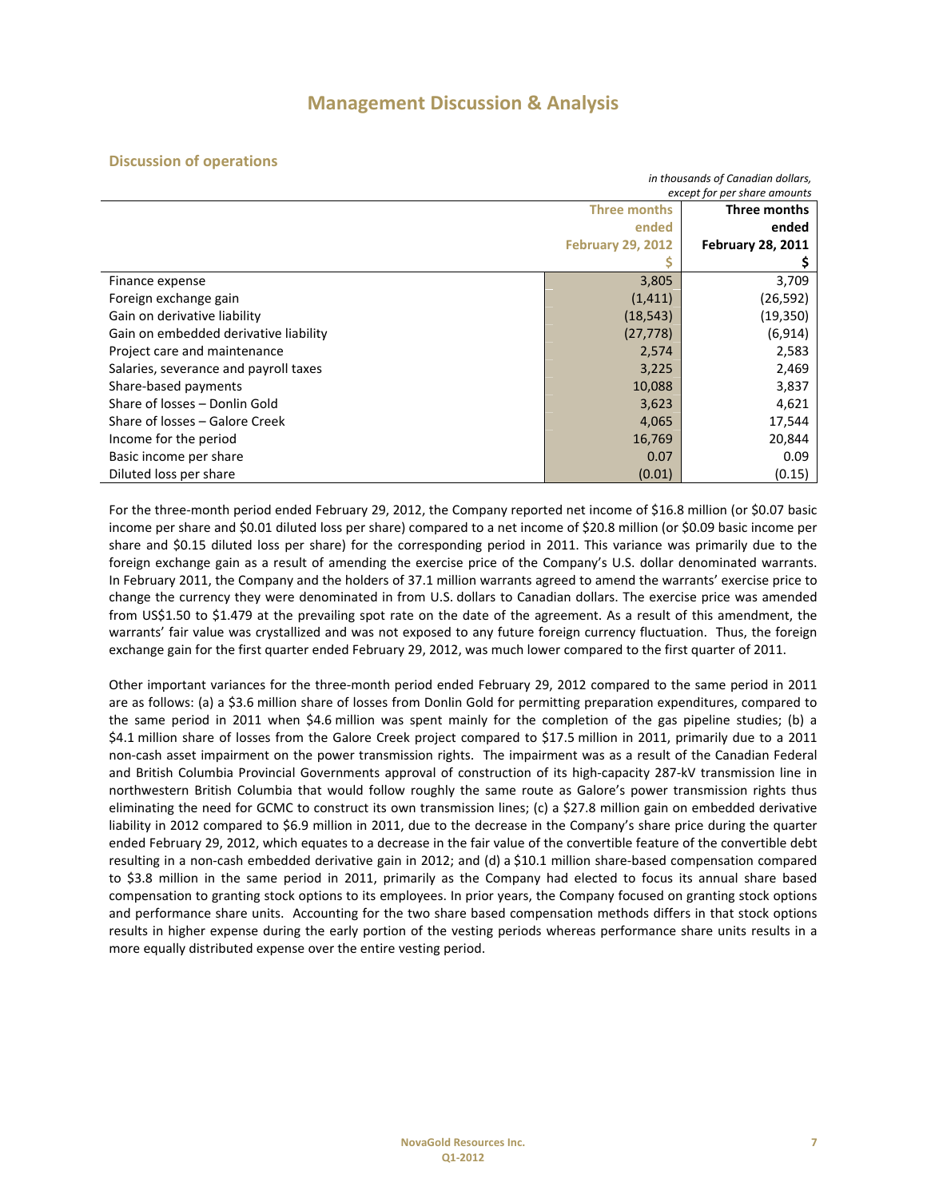# Management Discussion & Analysis

## Discussion of operations

*in thousands of Canadian dollars, except for per share amounts*

| | Three months ended February 29, 2012 $ | Three months ended February 28, 2011 $ |
|---|---|---|
| Finance expense | 3,805 | 3,709 |
| Foreign exchange gain | (1,411) | (26,592) |
| Gain on derivative liability | (18,543) | (19,350) |
| Gain on embedded derivative liability | (27,778) | (6,914) |
| Project care and maintenance | 2,574 | 2,583 |
| Salaries, severance and payroll taxes | 3,225 | 2,469 |
| Share-based payments | 10,088 | 3,837 |
| Share of losses – Donlin Gold | 3,623 | 4,621 |
| Share of losses – Galore Creek | 4,065 | 17,544 |
| Income for the period | 16,769 | 20,844 |
| Basic income per share | 0.07 | 0.09 |
| Diluted loss per share | (0.01) | (0.15) |

For the three-month period ended February 29, 2012, the Company reported net income of $16.8 million (or $0.07 basic income per share and $0.01 diluted loss per share) compared to a net income of $20.8 million (or $0.09 basic income per share and $0.15 diluted loss per share) for the corresponding period in 2011. This variance was primarily due to the foreign exchange gain as a result of amending the exercise price of the Company's U.S. dollar denominated warrants. In February 2011, the Company and the holders of 37.1 million warrants agreed to amend the warrants' exercise price to change the currency they were denominated in from U.S. dollars to Canadian dollars. The exercise price was amended from US$1.50 to $1.479 at the prevailing spot rate on the date of the agreement. As a result of this amendment, the warrants' fair value was crystallized and was not exposed to any future foreign currency fluctuation. Thus, the foreign exchange gain for the first quarter ended February 29, 2012, was much lower compared to the first quarter of 2011.

Other important variances for the three-month period ended February 29, 2012 compared to the same period in 2011 are as follows: (a) a $3.6 million share of losses from Donlin Gold for permitting preparation expenditures, compared to the same period in 2011 when $4.6 million was spent mainly for the completion of the gas pipeline studies; (b) a $4.1 million share of losses from the Galore Creek project compared to $17.5 million in 2011, primarily due to a 2011 non-cash asset impairment on the power transmission rights. The impairment was as a result of the Canadian Federal and British Columbia Provincial Governments approval of construction of its high-capacity 287-kV transmission line in northwestern British Columbia that would follow roughly the same route as Galore's power transmission rights thus eliminating the need for GCMC to construct its own transmission lines; (c) a $27.8 million gain on embedded derivative liability in 2012 compared to $6.9 million in 2011, due to the decrease in the Company's share price during the quarter ended February 29, 2012, which equates to a decrease in the fair value of the convertible feature of the convertible debt resulting in a non-cash embedded derivative gain in 2012; and (d) a $10.1 million share-based compensation compared to $3.8 million in the same period in 2011, primarily as the Company had elected to focus its annual share based compensation to granting stock options to its employees. In prior years, the Company focused on granting stock options and performance share units. Accounting for the two share based compensation methods differs in that stock options results in higher expense during the early portion of the vesting periods whereas performance share units results in a more equally distributed expense over the entire vesting period.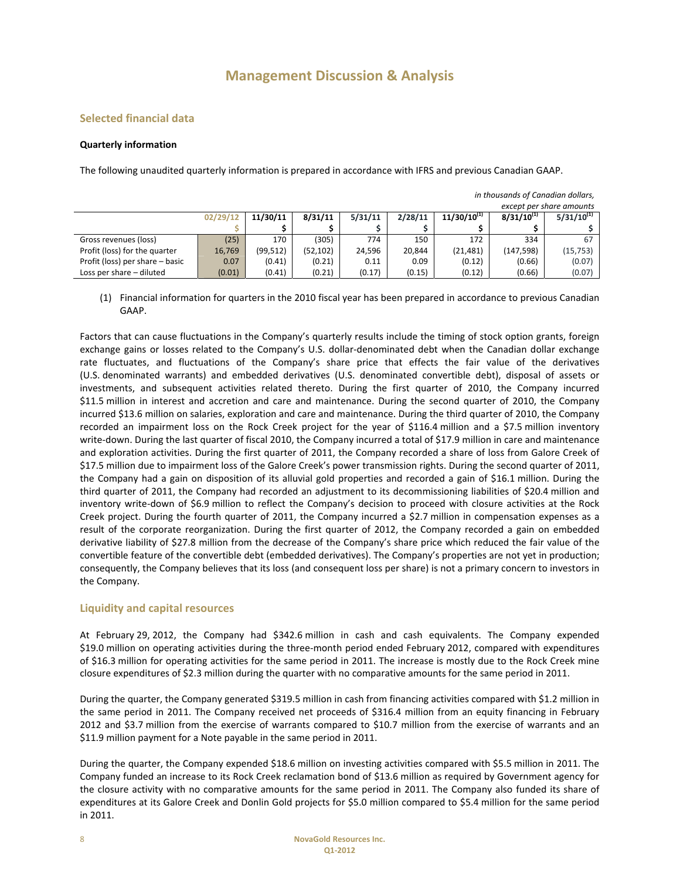# Management Discussion & Analysis

## Selected financial data

**Quarterly information**

The following unaudited quarterly information is prepared in accordance with IFRS and previous Canadian GAAP.

*in thousands of Canadian dollars, except per share amounts*

| | 02/29/12 | 11/30/11 | 8/31/11 | 5/31/11 | 2/28/11 | 11/30/10[(1)] | 8/31/10[(1)] | 5/31/10[(1)] |
|---|---|---|---|---|---|---|---|---|
| | $ | $ | $ | $ | $ | $ | $ | $ |
| Gross revenues (loss) | (25) | 170 | (305) | 774 | 150 | 172 | 334 | 67 |
| Profit (loss) for the quarter | 16,769 | (99,512) | (52,102) | 24,596 | 20,844 | (21,481) | (147,598) | (15,753) |
| Profit (loss) per share – basic | 0.07 | (0.41) | (0.21) | 0.11 | 0.09 | (0.12) | (0.66) | (0.07) |
| Loss per share – diluted | (0.01) | (0.41) | (0.21) | (0.17) | (0.15) | (0.12) | (0.66) | (0.07) |

(1) Financial information for quarters in the 2010 fiscal year has been prepared in accordance to previous Canadian GAAP.

Factors that can cause fluctuations in the Company's quarterly results include the timing of stock option grants, foreign exchange gains or losses related to the Company's U.S. dollar-denominated debt when the Canadian dollar exchange rate fluctuates, and fluctuations of the Company's share price that effects the fair value of the derivatives (U.S. denominated warrants) and embedded derivatives (U.S. denominated convertible debt), disposal of assets or investments, and subsequent activities related thereto. During the first quarter of 2010, the Company incurred $11.5 million in interest and accretion and care and maintenance. During the second quarter of 2010, the Company incurred $13.6 million on salaries, exploration and care and maintenance. During the third quarter of 2010, the Company recorded an impairment loss on the Rock Creek project for the year of $116.4 million and a $7.5 million inventory write-down. During the last quarter of fiscal 2010, the Company incurred a total of $17.9 million in care and maintenance and exploration activities. During the first quarter of 2011, the Company recorded a share of loss from Galore Creek of $17.5 million due to impairment loss of the Galore Creek's power transmission rights. During the second quarter of 2011, the Company had a gain on disposition of its alluvial gold properties and recorded a gain of $16.1 million. During the third quarter of 2011, the Company had recorded an adjustment to its decommissioning liabilities of $20.4 million and inventory write-down of $6.9 million to reflect the Company's decision to proceed with closure activities at the Rock Creek project. During the fourth quarter of 2011, the Company incurred a $2.7 million in compensation expenses as a result of the corporate reorganization. During the first quarter of 2012, the Company recorded a gain on embedded derivative liability of $27.8 million from the decrease of the Company's share price which reduced the fair value of the convertible feature of the convertible debt (embedded derivatives). The Company's properties are not yet in production; consequently, the Company believes that its loss (and consequent loss per share) is not a primary concern to investors in the Company.

## Liquidity and capital resources

At February 29, 2012, the Company had $342.6 million in cash and cash equivalents. The Company expended $19.0 million on operating activities during the three-month period ended February 2012, compared with expenditures of $16.3 million for operating activities for the same period in 2011. The increase is mostly due to the Rock Creek mine closure expenditures of $2.3 million during the quarter with no comparative amounts for the same period in 2011.

During the quarter, the Company generated $319.5 million in cash from financing activities compared with $1.2 million in the same period in 2011. The Company received net proceeds of $316.4 million from an equity financing in February 2012 and $3.7 million from the exercise of warrants compared to $10.7 million from the exercise of warrants and an $11.9 million payment for a Note payable in the same period in 2011.

During the quarter, the Company expended $18.6 million on investing activities compared with $5.5 million in 2011. The Company funded an increase to its Rock Creek reclamation bond of $13.6 million as required by Government agency for the closure activity with no comparative amounts for the same period in 2011. The Company also funded its share of expenditures at its Galore Creek and Donlin Gold projects for $5.0 million compared to $5.4 million for the same period in 2011.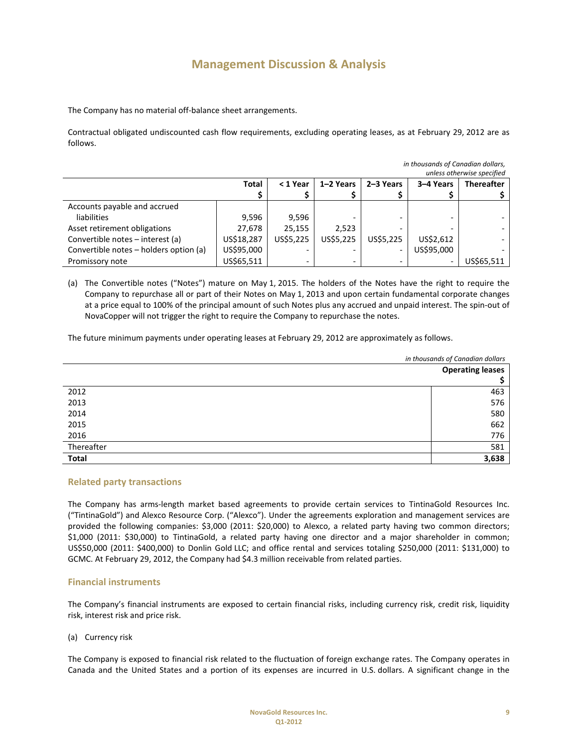# Management Discussion & Analysis

The Company has no material off-balance sheet arrangements.

Contractual obligated undiscounted cash flow requirements, excluding operating leases, as at February 29, 2012 are as follows.

*in thousands of Canadian dollars, unless otherwise specified*

| | Total<br>$ | < 1 Year<br>$ | 1–2 Years<br>$ | 2–3 Years<br>$ | 3–4 Years<br>$ | Thereafter<br>$ |
|---|---|---|---|---|---|---|
| Accounts payable and accrued liabilities | 9,596 | 9,596 | - | - | - | - |
| Asset retirement obligations | 27,678 | 25,155 | 2,523 | - | - | - |
| Convertible notes – interest (a) | US$18,287 | US$5,225 | US$5,225 | US$5,225 | US$2,612 | - |
| Convertible notes – holders option (a) | US$95,000 | - | - | - | US$95,000 | - |
| Promissory note | US$65,511 | - | - | - | - | US$65,511 |

(a) The Convertible notes ("Notes") mature on May 1, 2015. The holders of the Notes have the right to require the Company to repurchase all or part of their Notes on May 1, 2013 and upon certain fundamental corporate changes at a price equal to 100% of the principal amount of such Notes plus any accrued and unpaid interest. The spin-out of NovaCopper will not trigger the right to require the Company to repurchase the notes.

The future minimum payments under operating leases at February 29, 2012 are approximately as follows.

*in thousands of Canadian dollars*

| | Operating leases<br>$ |
|---|---|
| 2012 | 463 |
| 2013 | 576 |
| 2014 | 580 |
| 2015 | 662 |
| 2016 | 776 |
| Thereafter | 581 |
| **Total** | **3,638** |

## Related party transactions

The Company has arms-length market based agreements to provide certain services to TintinaGold Resources Inc. ("TintinaGold") and Alexco Resource Corp. ("Alexco"). Under the agreements exploration and management services are provided the following companies: $3,000 (2011: $20,000) to Alexco, a related party having two common directors; $1,000 (2011: $30,000) to TintinaGold, a related party having one director and a major shareholder in common; US$50,000 (2011: $400,000) to Donlin Gold LLC; and office rental and services totaling $250,000 (2011: $131,000) to GCMC. At February 29, 2012, the Company had $4.3 million receivable from related parties.

## Financial instruments

The Company's financial instruments are exposed to certain financial risks, including currency risk, credit risk, liquidity risk, interest risk and price risk.

(a) Currency risk

The Company is exposed to financial risk related to the fluctuation of foreign exchange rates. The Company operates in Canada and the United States and a portion of its expenses are incurred in U.S. dollars. A significant change in the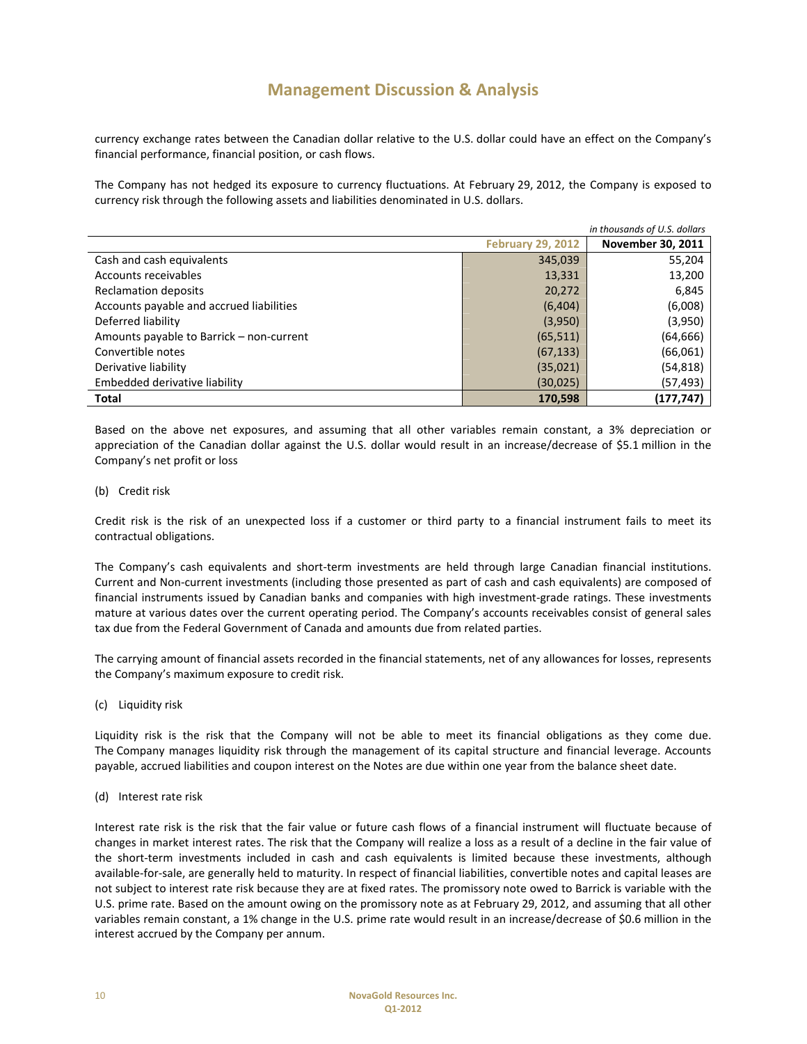currency exchange rates between the Canadian dollar relative to the U.S. dollar could have an effect on the Company's financial performance, financial position, or cash flows.

The Company has not hedged its exposure to currency fluctuations. At February 29, 2012, the Company is exposed to currency risk through the following assets and liabilities denominated in U.S. dollars.

*in thousands of U.S. dollars*

| | February 29, 2012 | November 30, 2011 |
|---|---|---|
| Cash and cash equivalents | 345,039 | 55,204 |
| Accounts receivables | 13,331 | 13,200 |
| Reclamation deposits | 20,272 | 6,845 |
| Accounts payable and accrued liabilities | (6,404) | (6,008) |
| Deferred liability | (3,950) | (3,950) |
| Amounts payable to Barrick – non-current | (65,511) | (64,666) |
| Convertible notes | (67,133) | (66,061) |
| Derivative liability | (35,021) | (54,818) |
| Embedded derivative liability | (30,025) | (57,493) |
| **Total** | **170,598** | **(177,747)** |

Based on the above net exposures, and assuming that all other variables remain constant, a 3% depreciation or appreciation of the Canadian dollar against the U.S. dollar would result in an increase/decrease of $5.1 million in the Company's net profit or loss

(b) Credit risk

Credit risk is the risk of an unexpected loss if a customer or third party to a financial instrument fails to meet its contractual obligations.

The Company's cash equivalents and short-term investments are held through large Canadian financial institutions. Current and Non-current investments (including those presented as part of cash and cash equivalents) are composed of financial instruments issued by Canadian banks and companies with high investment-grade ratings. These investments mature at various dates over the current operating period. The Company's accounts receivables consist of general sales tax due from the Federal Government of Canada and amounts due from related parties.

The carrying amount of financial assets recorded in the financial statements, net of any allowances for losses, represents the Company's maximum exposure to credit risk.

(c) Liquidity risk

Liquidity risk is the risk that the Company will not be able to meet its financial obligations as they come due. The Company manages liquidity risk through the management of its capital structure and financial leverage. Accounts payable, accrued liabilities and coupon interest on the Notes are due within one year from the balance sheet date.

(d) Interest rate risk

Interest rate risk is the risk that the fair value or future cash flows of a financial instrument will fluctuate because of changes in market interest rates. The risk that the Company will realize a loss as a result of a decline in the fair value of the short-term investments included in cash and cash equivalents is limited because these investments, although available-for-sale, are generally held to maturity. In respect of financial liabilities, convertible notes and capital leases are not subject to interest rate risk because they are at fixed rates. The promissory note owed to Barrick is variable with the U.S. prime rate. Based on the amount owing on the promissory note as at February 29, 2012, and assuming that all other variables remain constant, a 1% change in the U.S. prime rate would result in an increase/decrease of $0.6 million in the interest accrued by the Company per annum.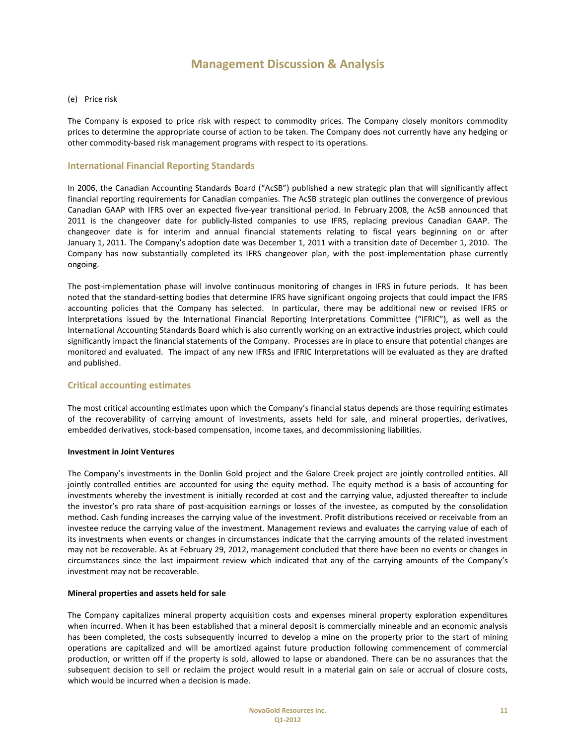# Management Discussion & Analysis

(e) Price risk

The Company is exposed to price risk with respect to commodity prices. The Company closely monitors commodity prices to determine the appropriate course of action to be taken. The Company does not currently have any hedging or other commodity-based risk management programs with respect to its operations.

## International Financial Reporting Standards

In 2006, the Canadian Accounting Standards Board ("AcSB") published a new strategic plan that will significantly affect financial reporting requirements for Canadian companies. The AcSB strategic plan outlines the convergence of previous Canadian GAAP with IFRS over an expected five-year transitional period. In February 2008, the AcSB announced that 2011 is the changeover date for publicly-listed companies to use IFRS, replacing previous Canadian GAAP. The changeover date is for interim and annual financial statements relating to fiscal years beginning on or after January 1, 2011. The Company's adoption date was December 1, 2011 with a transition date of December 1, 2010. The Company has now substantially completed its IFRS changeover plan, with the post-implementation phase currently ongoing.

The post-implementation phase will involve continuous monitoring of changes in IFRS in future periods. It has been noted that the standard-setting bodies that determine IFRS have significant ongoing projects that could impact the IFRS accounting policies that the Company has selected. In particular, there may be additional new or revised IFRS or Interpretations issued by the International Financial Reporting Interpretations Committee ("IFRIC"), as well as the International Accounting Standards Board which is also currently working on an extractive industries project, which could significantly impact the financial statements of the Company. Processes are in place to ensure that potential changes are monitored and evaluated. The impact of any new IFRSs and IFRIC Interpretations will be evaluated as they are drafted and published.

## Critical accounting estimates

The most critical accounting estimates upon which the Company's financial status depends are those requiring estimates of the recoverability of carrying amount of investments, assets held for sale, and mineral properties, derivatives, embedded derivatives, stock-based compensation, income taxes, and decommissioning liabilities.

**Investment in Joint Ventures**

The Company's investments in the Donlin Gold project and the Galore Creek project are jointly controlled entities. All jointly controlled entities are accounted for using the equity method. The equity method is a basis of accounting for investments whereby the investment is initially recorded at cost and the carrying value, adjusted thereafter to include the investor's pro rata share of post-acquisition earnings or losses of the investee, as computed by the consolidation method. Cash funding increases the carrying value of the investment. Profit distributions received or receivable from an investee reduce the carrying value of the investment. Management reviews and evaluates the carrying value of each of its investments when events or changes in circumstances indicate that the carrying amounts of the related investment may not be recoverable. As at February 29, 2012, management concluded that there have been no events or changes in circumstances since the last impairment review which indicated that any of the carrying amounts of the Company's investment may not be recoverable.

**Mineral properties and assets held for sale**

The Company capitalizes mineral property acquisition costs and expenses mineral property exploration expenditures when incurred. When it has been established that a mineral deposit is commercially mineable and an economic analysis has been completed, the costs subsequently incurred to develop a mine on the property prior to the start of mining operations are capitalized and will be amortized against future production following commencement of commercial production, or written off if the property is sold, allowed to lapse or abandoned. There can be no assurances that the subsequent decision to sell or reclaim the project would result in a material gain on sale or accrual of closure costs, which would be incurred when a decision is made.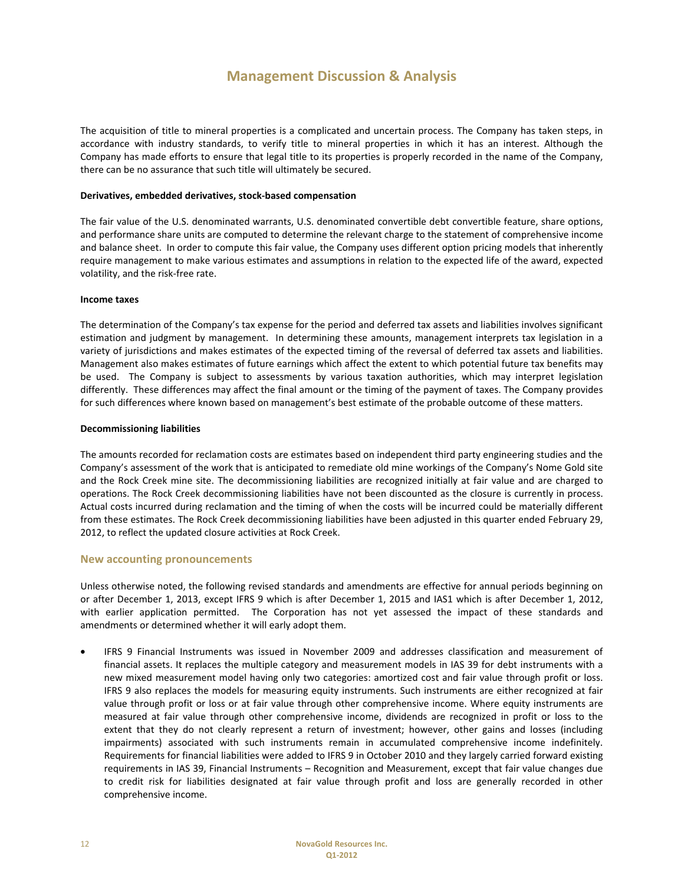The acquisition of title to mineral properties is a complicated and uncertain process. The Company has taken steps, in accordance with industry standards, to verify title to mineral properties in which it has an interest. Although the Company has made efforts to ensure that legal title to its properties is properly recorded in the name of the Company, there can be no assurance that such title will ultimately be secured.

**Derivatives, embedded derivatives, stock-based compensation**

The fair value of the U.S. denominated warrants, U.S. denominated convertible debt convertible feature, share options, and performance share units are computed to determine the relevant charge to the statement of comprehensive income and balance sheet. In order to compute this fair value, the Company uses different option pricing models that inherently require management to make various estimates and assumptions in relation to the expected life of the award, expected volatility, and the risk-free rate.

**Income taxes**

The determination of the Company's tax expense for the period and deferred tax assets and liabilities involves significant estimation and judgment by management. In determining these amounts, management interprets tax legislation in a variety of jurisdictions and makes estimates of the expected timing of the reversal of deferred tax assets and liabilities. Management also makes estimates of future earnings which affect the extent to which potential future tax benefits may be used. The Company is subject to assessments by various taxation authorities, which may interpret legislation differently. These differences may affect the final amount or the timing of the payment of taxes. The Company provides for such differences where known based on management's best estimate of the probable outcome of these matters.

**Decommissioning liabilities**

The amounts recorded for reclamation costs are estimates based on independent third party engineering studies and the Company's assessment of the work that is anticipated to remediate old mine workings of the Company's Nome Gold site and the Rock Creek mine site. The decommissioning liabilities are recognized initially at fair value and are charged to operations. The Rock Creek decommissioning liabilities have not been discounted as the closure is currently in process. Actual costs incurred during reclamation and the timing of when the costs will be incurred could be materially different from these estimates. The Rock Creek decommissioning liabilities have been adjusted in this quarter ended February 29, 2012, to reflect the updated closure activities at Rock Creek.

## New accounting pronouncements

Unless otherwise noted, the following revised standards and amendments are effective for annual periods beginning on or after December 1, 2013, except IFRS 9 which is after December 1, 2015 and IAS1 which is after December 1, 2012, with earlier application permitted. The Corporation has not yet assessed the impact of these standards and amendments or determined whether it will early adopt them.

- IFRS 9 Financial Instruments was issued in November 2009 and addresses classification and measurement of financial assets. It replaces the multiple category and measurement models in IAS 39 for debt instruments with a new mixed measurement model having only two categories: amortized cost and fair value through profit or loss. IFRS 9 also replaces the models for measuring equity instruments. Such instruments are either recognized at fair value through profit or loss or at fair value through other comprehensive income. Where equity instruments are measured at fair value through other comprehensive income, dividends are recognized in profit or loss to the extent that they do not clearly represent a return of investment; however, other gains and losses (including impairments) associated with such instruments remain in accumulated comprehensive income indefinitely. Requirements for financial liabilities were added to IFRS 9 in October 2010 and they largely carried forward existing requirements in IAS 39, Financial Instruments – Recognition and Measurement, except that fair value changes due to credit risk for liabilities designated at fair value through profit and loss are generally recorded in other comprehensive income.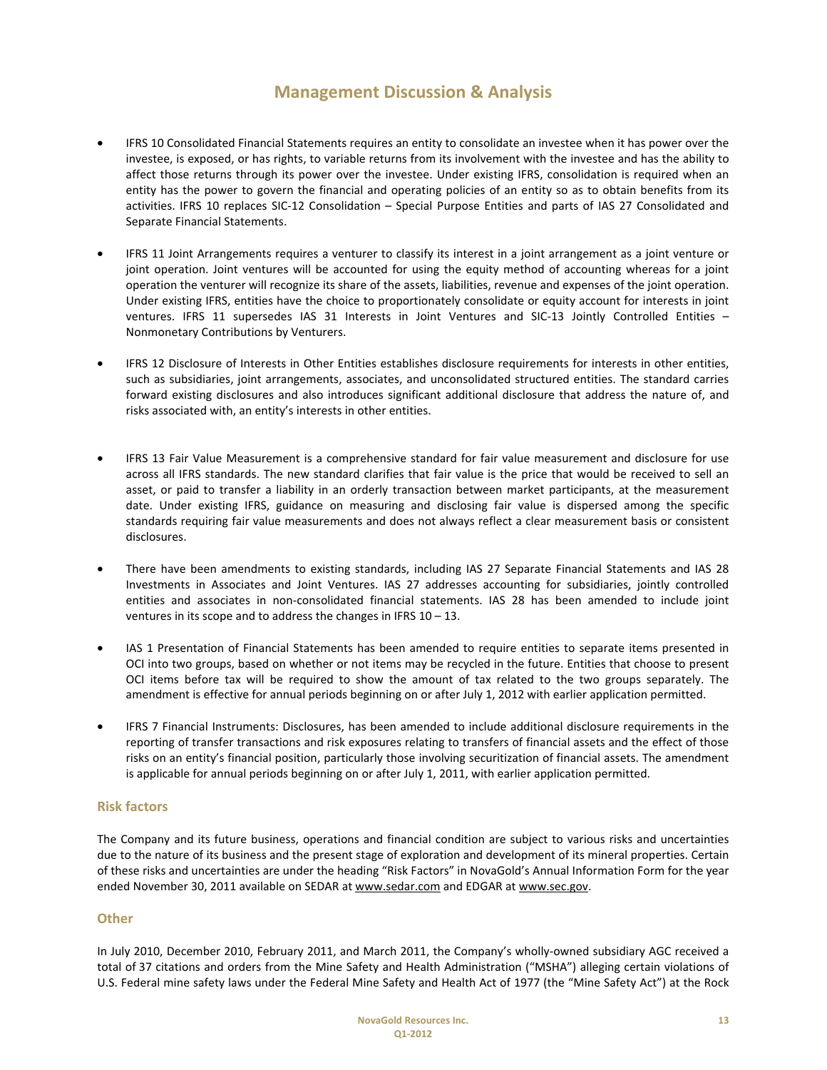- IFRS 10 Consolidated Financial Statements requires an entity to consolidate an investee when it has power over the investee, is exposed, or has rights, to variable returns from its involvement with the investee and has the ability to affect those returns through its power over the investee. Under existing IFRS, consolidation is required when an entity has the power to govern the financial and operating policies of an entity so as to obtain benefits from its activities. IFRS 10 replaces SIC-12 Consolidation – Special Purpose Entities and parts of IAS 27 Consolidated and Separate Financial Statements.

- IFRS 11 Joint Arrangements requires a venturer to classify its interest in a joint arrangement as a joint venture or joint operation. Joint ventures will be accounted for using the equity method of accounting whereas for a joint operation the venturer will recognize its share of the assets, liabilities, revenue and expenses of the joint operation. Under existing IFRS, entities have the choice to proportionately consolidate or equity account for interests in joint ventures. IFRS 11 supersedes IAS 31 Interests in Joint Ventures and SIC-13 Jointly Controlled Entities – Nonmonetary Contributions by Venturers.

- IFRS 12 Disclosure of Interests in Other Entities establishes disclosure requirements for interests in other entities, such as subsidiaries, joint arrangements, associates, and unconsolidated structured entities. The standard carries forward existing disclosures and also introduces significant additional disclosure that address the nature of, and risks associated with, an entity's interests in other entities.

- IFRS 13 Fair Value Measurement is a comprehensive standard for fair value measurement and disclosure for use across all IFRS standards. The new standard clarifies that fair value is the price that would be received to sell an asset, or paid to transfer a liability in an orderly transaction between market participants, at the measurement date. Under existing IFRS, guidance on measuring and disclosing fair value is dispersed among the specific standards requiring fair value measurements and does not always reflect a clear measurement basis or consistent disclosures.

- There have been amendments to existing standards, including IAS 27 Separate Financial Statements and IAS 28 Investments in Associates and Joint Ventures. IAS 27 addresses accounting for subsidiaries, jointly controlled entities and associates in non-consolidated financial statements. IAS 28 has been amended to include joint ventures in its scope and to address the changes in IFRS 10 – 13.

- IAS 1 Presentation of Financial Statements has been amended to require entities to separate items presented in OCI into two groups, based on whether or not items may be recycled in the future. Entities that choose to present OCI items before tax will be required to show the amount of tax related to the two groups separately. The amendment is effective for annual periods beginning on or after July 1, 2012 with earlier application permitted.

- IFRS 7 Financial Instruments: Disclosures, has been amended to include additional disclosure requirements in the reporting of transfer transactions and risk exposures relating to transfers of financial assets and the effect of those risks on an entity's financial position, particularly those involving securitization of financial assets. The amendment is applicable for annual periods beginning on or after July 1, 2011, with earlier application permitted.

## Risk factors

The Company and its future business, operations and financial condition are subject to various risks and uncertainties due to the nature of its business and the present stage of exploration and development of its mineral properties. Certain of these risks and uncertainties are under the heading "Risk Factors" in NovaGold's Annual Information Form for the year ended November 30, 2011 available on SEDAR at www.sedar.com and EDGAR at www.sec.gov.

## Other

In July 2010, December 2010, February 2011, and March 2011, the Company's wholly-owned subsidiary AGC received a total of 37 citations and orders from the Mine Safety and Health Administration ("MSHA") alleging certain violations of U.S. Federal mine safety laws under the Federal Mine Safety and Health Act of 1977 (the "Mine Safety Act") at the Rock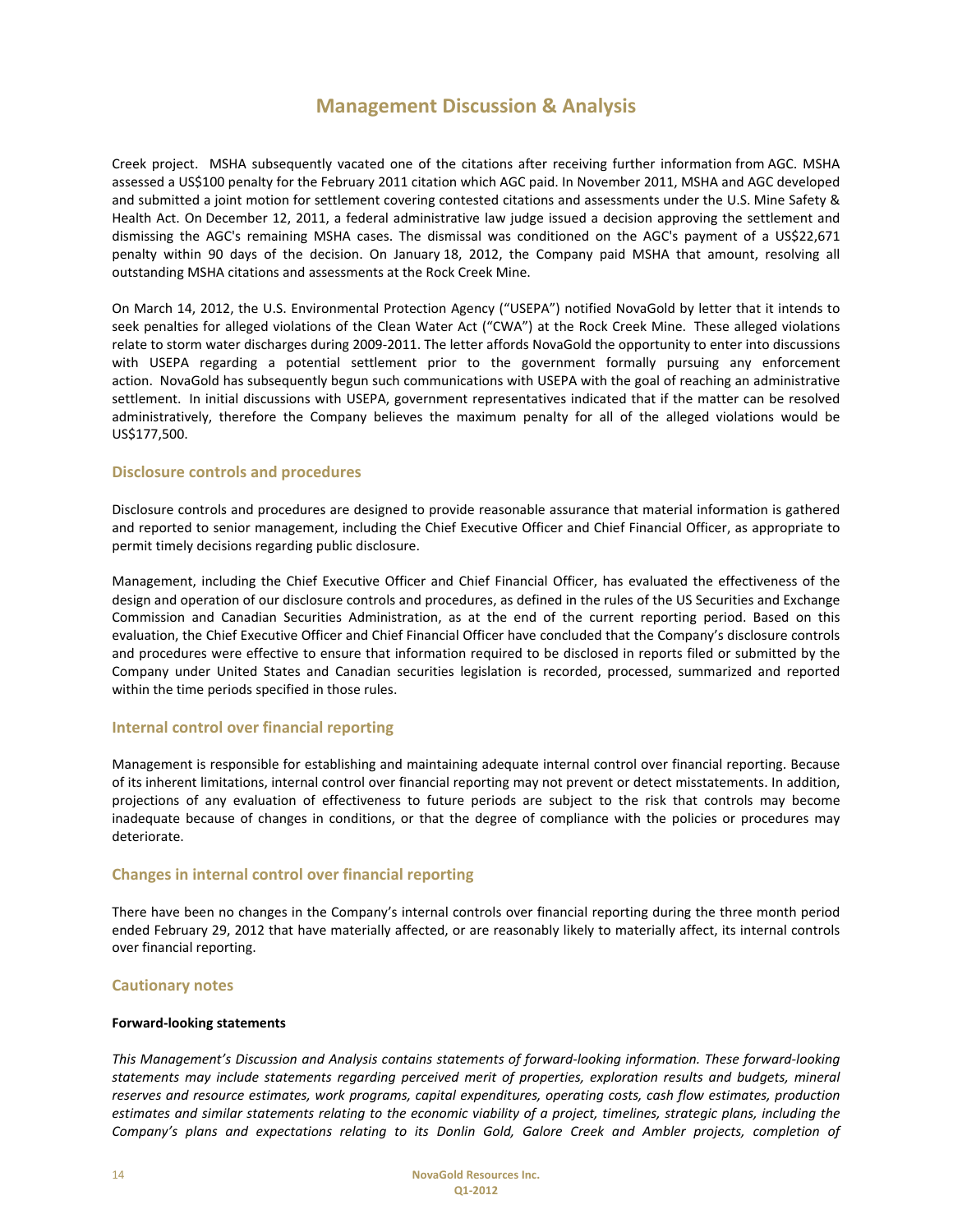Creek project. MSHA subsequently vacated one of the citations after receiving further information from AGC. MSHA assessed a US$100 penalty for the February 2011 citation which AGC paid. In November 2011, MSHA and AGC developed and submitted a joint motion for settlement covering contested citations and assessments under the U.S. Mine Safety & Health Act. On December 12, 2011, a federal administrative law judge issued a decision approving the settlement and dismissing the AGC's remaining MSHA cases. The dismissal was conditioned on the AGC's payment of a US$22,671 penalty within 90 days of the decision. On January 18, 2012, the Company paid MSHA that amount, resolving all outstanding MSHA citations and assessments at the Rock Creek Mine.

On March 14, 2012, the U.S. Environmental Protection Agency ("USEPA") notified NovaGold by letter that it intends to seek penalties for alleged violations of the Clean Water Act ("CWA") at the Rock Creek Mine. These alleged violations relate to storm water discharges during 2009-2011. The letter affords NovaGold the opportunity to enter into discussions with USEPA regarding a potential settlement prior to the government formally pursuing any enforcement action. NovaGold has subsequently begun such communications with USEPA with the goal of reaching an administrative settlement. In initial discussions with USEPA, government representatives indicated that if the matter can be resolved administratively, therefore the Company believes the maximum penalty for all of the alleged violations would be US$177,500.

## Disclosure controls and procedures

Disclosure controls and procedures are designed to provide reasonable assurance that material information is gathered and reported to senior management, including the Chief Executive Officer and Chief Financial Officer, as appropriate to permit timely decisions regarding public disclosure.

Management, including the Chief Executive Officer and Chief Financial Officer, has evaluated the effectiveness of the design and operation of our disclosure controls and procedures, as defined in the rules of the US Securities and Exchange Commission and Canadian Securities Administration, as at the end of the current reporting period. Based on this evaluation, the Chief Executive Officer and Chief Financial Officer have concluded that the Company's disclosure controls and procedures were effective to ensure that information required to be disclosed in reports filed or submitted by the Company under United States and Canadian securities legislation is recorded, processed, summarized and reported within the time periods specified in those rules.

## Internal control over financial reporting

Management is responsible for establishing and maintaining adequate internal control over financial reporting. Because of its inherent limitations, internal control over financial reporting may not prevent or detect misstatements. In addition, projections of any evaluation of effectiveness to future periods are subject to the risk that controls may become inadequate because of changes in conditions, or that the degree of compliance with the policies or procedures may deteriorate.

## Changes in internal control over financial reporting

There have been no changes in the Company's internal controls over financial reporting during the three month period ended February 29, 2012 that have materially affected, or are reasonably likely to materially affect, its internal controls over financial reporting.

## Cautionary notes

**Forward-looking statements**

*This Management's Discussion and Analysis contains statements of forward-looking information. These forward-looking statements may include statements regarding perceived merit of properties, exploration results and budgets, mineral reserves and resource estimates, work programs, capital expenditures, operating costs, cash flow estimates, production estimates and similar statements relating to the economic viability of a project, timelines, strategic plans, including the Company's plans and expectations relating to its Donlin Gold, Galore Creek and Ambler projects, completion of*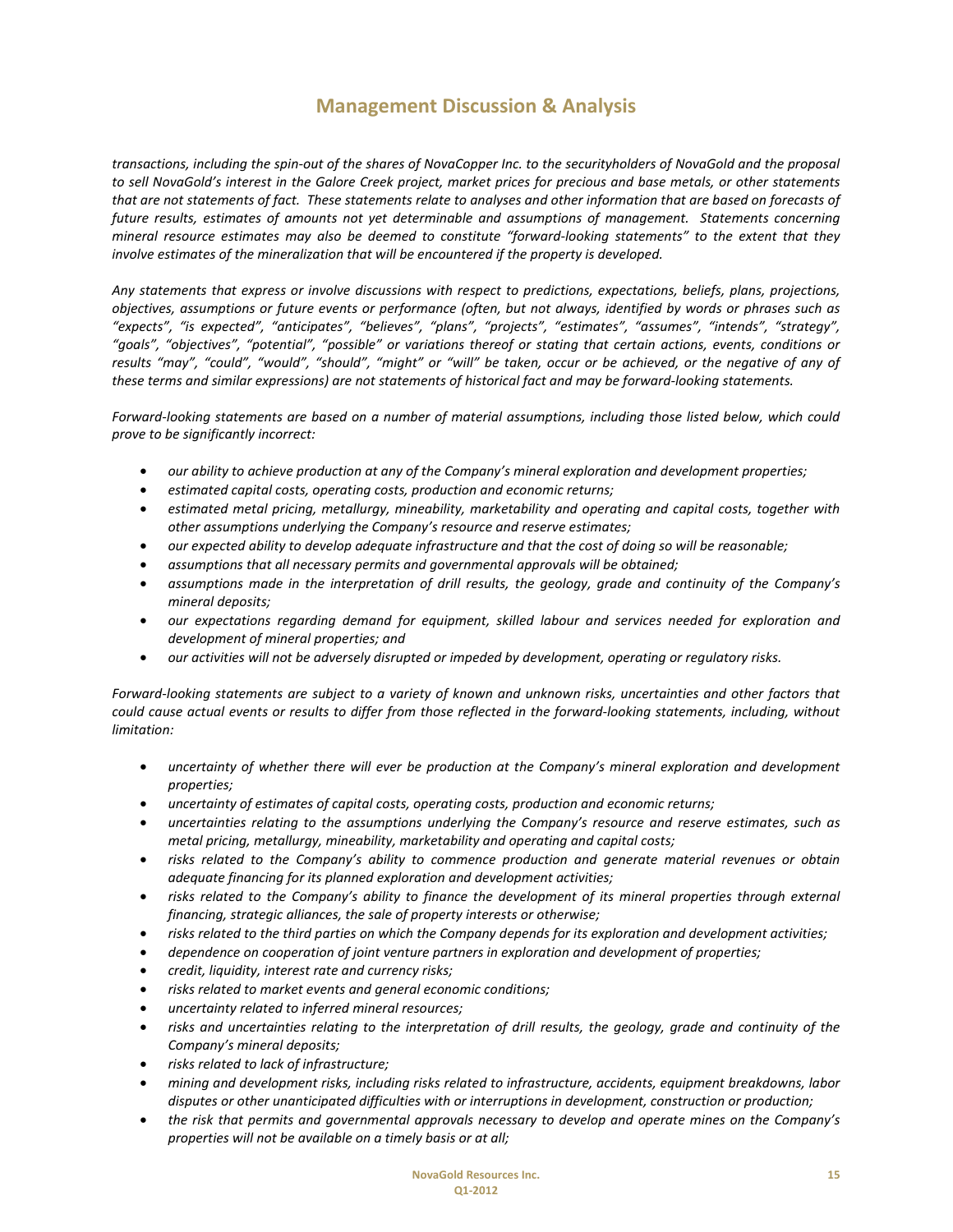*transactions, including the spin-out of the shares of NovaCopper Inc. to the securityholders of NovaGold and the proposal to sell NovaGold's interest in the Galore Creek project, market prices for precious and base metals, or other statements that are not statements of fact. These statements relate to analyses and other information that are based on forecasts of future results, estimates of amounts not yet determinable and assumptions of management. Statements concerning mineral resource estimates may also be deemed to constitute "forward-looking statements" to the extent that they involve estimates of the mineralization that will be encountered if the property is developed.*

*Any statements that express or involve discussions with respect to predictions, expectations, beliefs, plans, projections, objectives, assumptions or future events or performance (often, but not always, identified by words or phrases such as "expects", "is expected", "anticipates", "believes", "plans", "projects", "estimates", "assumes", "intends", "strategy", "goals", "objectives", "potential", "possible" or variations thereof or stating that certain actions, events, conditions or results "may", "could", "would", "should", "might" or "will" be taken, occur or be achieved, or the negative of any of these terms and similar expressions) are not statements of historical fact and may be forward-looking statements.*

*Forward-looking statements are based on a number of material assumptions, including those listed below, which could prove to be significantly incorrect:*

- *our ability to achieve production at any of the Company's mineral exploration and development properties;*
- *estimated capital costs, operating costs, production and economic returns;*
- *estimated metal pricing, metallurgy, mineability, marketability and operating and capital costs, together with other assumptions underlying the Company's resource and reserve estimates;*
- *our expected ability to develop adequate infrastructure and that the cost of doing so will be reasonable;*
- *assumptions that all necessary permits and governmental approvals will be obtained;*
- *assumptions made in the interpretation of drill results, the geology, grade and continuity of the Company's mineral deposits;*
- *our expectations regarding demand for equipment, skilled labour and services needed for exploration and development of mineral properties; and*
- *our activities will not be adversely disrupted or impeded by development, operating or regulatory risks.*

*Forward-looking statements are subject to a variety of known and unknown risks, uncertainties and other factors that could cause actual events or results to differ from those reflected in the forward-looking statements, including, without limitation:*

- *uncertainty of whether there will ever be production at the Company's mineral exploration and development properties;*
- *uncertainty of estimates of capital costs, operating costs, production and economic returns;*
- *uncertainties relating to the assumptions underlying the Company's resource and reserve estimates, such as metal pricing, metallurgy, mineability, marketability and operating and capital costs;*
- *risks related to the Company's ability to commence production and generate material revenues or obtain adequate financing for its planned exploration and development activities;*
- *risks related to the Company's ability to finance the development of its mineral properties through external financing, strategic alliances, the sale of property interests or otherwise;*
- *risks related to the third parties on which the Company depends for its exploration and development activities;*
- *dependence on cooperation of joint venture partners in exploration and development of properties;*
- *credit, liquidity, interest rate and currency risks;*
- *risks related to market events and general economic conditions;*
- *uncertainty related to inferred mineral resources;*
- *risks and uncertainties relating to the interpretation of drill results, the geology, grade and continuity of the Company's mineral deposits;*
- *risks related to lack of infrastructure;*
- *mining and development risks, including risks related to infrastructure, accidents, equipment breakdowns, labor disputes or other unanticipated difficulties with or interruptions in development, construction or production;*
- *the risk that permits and governmental approvals necessary to develop and operate mines on the Company's properties will not be available on a timely basis or at all;*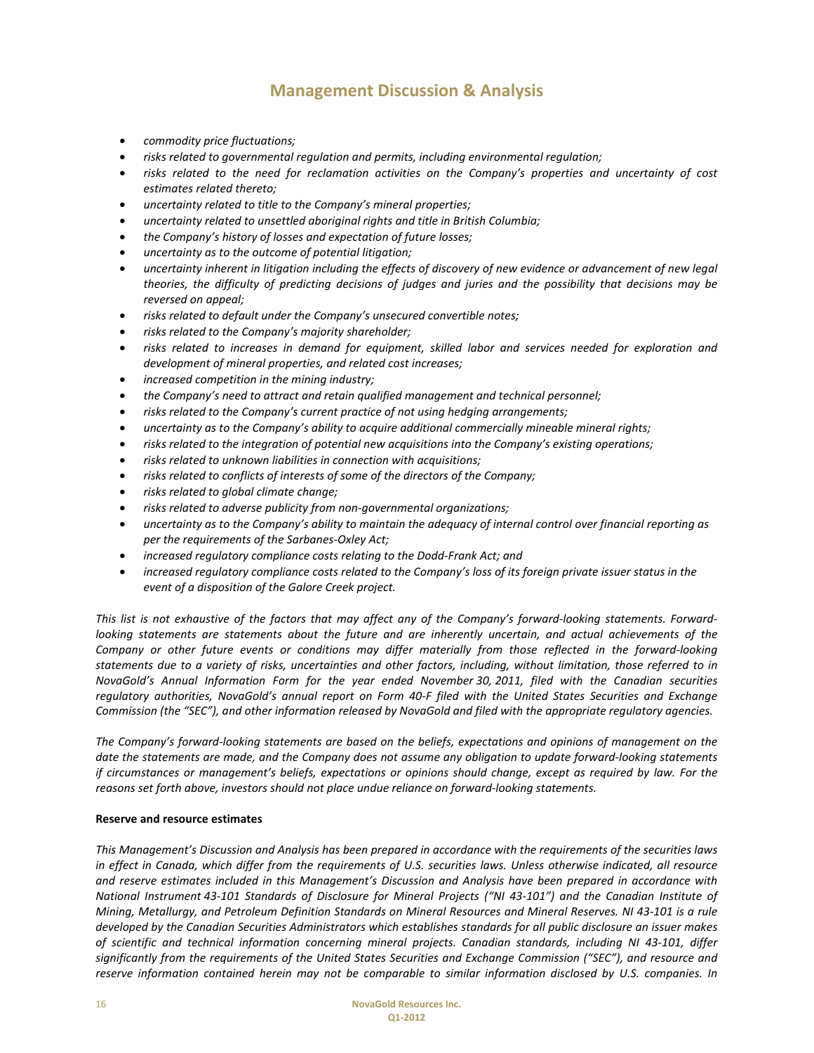- *commodity price fluctuations;*
- *risks related to governmental regulation and permits, including environmental regulation;*
- *risks related to the need for reclamation activities on the Company's properties and uncertainty of cost estimates related thereto;*
- *uncertainty related to title to the Company's mineral properties;*
- *uncertainty related to unsettled aboriginal rights and title in British Columbia;*
- *the Company's history of losses and expectation of future losses;*
- *uncertainty as to the outcome of potential litigation;*
- *uncertainty inherent in litigation including the effects of discovery of new evidence or advancement of new legal theories, the difficulty of predicting decisions of judges and juries and the possibility that decisions may be reversed on appeal;*
- *risks related to default under the Company's unsecured convertible notes;*
- *risks related to the Company's majority shareholder;*
- *risks related to increases in demand for equipment, skilled labor and services needed for exploration and development of mineral properties, and related cost increases;*
- *increased competition in the mining industry;*
- *the Company's need to attract and retain qualified management and technical personnel;*
- *risks related to the Company's current practice of not using hedging arrangements;*
- *uncertainty as to the Company's ability to acquire additional commercially mineable mineral rights;*
- *risks related to the integration of potential new acquisitions into the Company's existing operations;*
- *risks related to unknown liabilities in connection with acquisitions;*
- *risks related to conflicts of interests of some of the directors of the Company;*
- *risks related to global climate change;*
- *risks related to adverse publicity from non-governmental organizations;*
- *uncertainty as to the Company's ability to maintain the adequacy of internal control over financial reporting as per the requirements of the Sarbanes-Oxley Act;*
- *increased regulatory compliance costs relating to the Dodd-Frank Act; and*
- *increased regulatory compliance costs related to the Company's loss of its foreign private issuer status in the event of a disposition of the Galore Creek project.*

*This list is not exhaustive of the factors that may affect any of the Company's forward-looking statements. Forward-looking statements are statements about the future and are inherently uncertain, and actual achievements of the Company or other future events or conditions may differ materially from those reflected in the forward-looking statements due to a variety of risks, uncertainties and other factors, including, without limitation, those referred to in NovaGold's Annual Information Form for the year ended November 30, 2011, filed with the Canadian securities regulatory authorities, NovaGold's annual report on Form 40-F filed with the United States Securities and Exchange Commission (the "SEC"), and other information released by NovaGold and filed with the appropriate regulatory agencies.*

*The Company's forward-looking statements are based on the beliefs, expectations and opinions of management on the date the statements are made, and the Company does not assume any obligation to update forward-looking statements if circumstances or management's beliefs, expectations or opinions should change, except as required by law. For the reasons set forth above, investors should not place undue reliance on forward-looking statements.*

**Reserve and resource estimates**

*This Management's Discussion and Analysis has been prepared in accordance with the requirements of the securities laws in effect in Canada, which differ from the requirements of U.S. securities laws. Unless otherwise indicated, all resource and reserve estimates included in this Management's Discussion and Analysis have been prepared in accordance with National Instrument 43-101 Standards of Disclosure for Mineral Projects ("NI 43-101") and the Canadian Institute of Mining, Metallurgy, and Petroleum Definition Standards on Mineral Resources and Mineral Reserves. NI 43-101 is a rule developed by the Canadian Securities Administrators which establishes standards for all public disclosure an issuer makes of scientific and technical information concerning mineral projects. Canadian standards, including NI 43-101, differ significantly from the requirements of the United States Securities and Exchange Commission ("SEC"), and resource and reserve information contained herein may not be comparable to similar information disclosed by U.S. companies. In*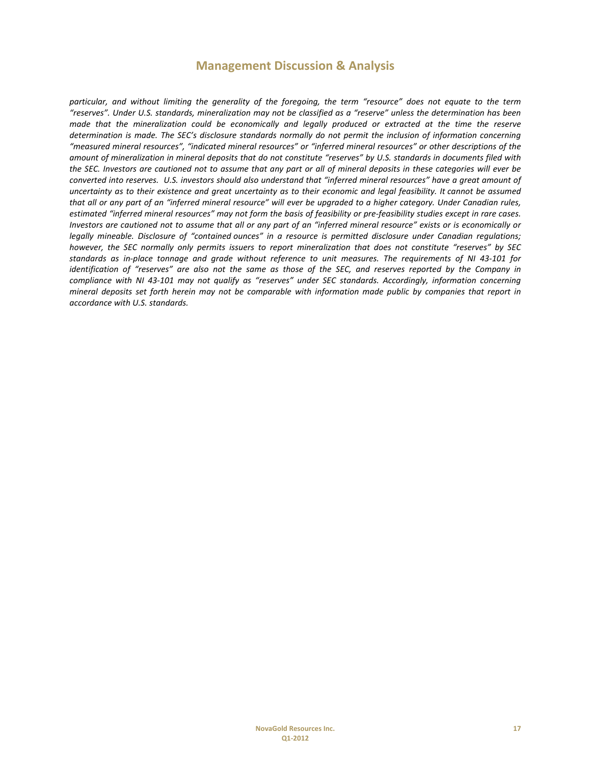*particular, and without limiting the generality of the foregoing, the term "resource" does not equate to the term "reserves". Under U.S. standards, mineralization may not be classified as a "reserve" unless the determination has been made that the mineralization could be economically and legally produced or extracted at the time the reserve determination is made. The SEC's disclosure standards normally do not permit the inclusion of information concerning "measured mineral resources", "indicated mineral resources" or "inferred mineral resources" or other descriptions of the amount of mineralization in mineral deposits that do not constitute "reserves" by U.S. standards in documents filed with the SEC. Investors are cautioned not to assume that any part or all of mineral deposits in these categories will ever be converted into reserves. U.S. investors should also understand that "inferred mineral resources" have a great amount of uncertainty as to their existence and great uncertainty as to their economic and legal feasibility. It cannot be assumed that all or any part of an "inferred mineral resource" will ever be upgraded to a higher category. Under Canadian rules, estimated "inferred mineral resources" may not form the basis of feasibility or pre-feasibility studies except in rare cases. Investors are cautioned not to assume that all or any part of an "inferred mineral resource" exists or is economically or legally mineable. Disclosure of "contained ounces" in a resource is permitted disclosure under Canadian regulations; however, the SEC normally only permits issuers to report mineralization that does not constitute "reserves" by SEC standards as in-place tonnage and grade without reference to unit measures. The requirements of NI 43-101 for identification of "reserves" are also not the same as those of the SEC, and reserves reported by the Company in compliance with NI 43-101 may not qualify as "reserves" under SEC standards. Accordingly, information concerning mineral deposits set forth herein may not be comparable with information made public by companies that report in accordance with U.S. standards.*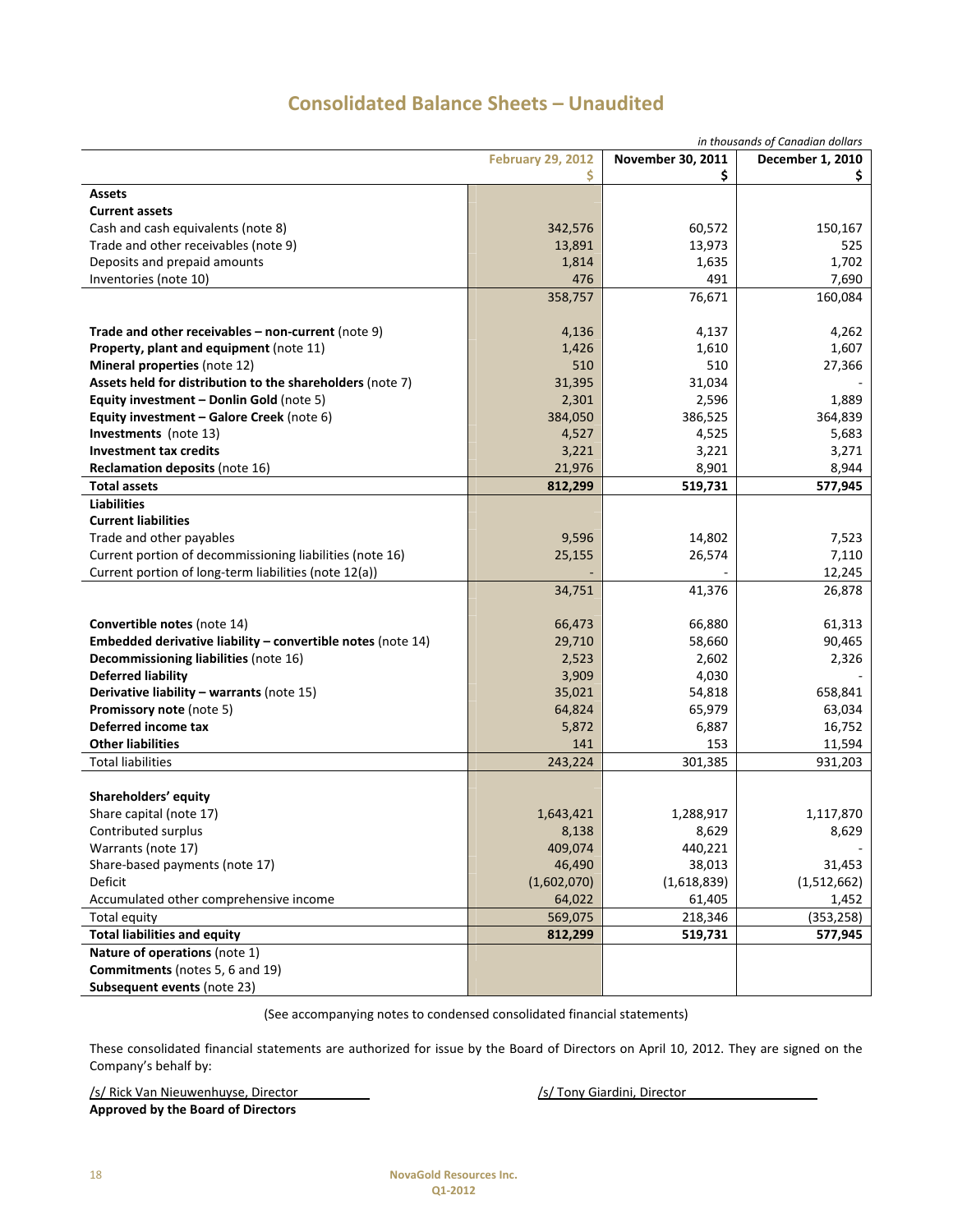# Consolidated Balance Sheets – Unaudited

*in thousands of Canadian dollars*

| | February 29, 2012<br>$ | November 30, 2011<br>$ | December 1, 2010<br>$ |
|---|---|---|---|
| **Assets** | | | |
| **Current assets** | | | |
| Cash and cash equivalents (note 8) | 342,576 | 60,572 | 150,167 |
| Trade and other receivables (note 9) | 13,891 | 13,973 | 525 |
| Deposits and prepaid amounts | 1,814 | 1,635 | 1,702 |
| Inventories (note 10) | 476 | 491 | 7,690 |
| | 358,757 | 76,671 | 160,084 |
| **Trade and other receivables – non-current** (note 9) | 4,136 | 4,137 | 4,262 |
| **Property, plant and equipment** (note 11) | 1,426 | 1,610 | 1,607 |
| **Mineral properties** (note 12) | 510 | 510 | 27,366 |
| **Assets held for distribution to the shareholders** (note 7) | 31,395 | 31,034 | - |
| **Equity investment – Donlin Gold** (note 5) | 2,301 | 2,596 | 1,889 |
| **Equity investment – Galore Creek** (note 6) | 384,050 | 386,525 | 364,839 |
| **Investments** (note 13) | 4,527 | 4,525 | 5,683 |
| **Investment tax credits** | 3,221 | 3,221 | 3,271 |
| **Reclamation deposits** (note 16) | 21,976 | 8,901 | 8,944 |
| **Total assets** | **812,299** | **519,731** | **577,945** |
| **Liabilities** | | | |
| **Current liabilities** | | | |
| Trade and other payables | 9,596 | 14,802 | 7,523 |
| Current portion of decommissioning liabilities (note 16) | 25,155 | 26,574 | 7,110 |
| Current portion of long-term liabilities (note 12(a)) | - | - | 12,245 |
| | 34,751 | 41,376 | 26,878 |
| **Convertible notes** (note 14) | 66,473 | 66,880 | 61,313 |
| **Embedded derivative liability – convertible notes** (note 14) | 29,710 | 58,660 | 90,465 |
| **Decommissioning liabilities** (note 16) | 2,523 | 2,602 | 2,326 |
| **Deferred liability** | 3,909 | 4,030 | - |
| **Derivative liability – warrants** (note 15) | 35,021 | 54,818 | 658,841 |
| **Promissory note** (note 5) | 64,824 | 65,979 | 63,034 |
| **Deferred income tax** | 5,872 | 6,887 | 16,752 |
| **Other liabilities** | 141 | 153 | 11,594 |
| Total liabilities | 243,224 | 301,385 | 931,203 |
| **Shareholders' equity** | | | |
| Share capital (note 17) | 1,643,421 | 1,288,917 | 1,117,870 |
| Contributed surplus | 8,138 | 8,629 | 8,629 |
| Warrants (note 17) | 409,074 | 440,221 | - |
| Share-based payments (note 17) | 46,490 | 38,013 | 31,453 |
| Deficit | (1,602,070) | (1,618,839) | (1,512,662) |
| Accumulated other comprehensive income | 64,022 | 61,405 | 1,452 |
| Total equity | 569,075 | 218,346 | (353,258) |
| **Total liabilities and equity** | **812,299** | **519,731** | **577,945** |
| **Nature of operations** (note 1) | | | |
| **Commitments** (notes 5, 6 and 19) | | | |
| **Subsequent events** (note 23) | | | |

(See accompanying notes to condensed consolidated financial statements)

These consolidated financial statements are authorized for issue by the Board of Directors on April 10, 2012. They are signed on the Company's behalf by:

/s/ Rick Van Nieuwenhuyse, Director

/s/ Tony Giardini, Director

**Approved by the Board of Directors**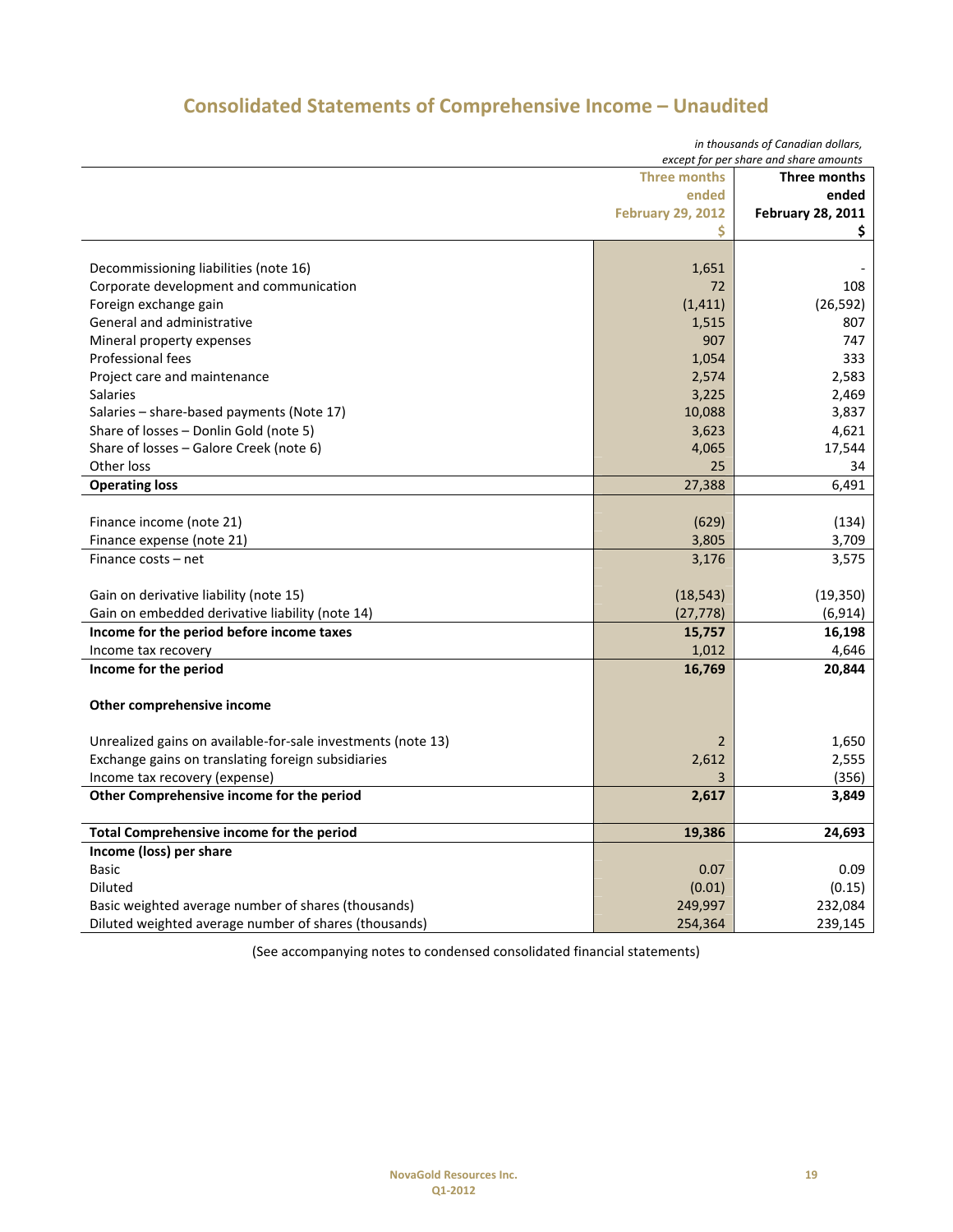# Consolidated Statements of Comprehensive Income – Unaudited

*in thousands of Canadian dollars, except for per share and share amounts*

| | Three months ended February 29, 2012 $ | Three months ended February 28, 2011 $ |
|---|---|---|
| Decommissioning liabilities (note 16) | 1,651 | - |
| Corporate development and communication | 72 | 108 |
| Foreign exchange gain | (1,411) | (26,592) |
| General and administrative | 1,515 | 807 |
| Mineral property expenses | 907 | 747 |
| Professional fees | 1,054 | 333 |
| Project care and maintenance | 2,574 | 2,583 |
| Salaries | 3,225 | 2,469 |
| Salaries – share-based payments (Note 17) | 10,088 | 3,837 |
| Share of losses – Donlin Gold (note 5) | 3,623 | 4,621 |
| Share of losses – Galore Creek (note 6) | 4,065 | 17,544 |
| Other loss | 25 | 34 |
| **Operating loss** | **27,388** | **6,491** |
| | | |
| Finance income (note 21) | (629) | (134) |
| Finance expense (note 21) | 3,805 | 3,709 |
| Finance costs – net | 3,176 | 3,575 |
| | | |
| Gain on derivative liability (note 15) | (18,543) | (19,350) |
| Gain on embedded derivative liability (note 14) | (27,778) | (6,914) |
| **Income for the period before income taxes** | **15,757** | **16,198** |
| Income tax recovery | 1,012 | 4,646 |
| **Income for the period** | **16,769** | **20,844** |
| | | |
| **Other comprehensive income** | | |
| | | |
| Unrealized gains on available-for-sale investments (note 13) | 2 | 1,650 |
| Exchange gains on translating foreign subsidiaries | 2,612 | 2,555 |
| Income tax recovery (expense) | 3 | (356) |
| **Other Comprehensive income for the period** | **2,617** | **3,849** |
| | | |
| **Total Comprehensive income for the period** | **19,386** | **24,693** |
| **Income (loss) per share** | | |
| Basic | 0.07 | 0.09 |
| Diluted | (0.01) | (0.15) |
| Basic weighted average number of shares (thousands) | 249,997 | 232,084 |
| Diluted weighted average number of shares (thousands) | 254,364 | 239,145 |

(See accompanying notes to condensed consolidated financial statements)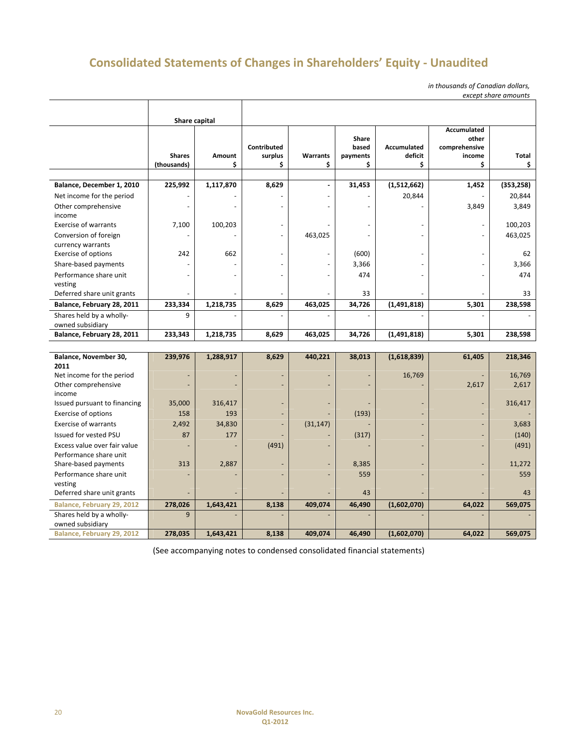# Consolidated Statements of Changes in Shareholders' Equity - Unaudited

*in thousands of Canadian dollars, except share amounts*

| | Share capital | | | | | | | |
|---|---|---|---|---|---|---|---|---|
| | **Shares (thousands)** | **Amount $** | **Contributed surplus $** | **Warrants $** | **Share based payments $** | **Accumulated deficit $** | **Accumulated other comprehensive income $** | **Total $** |
| **Balance, December 1, 2010** | **225,992** | **1,117,870** | **8,629** | **-** | **31,453** | **(1,512,662)** | **1,452** | **(353,258)** |
| Net income for the period | - | - | - | - | - | 20,844 | - | 20,844 |
| Other comprehensive income | - | - | - | - | - | - | 3,849 | 3,849 |
| Exercise of warrants | 7,100 | 100,203 | - | - | - | - | - | 100,203 |
| Conversion of foreign currency warrants | - | - | - | 463,025 | - | - | - | 463,025 |
| Exercise of options | 242 | 662 | - | - | (600) | - | - | 62 |
| Share-based payments | - | - | - | - | 3,366 | - | - | 3,366 |
| Performance share unit vesting | - | - | - | - | 474 | - | - | 474 |
| Deferred share unit grants | - | - | - | - | 33 | - | - | 33 |
| **Balance, February 28, 2011** | **233,334** | **1,218,735** | **8,629** | **463,025** | **34,726** | **(1,491,818)** | **5,301** | **238,598** |
| Shares held by a wholly-owned subsidiary | 9 | - | - | - | - | - | - | - |
| **Balance, February 28, 2011** | **233,343** | **1,218,735** | **8,629** | **463,025** | **34,726** | **(1,491,818)** | **5,301** | **238,598** |
| | | | | | | | | |
| **Balance, November 30, 2011** | **239,976** | **1,288,917** | **8,629** | **440,221** | **38,013** | **(1,618,839)** | **61,405** | **218,346** |
| Net income for the period | - | - | - | - | - | 16,769 | - | 16,769 |
| Other comprehensive income | - | - | - | - | - | - | 2,617 | 2,617 |
| Issued pursuant to financing | 35,000 | 316,417 | - | - | - | - | - | 316,417 |
| Exercise of options | 158 | 193 | - | - | (193) | - | - | - |
| Exercise of warrants | 2,492 | 34,830 | - | (31,147) | - | - | - | 3,683 |
| Issued for vested PSU | 87 | 177 | - | - | (317) | - | - | (140) |
| Excess value over fair value Performance share unit | - | - | (491) | - | - | - | - | (491) |
| Share-based payments | 313 | 2,887 | - | - | 8,385 | - | - | 11,272 |
| Performance share unit vesting | - | - | - | - | 559 | - | - | 559 |
| Deferred share unit grants | - | - | - | - | 43 | - | - | 43 |
| **Balance, February 29, 2012** | **278,026** | **1,643,421** | **8,138** | **409,074** | **46,490** | **(1,602,070)** | **64,022** | **569,075** |
| Shares held by a wholly-owned subsidiary | 9 | - | - | - | - | - | - | - |
| **Balance, February 29, 2012** | **278,035** | **1,643,421** | **8,138** | **409,074** | **46,490** | **(1,602,070)** | **64,022** | **569,075** |

(See accompanying notes to condensed consolidated financial statements)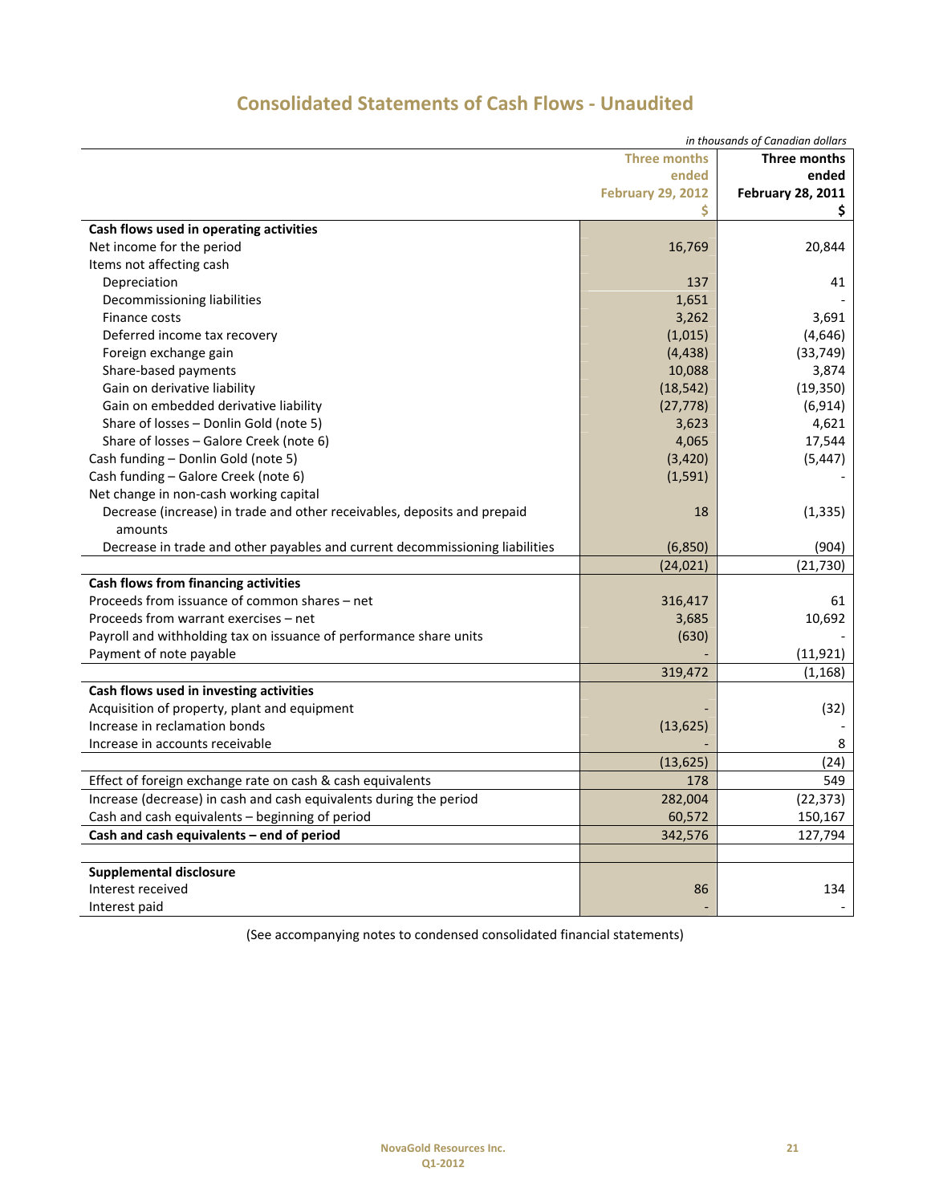# Consolidated Statements of Cash Flows - Unaudited

*in thousands of Canadian dollars*

| | Three months ended February 29, 2012 $ | Three months ended February 28, 2011 $ |
|---|---|---|
| **Cash flows used in operating activities** | | |
| Net income for the period | 16,769 | 20,844 |
| Items not affecting cash | | |
| Depreciation | 137 | 41 |
| Decommissioning liabilities | 1,651 | - |
| Finance costs | 3,262 | 3,691 |
| Deferred income tax recovery | (1,015) | (4,646) |
| Foreign exchange gain | (4,438) | (33,749) |
| Share-based payments | 10,088 | 3,874 |
| Gain on derivative liability | (18,542) | (19,350) |
| Gain on embedded derivative liability | (27,778) | (6,914) |
| Share of losses – Donlin Gold (note 5) | 3,623 | 4,621 |
| Share of losses – Galore Creek (note 6) | 4,065 | 17,544 |
| Cash funding – Donlin Gold (note 5) | (3,420) | (5,447) |
| Cash funding – Galore Creek (note 6) | (1,591) | - |
| Net change in non-cash working capital | | |
| Decrease (increase) in trade and other receivables, deposits and prepaid amounts | 18 | (1,335) |
| Decrease in trade and other payables and current decommissioning liabilities | (6,850) | (904) |
| | (24,021) | (21,730) |
| **Cash flows from financing activities** | | |
| Proceeds from issuance of common shares – net | 316,417 | 61 |
| Proceeds from warrant exercises – net | 3,685 | 10,692 |
| Payroll and withholding tax on issuance of performance share units | (630) | - |
| Payment of note payable | - | (11,921) |
| | 319,472 | (1,168) |
| **Cash flows used in investing activities** | | |
| Acquisition of property, plant and equipment | - | (32) |
| Increase in reclamation bonds | (13,625) | - |
| Increase in accounts receivable | - | 8 |
| | (13,625) | (24) |
| Effect of foreign exchange rate on cash & cash equivalents | 178 | 549 |
| Increase (decrease) in cash and cash equivalents during the period | 282,004 | (22,373) |
| Cash and cash equivalents – beginning of period | 60,572 | 150,167 |
| **Cash and cash equivalents – end of period** | 342,576 | 127,794 |
| | | |
| **Supplemental disclosure** | | |
| Interest received | 86 | 134 |
| Interest paid | - | - |

(See accompanying notes to condensed consolidated financial statements)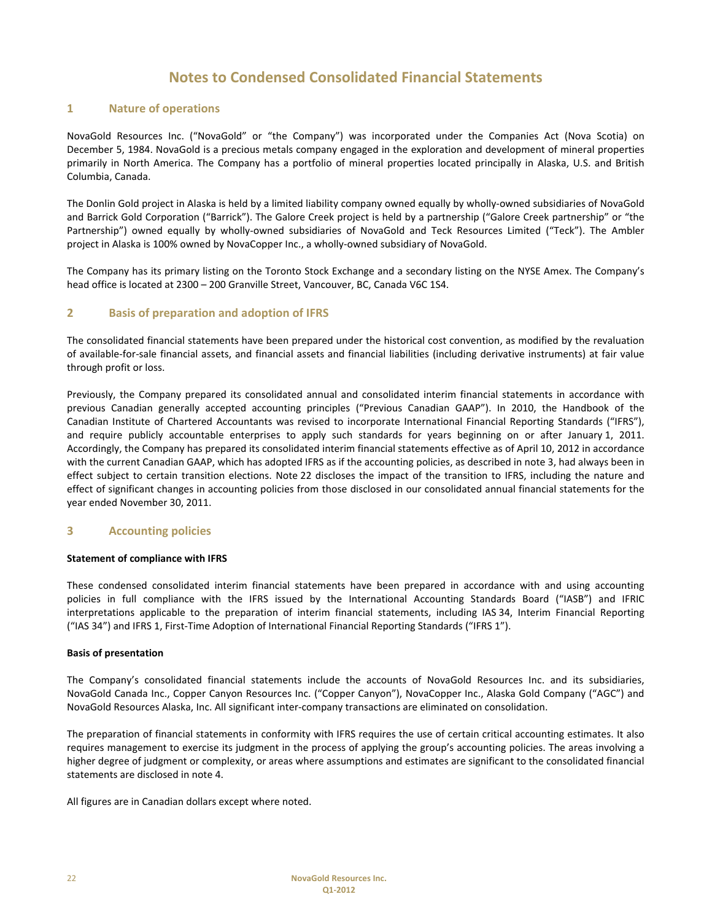# Notes to Condensed Consolidated Financial Statements

## 1 Nature of operations

NovaGold Resources Inc. ("NovaGold" or "the Company") was incorporated under the Companies Act (Nova Scotia) on December 5, 1984. NovaGold is a precious metals company engaged in the exploration and development of mineral properties primarily in North America. The Company has a portfolio of mineral properties located principally in Alaska, U.S. and British Columbia, Canada.

The Donlin Gold project in Alaska is held by a limited liability company owned equally by wholly-owned subsidiaries of NovaGold and Barrick Gold Corporation ("Barrick"). The Galore Creek project is held by a partnership ("Galore Creek partnership" or "the Partnership") owned equally by wholly-owned subsidiaries of NovaGold and Teck Resources Limited ("Teck"). The Ambler project in Alaska is 100% owned by NovaCopper Inc., a wholly-owned subsidiary of NovaGold.

The Company has its primary listing on the Toronto Stock Exchange and a secondary listing on the NYSE Amex. The Company's head office is located at 2300 – 200 Granville Street, Vancouver, BC, Canada V6C 1S4.

## 2 Basis of preparation and adoption of IFRS

The consolidated financial statements have been prepared under the historical cost convention, as modified by the revaluation of available-for-sale financial assets, and financial assets and financial liabilities (including derivative instruments) at fair value through profit or loss.

Previously, the Company prepared its consolidated annual and consolidated interim financial statements in accordance with previous Canadian generally accepted accounting principles ("Previous Canadian GAAP"). In 2010, the Handbook of the Canadian Institute of Chartered Accountants was revised to incorporate International Financial Reporting Standards ("IFRS"), and require publicly accountable enterprises to apply such standards for years beginning on or after January 1, 2011. Accordingly, the Company has prepared its consolidated interim financial statements effective as of April 10, 2012 in accordance with the current Canadian GAAP, which has adopted IFRS as if the accounting policies, as described in note 3, had always been in effect subject to certain transition elections. Note 22 discloses the impact of the transition to IFRS, including the nature and effect of significant changes in accounting policies from those disclosed in our consolidated annual financial statements for the year ended November 30, 2011.

## 3 Accounting policies

**Statement of compliance with IFRS**

These condensed consolidated interim financial statements have been prepared in accordance with and using accounting policies in full compliance with the IFRS issued by the International Accounting Standards Board ("IASB") and IFRIC interpretations applicable to the preparation of interim financial statements, including IAS 34, Interim Financial Reporting ("IAS 34") and IFRS 1, First-Time Adoption of International Financial Reporting Standards ("IFRS 1").

**Basis of presentation**

The Company's consolidated financial statements include the accounts of NovaGold Resources Inc. and its subsidiaries, NovaGold Canada Inc., Copper Canyon Resources Inc. ("Copper Canyon"), NovaCopper Inc., Alaska Gold Company ("AGC") and NovaGold Resources Alaska, Inc. All significant inter-company transactions are eliminated on consolidation.

The preparation of financial statements in conformity with IFRS requires the use of certain critical accounting estimates. It also requires management to exercise its judgment in the process of applying the group's accounting policies. The areas involving a higher degree of judgment or complexity, or areas where assumptions and estimates are significant to the consolidated financial statements are disclosed in note 4.

All figures are in Canadian dollars except where noted.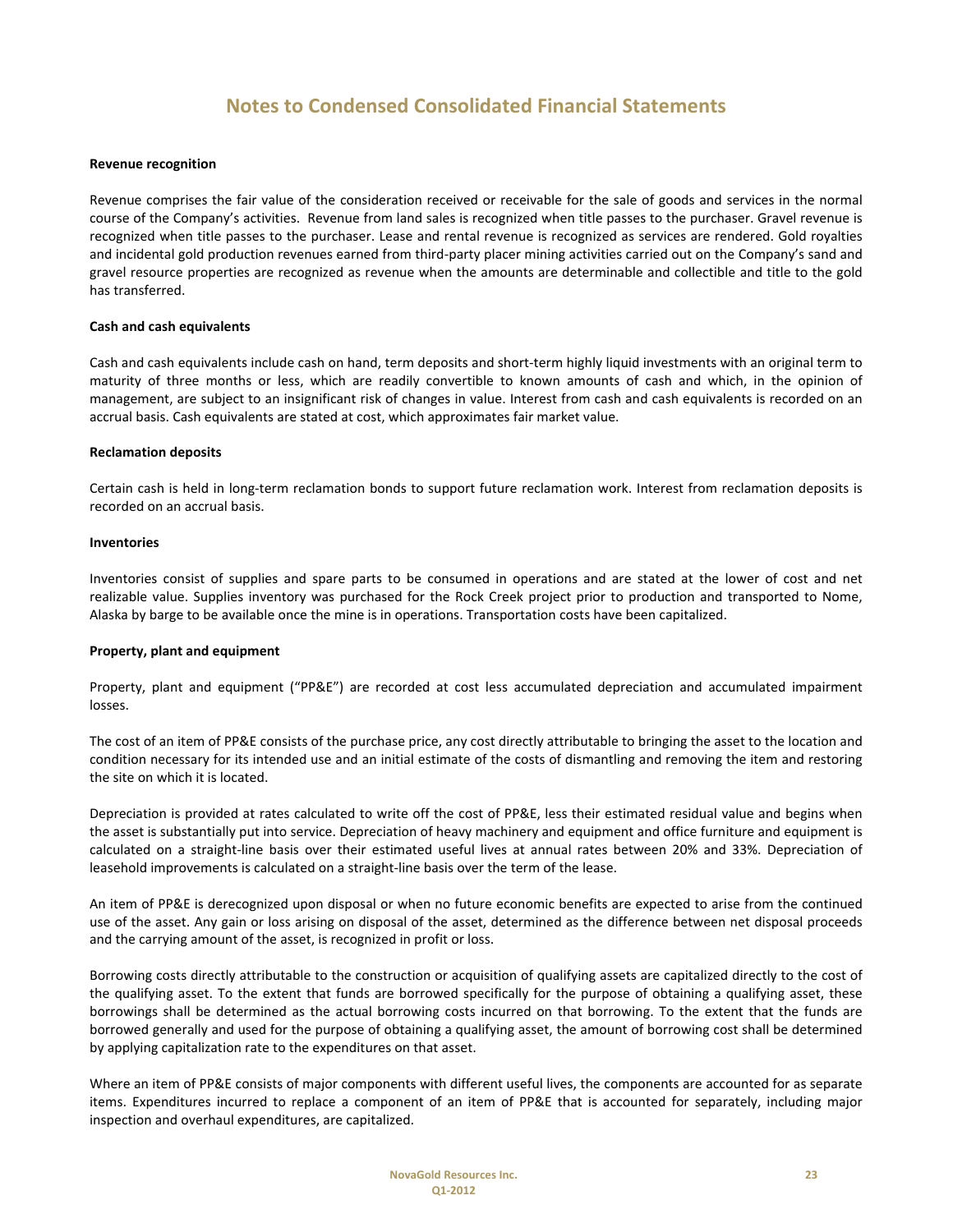# Notes to Condensed Consolidated Financial Statements

**Revenue recognition**

Revenue comprises the fair value of the consideration received or receivable for the sale of goods and services in the normal course of the Company's activities. Revenue from land sales is recognized when title passes to the purchaser. Gravel revenue is recognized when title passes to the purchaser. Lease and rental revenue is recognized as services are rendered. Gold royalties and incidental gold production revenues earned from third-party placer mining activities carried out on the Company's sand and gravel resource properties are recognized as revenue when the amounts are determinable and collectible and title to the gold has transferred.

**Cash and cash equivalents**

Cash and cash equivalents include cash on hand, term deposits and short-term highly liquid investments with an original term to maturity of three months or less, which are readily convertible to known amounts of cash and which, in the opinion of management, are subject to an insignificant risk of changes in value. Interest from cash and cash equivalents is recorded on an accrual basis. Cash equivalents are stated at cost, which approximates fair market value.

**Reclamation deposits**

Certain cash is held in long-term reclamation bonds to support future reclamation work. Interest from reclamation deposits is recorded on an accrual basis.

**Inventories**

Inventories consist of supplies and spare parts to be consumed in operations and are stated at the lower of cost and net realizable value. Supplies inventory was purchased for the Rock Creek project prior to production and transported to Nome, Alaska by barge to be available once the mine is in operations. Transportation costs have been capitalized.

**Property, plant and equipment**

Property, plant and equipment ("PP&E") are recorded at cost less accumulated depreciation and accumulated impairment losses.

The cost of an item of PP&E consists of the purchase price, any cost directly attributable to bringing the asset to the location and condition necessary for its intended use and an initial estimate of the costs of dismantling and removing the item and restoring the site on which it is located.

Depreciation is provided at rates calculated to write off the cost of PP&E, less their estimated residual value and begins when the asset is substantially put into service. Depreciation of heavy machinery and equipment and office furniture and equipment is calculated on a straight-line basis over their estimated useful lives at annual rates between 20% and 33%. Depreciation of leasehold improvements is calculated on a straight-line basis over the term of the lease.

An item of PP&E is derecognized upon disposal or when no future economic benefits are expected to arise from the continued use of the asset. Any gain or loss arising on disposal of the asset, determined as the difference between net disposal proceeds and the carrying amount of the asset, is recognized in profit or loss.

Borrowing costs directly attributable to the construction or acquisition of qualifying assets are capitalized directly to the cost of the qualifying asset. To the extent that funds are borrowed specifically for the purpose of obtaining a qualifying asset, these borrowings shall be determined as the actual borrowing costs incurred on that borrowing. To the extent that the funds are borrowed generally and used for the purpose of obtaining a qualifying asset, the amount of borrowing cost shall be determined by applying capitalization rate to the expenditures on that asset.

Where an item of PP&E consists of major components with different useful lives, the components are accounted for as separate items. Expenditures incurred to replace a component of an item of PP&E that is accounted for separately, including major inspection and overhaul expenditures, are capitalized.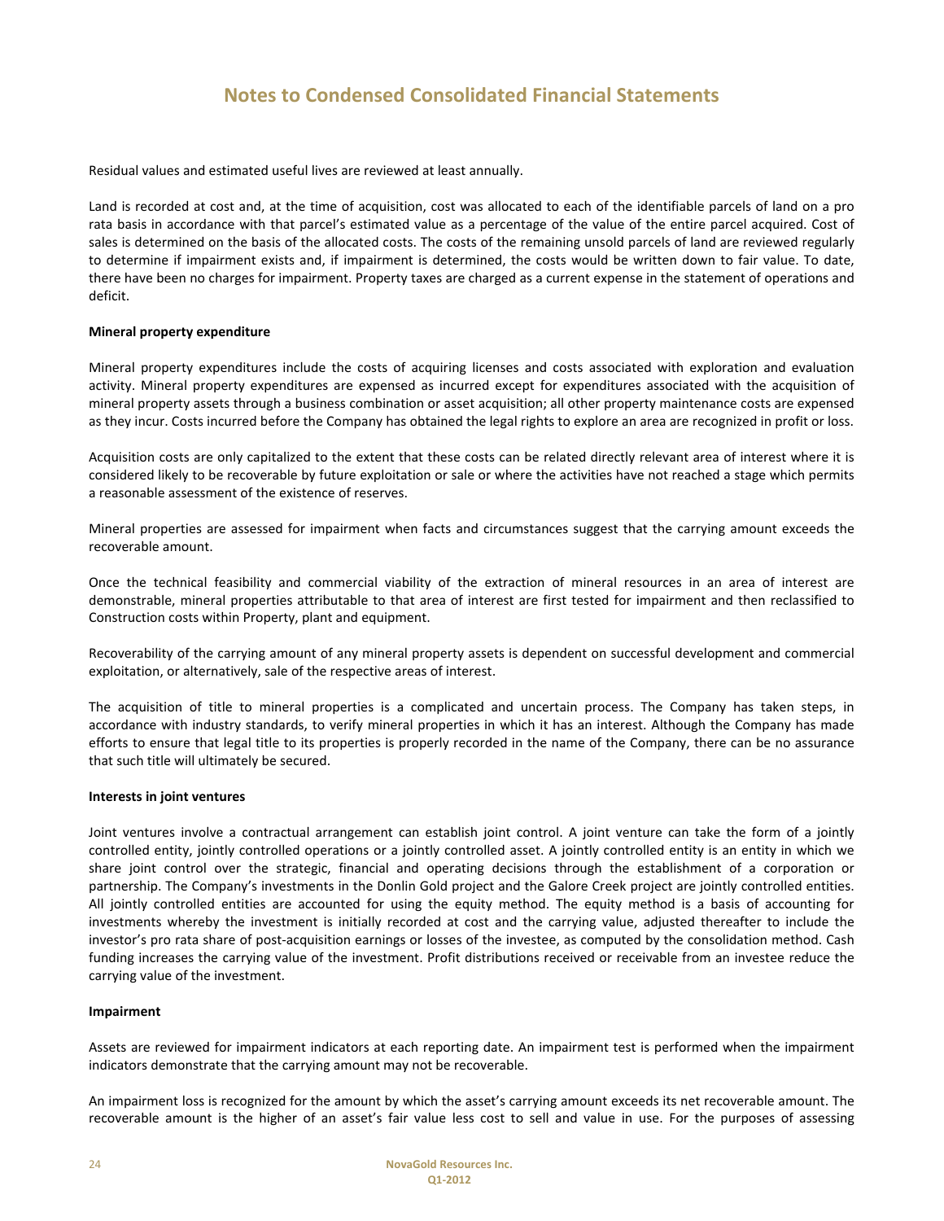Residual values and estimated useful lives are reviewed at least annually.

Land is recorded at cost and, at the time of acquisition, cost was allocated to each of the identifiable parcels of land on a pro rata basis in accordance with that parcel's estimated value as a percentage of the value of the entire parcel acquired. Cost of sales is determined on the basis of the allocated costs. The costs of the remaining unsold parcels of land are reviewed regularly to determine if impairment exists and, if impairment is determined, the costs would be written down to fair value. To date, there have been no charges for impairment. Property taxes are charged as a current expense in the statement of operations and deficit.

**Mineral property expenditure**

Mineral property expenditures include the costs of acquiring licenses and costs associated with exploration and evaluation activity. Mineral property expenditures are expensed as incurred except for expenditures associated with the acquisition of mineral property assets through a business combination or asset acquisition; all other property maintenance costs are expensed as they incur. Costs incurred before the Company has obtained the legal rights to explore an area are recognized in profit or loss.

Acquisition costs are only capitalized to the extent that these costs can be related directly relevant area of interest where it is considered likely to be recoverable by future exploitation or sale or where the activities have not reached a stage which permits a reasonable assessment of the existence of reserves.

Mineral properties are assessed for impairment when facts and circumstances suggest that the carrying amount exceeds the recoverable amount.

Once the technical feasibility and commercial viability of the extraction of mineral resources in an area of interest are demonstrable, mineral properties attributable to that area of interest are first tested for impairment and then reclassified to Construction costs within Property, plant and equipment.

Recoverability of the carrying amount of any mineral property assets is dependent on successful development and commercial exploitation, or alternatively, sale of the respective areas of interest.

The acquisition of title to mineral properties is a complicated and uncertain process. The Company has taken steps, in accordance with industry standards, to verify mineral properties in which it has an interest. Although the Company has made efforts to ensure that legal title to its properties is properly recorded in the name of the Company, there can be no assurance that such title will ultimately be secured.

**Interests in joint ventures**

Joint ventures involve a contractual arrangement can establish joint control. A joint venture can take the form of a jointly controlled entity, jointly controlled operations or a jointly controlled asset. A jointly controlled entity is an entity in which we share joint control over the strategic, financial and operating decisions through the establishment of a corporation or partnership. The Company's investments in the Donlin Gold project and the Galore Creek project are jointly controlled entities. All jointly controlled entities are accounted for using the equity method. The equity method is a basis of accounting for investments whereby the investment is initially recorded at cost and the carrying value, adjusted thereafter to include the investor's pro rata share of post-acquisition earnings or losses of the investee, as computed by the consolidation method. Cash funding increases the carrying value of the investment. Profit distributions received or receivable from an investee reduce the carrying value of the investment.

**Impairment**

Assets are reviewed for impairment indicators at each reporting date. An impairment test is performed when the impairment indicators demonstrate that the carrying amount may not be recoverable.

An impairment loss is recognized for the amount by which the asset's carrying amount exceeds its net recoverable amount. The recoverable amount is the higher of an asset's fair value less cost to sell and value in use. For the purposes of assessing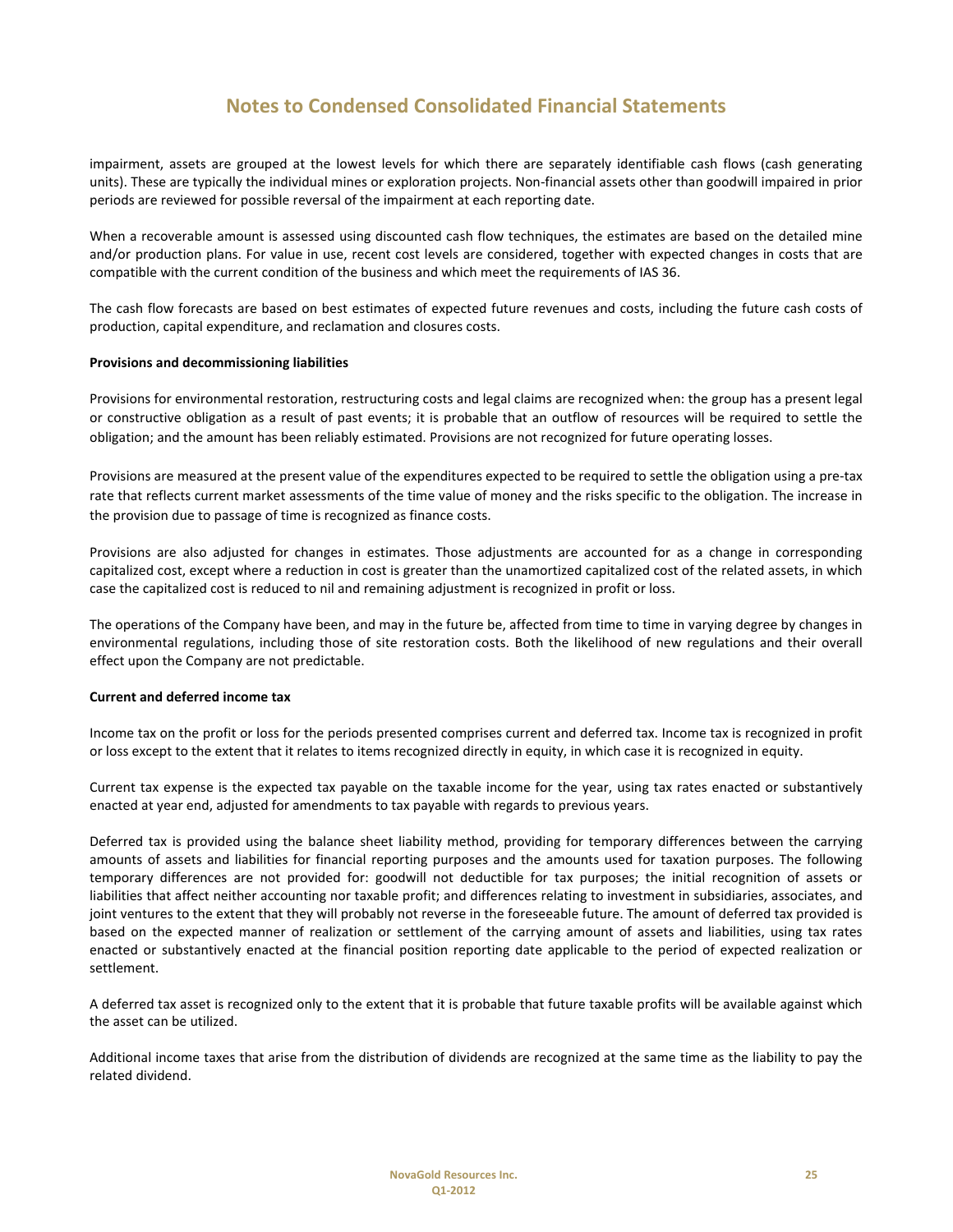impairment, assets are grouped at the lowest levels for which there are separately identifiable cash flows (cash generating units). These are typically the individual mines or exploration projects. Non-financial assets other than goodwill impaired in prior periods are reviewed for possible reversal of the impairment at each reporting date.

When a recoverable amount is assessed using discounted cash flow techniques, the estimates are based on the detailed mine and/or production plans. For value in use, recent cost levels are considered, together with expected changes in costs that are compatible with the current condition of the business and which meet the requirements of IAS 36.

The cash flow forecasts are based on best estimates of expected future revenues and costs, including the future cash costs of production, capital expenditure, and reclamation and closures costs.

**Provisions and decommissioning liabilities**

Provisions for environmental restoration, restructuring costs and legal claims are recognized when: the group has a present legal or constructive obligation as a result of past events; it is probable that an outflow of resources will be required to settle the obligation; and the amount has been reliably estimated. Provisions are not recognized for future operating losses.

Provisions are measured at the present value of the expenditures expected to be required to settle the obligation using a pre-tax rate that reflects current market assessments of the time value of money and the risks specific to the obligation. The increase in the provision due to passage of time is recognized as finance costs.

Provisions are also adjusted for changes in estimates. Those adjustments are accounted for as a change in corresponding capitalized cost, except where a reduction in cost is greater than the unamortized capitalized cost of the related assets, in which case the capitalized cost is reduced to nil and remaining adjustment is recognized in profit or loss.

The operations of the Company have been, and may in the future be, affected from time to time in varying degree by changes in environmental regulations, including those of site restoration costs. Both the likelihood of new regulations and their overall effect upon the Company are not predictable.

**Current and deferred income tax**

Income tax on the profit or loss for the periods presented comprises current and deferred tax. Income tax is recognized in profit or loss except to the extent that it relates to items recognized directly in equity, in which case it is recognized in equity.

Current tax expense is the expected tax payable on the taxable income for the year, using tax rates enacted or substantively enacted at year end, adjusted for amendments to tax payable with regards to previous years.

Deferred tax is provided using the balance sheet liability method, providing for temporary differences between the carrying amounts of assets and liabilities for financial reporting purposes and the amounts used for taxation purposes. The following temporary differences are not provided for: goodwill not deductible for tax purposes; the initial recognition of assets or liabilities that affect neither accounting nor taxable profit; and differences relating to investment in subsidiaries, associates, and joint ventures to the extent that they will probably not reverse in the foreseeable future. The amount of deferred tax provided is based on the expected manner of realization or settlement of the carrying amount of assets and liabilities, using tax rates enacted or substantively enacted at the financial position reporting date applicable to the period of expected realization or settlement.

A deferred tax asset is recognized only to the extent that it is probable that future taxable profits will be available against which the asset can be utilized.

Additional income taxes that arise from the distribution of dividends are recognized at the same time as the liability to pay the related dividend.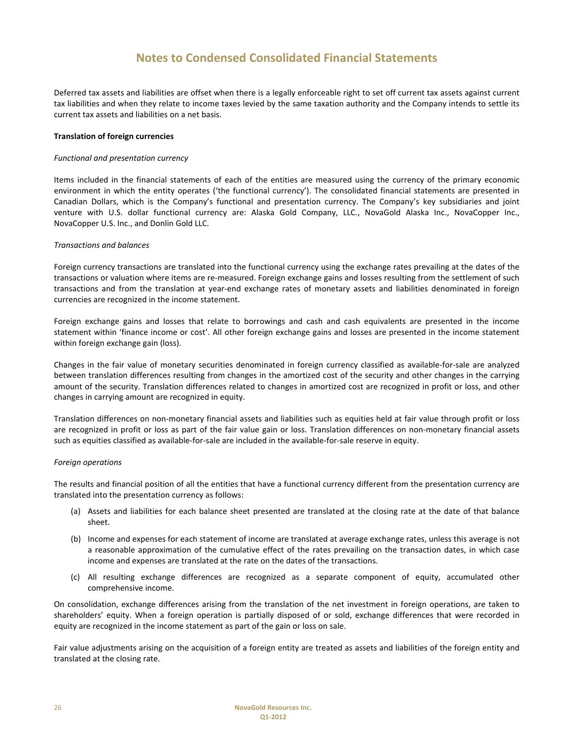# Notes to Condensed Consolidated Financial Statements

Deferred tax assets and liabilities are offset when there is a legally enforceable right to set off current tax assets against current tax liabilities and when they relate to income taxes levied by the same taxation authority and the Company intends to settle its current tax assets and liabilities on a net basis.

**Translation of foreign currencies**

*Functional and presentation currency*

Items included in the financial statements of each of the entities are measured using the currency of the primary economic environment in which the entity operates ('the functional currency'). The consolidated financial statements are presented in Canadian Dollars, which is the Company's functional and presentation currency. The Company's key subsidiaries and joint venture with U.S. dollar functional currency are: Alaska Gold Company, LLC., NovaGold Alaska Inc., NovaCopper Inc., NovaCopper U.S. Inc., and Donlin Gold LLC.

*Transactions and balances*

Foreign currency transactions are translated into the functional currency using the exchange rates prevailing at the dates of the transactions or valuation where items are re-measured. Foreign exchange gains and losses resulting from the settlement of such transactions and from the translation at year-end exchange rates of monetary assets and liabilities denominated in foreign currencies are recognized in the income statement.

Foreign exchange gains and losses that relate to borrowings and cash and cash equivalents are presented in the income statement within 'finance income or cost'. All other foreign exchange gains and losses are presented in the income statement within foreign exchange gain (loss).

Changes in the fair value of monetary securities denominated in foreign currency classified as available-for-sale are analyzed between translation differences resulting from changes in the amortized cost of the security and other changes in the carrying amount of the security. Translation differences related to changes in amortized cost are recognized in profit or loss, and other changes in carrying amount are recognized in equity.

Translation differences on non-monetary financial assets and liabilities such as equities held at fair value through profit or loss are recognized in profit or loss as part of the fair value gain or loss. Translation differences on non-monetary financial assets such as equities classified as available-for-sale are included in the available-for-sale reserve in equity.

*Foreign operations*

The results and financial position of all the entities that have a functional currency different from the presentation currency are translated into the presentation currency as follows:

(a) Assets and liabilities for each balance sheet presented are translated at the closing rate at the date of that balance sheet.

(b) Income and expenses for each statement of income are translated at average exchange rates, unless this average is not a reasonable approximation of the cumulative effect of the rates prevailing on the transaction dates, in which case income and expenses are translated at the rate on the dates of the transactions.

(c) All resulting exchange differences are recognized as a separate component of equity, accumulated other comprehensive income.

On consolidation, exchange differences arising from the translation of the net investment in foreign operations, are taken to shareholders' equity. When a foreign operation is partially disposed of or sold, exchange differences that were recorded in equity are recognized in the income statement as part of the gain or loss on sale.

Fair value adjustments arising on the acquisition of a foreign entity are treated as assets and liabilities of the foreign entity and translated at the closing rate.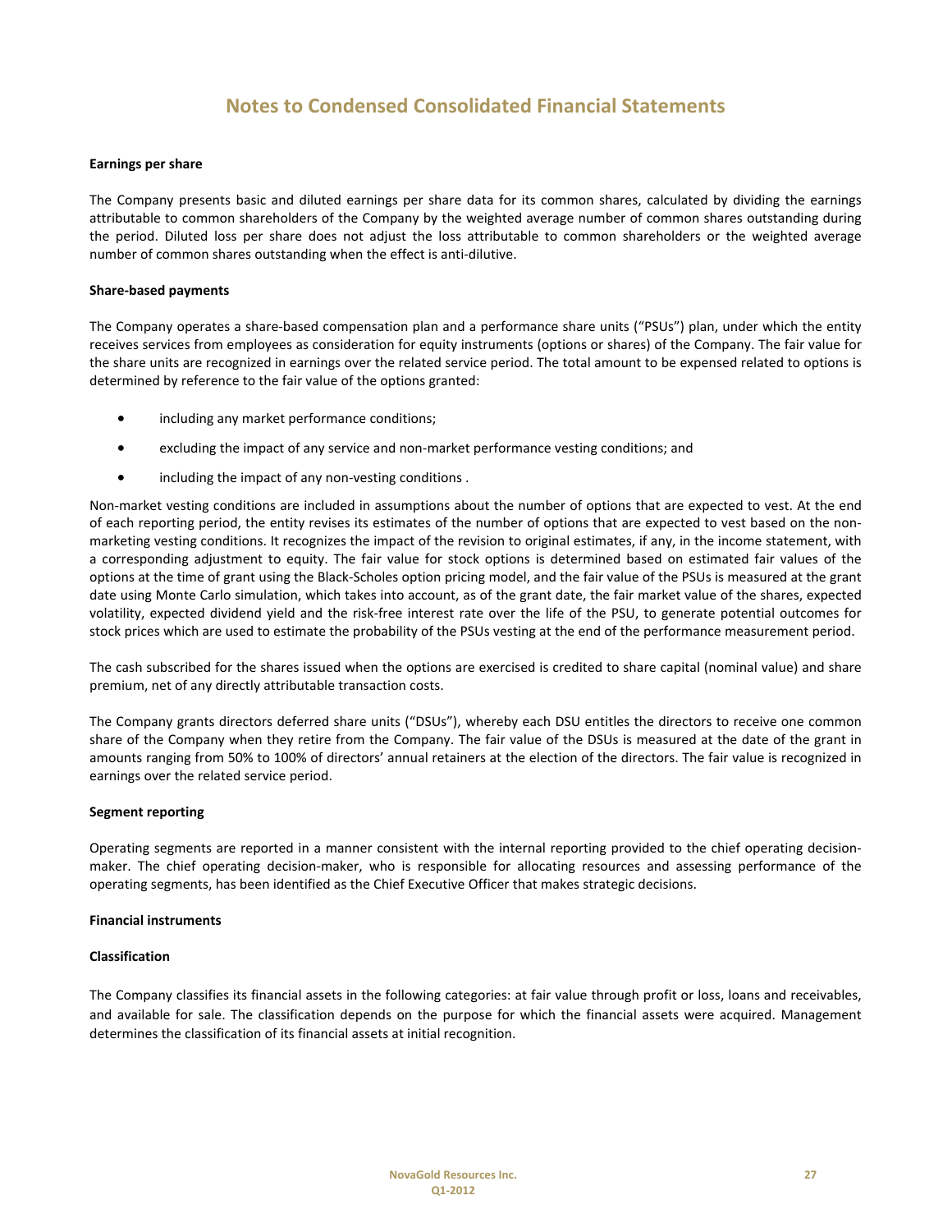# Notes to Condensed Consolidated Financial Statements

**Earnings per share**

The Company presents basic and diluted earnings per share data for its common shares, calculated by dividing the earnings attributable to common shareholders of the Company by the weighted average number of common shares outstanding during the period. Diluted loss per share does not adjust the loss attributable to common shareholders or the weighted average number of common shares outstanding when the effect is anti-dilutive.

**Share-based payments**

The Company operates a share-based compensation plan and a performance share units ("PSUs") plan, under which the entity receives services from employees as consideration for equity instruments (options or shares) of the Company. The fair value for the share units are recognized in earnings over the related service period. The total amount to be expensed related to options is determined by reference to the fair value of the options granted:

- including any market performance conditions;
- excluding the impact of any service and non-market performance vesting conditions; and
- including the impact of any non-vesting conditions .

Non-market vesting conditions are included in assumptions about the number of options that are expected to vest. At the end of each reporting period, the entity revises its estimates of the number of options that are expected to vest based on the non-marketing vesting conditions. It recognizes the impact of the revision to original estimates, if any, in the income statement, with a corresponding adjustment to equity. The fair value for stock options is determined based on estimated fair values of the options at the time of grant using the Black-Scholes option pricing model, and the fair value of the PSUs is measured at the grant date using Monte Carlo simulation, which takes into account, as of the grant date, the fair market value of the shares, expected volatility, expected dividend yield and the risk-free interest rate over the life of the PSU, to generate potential outcomes for stock prices which are used to estimate the probability of the PSUs vesting at the end of the performance measurement period.

The cash subscribed for the shares issued when the options are exercised is credited to share capital (nominal value) and share premium, net of any directly attributable transaction costs.

The Company grants directors deferred share units ("DSUs"), whereby each DSU entitles the directors to receive one common share of the Company when they retire from the Company. The fair value of the DSUs is measured at the date of the grant in amounts ranging from 50% to 100% of directors' annual retainers at the election of the directors. The fair value is recognized in earnings over the related service period.

**Segment reporting**

Operating segments are reported in a manner consistent with the internal reporting provided to the chief operating decision-maker. The chief operating decision-maker, who is responsible for allocating resources and assessing performance of the operating segments, has been identified as the Chief Executive Officer that makes strategic decisions.

**Financial instruments**

**Classification**

The Company classifies its financial assets in the following categories: at fair value through profit or loss, loans and receivables, and available for sale. The classification depends on the purpose for which the financial assets were acquired. Management determines the classification of its financial assets at initial recognition.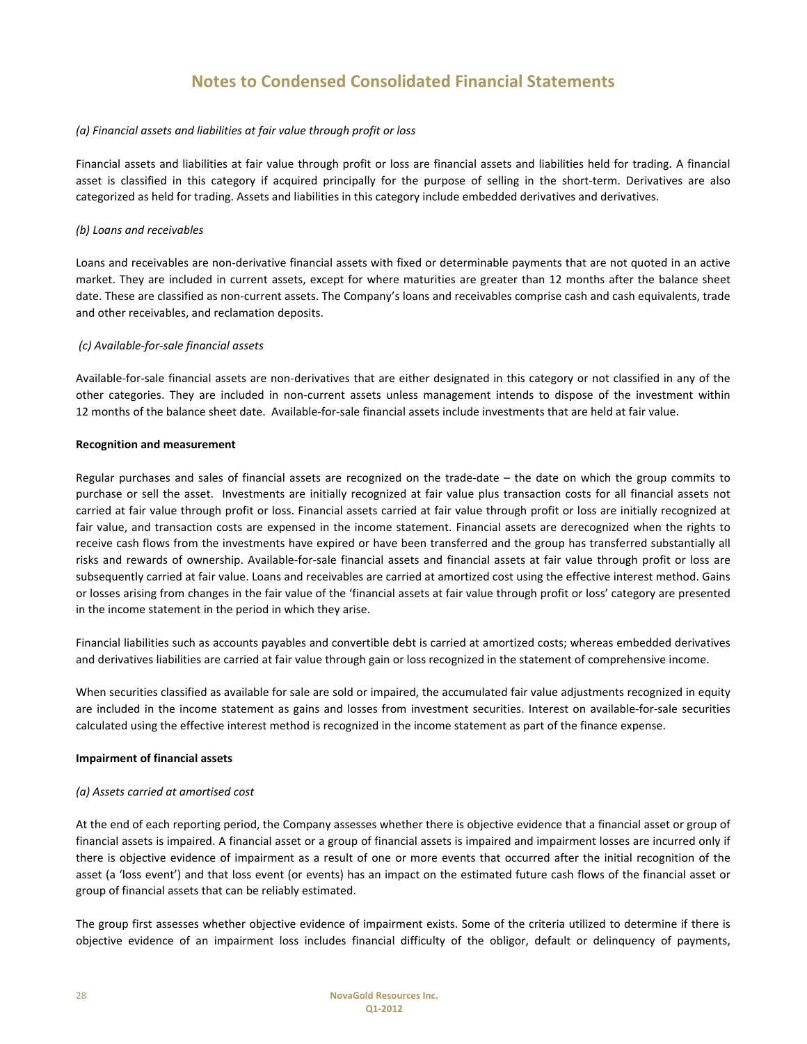# Notes to Condensed Consolidated Financial Statements

*(a) Financial assets and liabilities at fair value through profit or loss*

Financial assets and liabilities at fair value through profit or loss are financial assets and liabilities held for trading. A financial asset is classified in this category if acquired principally for the purpose of selling in the short-term. Derivatives are also categorized as held for trading. Assets and liabilities in this category include embedded derivatives and derivatives.

*(b) Loans and receivables*

Loans and receivables are non-derivative financial assets with fixed or determinable payments that are not quoted in an active market. They are included in current assets, except for where maturities are greater than 12 months after the balance sheet date. These are classified as non-current assets. The Company's loans and receivables comprise cash and cash equivalents, trade and other receivables, and reclamation deposits.

*(c) Available-for-sale financial assets*

Available-for-sale financial assets are non-derivatives that are either designated in this category or not classified in any of the other categories. They are included in non-current assets unless management intends to dispose of the investment within 12 months of the balance sheet date. Available-for-sale financial assets include investments that are held at fair value.

**Recognition and measurement**

Regular purchases and sales of financial assets are recognized on the trade-date – the date on which the group commits to purchase or sell the asset. Investments are initially recognized at fair value plus transaction costs for all financial assets not carried at fair value through profit or loss. Financial assets carried at fair value through profit or loss are initially recognized at fair value, and transaction costs are expensed in the income statement. Financial assets are derecognized when the rights to receive cash flows from the investments have expired or have been transferred and the group has transferred substantially all risks and rewards of ownership. Available-for-sale financial assets and financial assets at fair value through profit or loss are subsequently carried at fair value. Loans and receivables are carried at amortized cost using the effective interest method. Gains or losses arising from changes in the fair value of the 'financial assets at fair value through profit or loss' category are presented in the income statement in the period in which they arise.

Financial liabilities such as accounts payables and convertible debt is carried at amortized costs; whereas embedded derivatives and derivatives liabilities are carried at fair value through gain or loss recognized in the statement of comprehensive income.

When securities classified as available for sale are sold or impaired, the accumulated fair value adjustments recognized in equity are included in the income statement as gains and losses from investment securities. Interest on available-for-sale securities calculated using the effective interest method is recognized in the income statement as part of the finance expense.

**Impairment of financial assets**

*(a) Assets carried at amortised cost*

At the end of each reporting period, the Company assesses whether there is objective evidence that a financial asset or group of financial assets is impaired. A financial asset or a group of financial assets is impaired and impairment losses are incurred only if there is objective evidence of impairment as a result of one or more events that occurred after the initial recognition of the asset (a 'loss event') and that loss event (or events) has an impact on the estimated future cash flows of the financial asset or group of financial assets that can be reliably estimated.

The group first assesses whether objective evidence of impairment exists. Some of the criteria utilized to determine if there is objective evidence of an impairment loss includes financial difficulty of the obligor, default or delinquency of payments,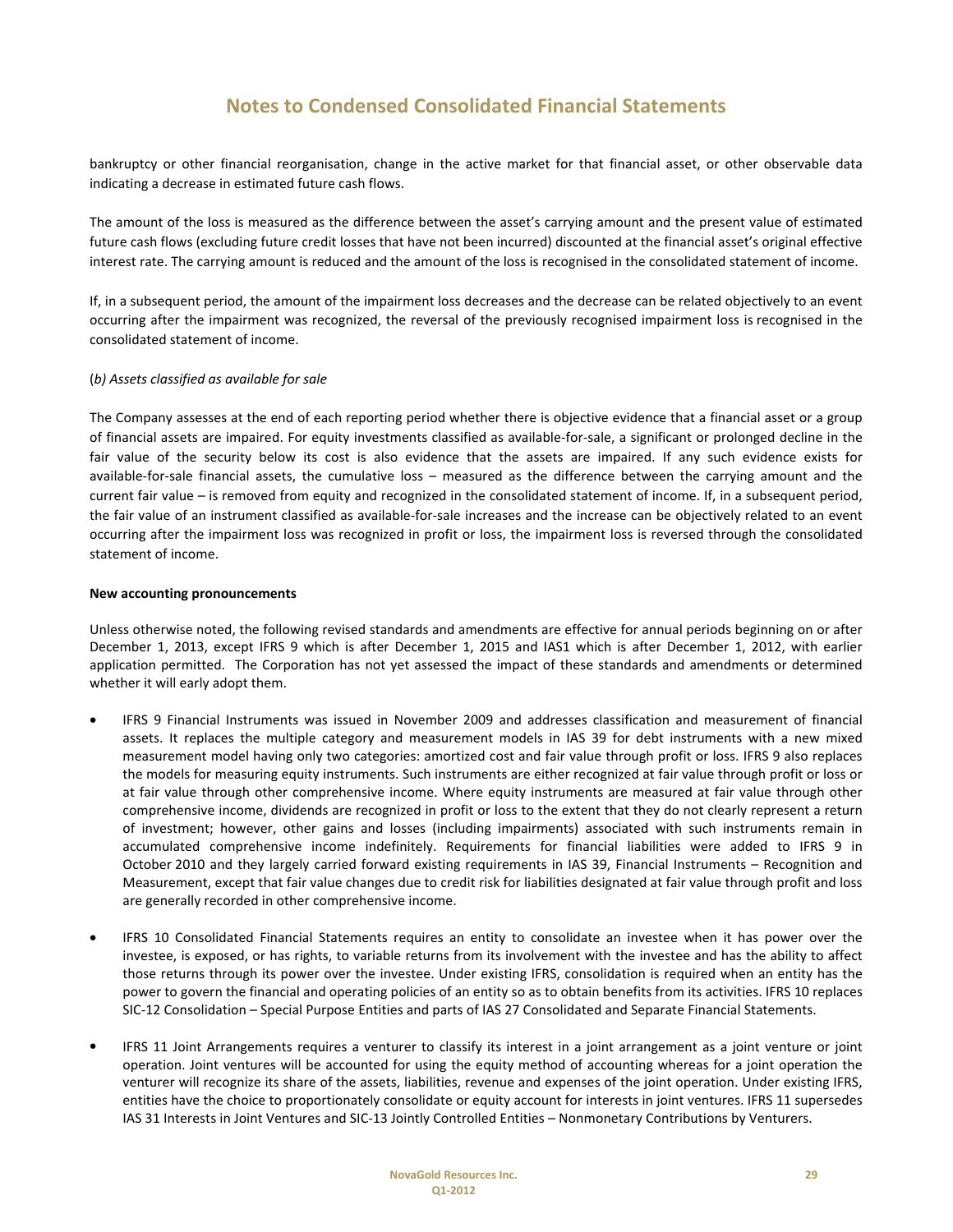bankruptcy or other financial reorganisation, change in the active market for that financial asset, or other observable data indicating a decrease in estimated future cash flows.

The amount of the loss is measured as the difference between the asset's carrying amount and the present value of estimated future cash flows (excluding future credit losses that have not been incurred) discounted at the financial asset's original effective interest rate. The carrying amount is reduced and the amount of the loss is recognised in the consolidated statement of income.

If, in a subsequent period, the amount of the impairment loss decreases and the decrease can be related objectively to an event occurring after the impairment was recognized, the reversal of the previously recognised impairment loss is recognised in the consolidated statement of income.

(*b) Assets classified as available for sale*

The Company assesses at the end of each reporting period whether there is objective evidence that a financial asset or a group of financial assets are impaired. For equity investments classified as available-for-sale, a significant or prolonged decline in the fair value of the security below its cost is also evidence that the assets are impaired. If any such evidence exists for available-for-sale financial assets, the cumulative loss – measured as the difference between the carrying amount and the current fair value – is removed from equity and recognized in the consolidated statement of income. If, in a subsequent period, the fair value of an instrument classified as available-for-sale increases and the increase can be objectively related to an event occurring after the impairment loss was recognized in profit or loss, the impairment loss is reversed through the consolidated statement of income.

**New accounting pronouncements**

Unless otherwise noted, the following revised standards and amendments are effective for annual periods beginning on or after December 1, 2013, except IFRS 9 which is after December 1, 2015 and IAS1 which is after December 1, 2012, with earlier application permitted. The Corporation has not yet assessed the impact of these standards and amendments or determined whether it will early adopt them.

- IFRS 9 Financial Instruments was issued in November 2009 and addresses classification and measurement of financial assets. It replaces the multiple category and measurement models in IAS 39 for debt instruments with a new mixed measurement model having only two categories: amortized cost and fair value through profit or loss. IFRS 9 also replaces the models for measuring equity instruments. Such instruments are either recognized at fair value through profit or loss or at fair value through other comprehensive income. Where equity instruments are measured at fair value through other comprehensive income, dividends are recognized in profit or loss to the extent that they do not clearly represent a return of investment; however, other gains and losses (including impairments) associated with such instruments remain in accumulated comprehensive income indefinitely. Requirements for financial liabilities were added to IFRS 9 in October 2010 and they largely carried forward existing requirements in IAS 39, Financial Instruments – Recognition and Measurement, except that fair value changes due to credit risk for liabilities designated at fair value through profit and loss are generally recorded in other comprehensive income.

- IFRS 10 Consolidated Financial Statements requires an entity to consolidate an investee when it has power over the investee, is exposed, or has rights, to variable returns from its involvement with the investee and has the ability to affect those returns through its power over the investee. Under existing IFRS, consolidation is required when an entity has the power to govern the financial and operating policies of an entity so as to obtain benefits from its activities. IFRS 10 replaces SIC-12 Consolidation – Special Purpose Entities and parts of IAS 27 Consolidated and Separate Financial Statements.

- IFRS 11 Joint Arrangements requires a venturer to classify its interest in a joint arrangement as a joint venture or joint operation. Joint ventures will be accounted for using the equity method of accounting whereas for a joint operation the venturer will recognize its share of the assets, liabilities, revenue and expenses of the joint operation. Under existing IFRS, entities have the choice to proportionately consolidate or equity account for interests in joint ventures. IFRS 11 supersedes IAS 31 Interests in Joint Ventures and SIC-13 Jointly Controlled Entities – Nonmonetary Contributions by Venturers.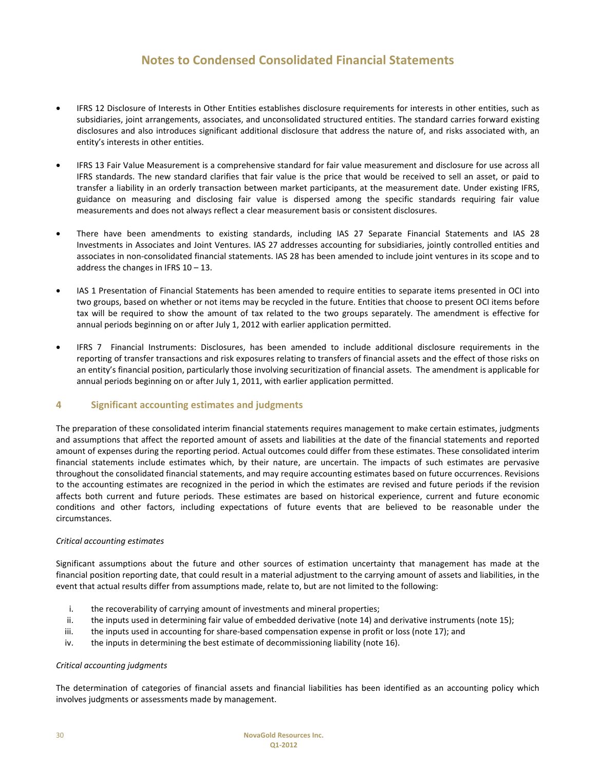- IFRS 12 Disclosure of Interests in Other Entities establishes disclosure requirements for interests in other entities, such as subsidiaries, joint arrangements, associates, and unconsolidated structured entities. The standard carries forward existing disclosures and also introduces significant additional disclosure that address the nature of, and risks associated with, an entity's interests in other entities.

- IFRS 13 Fair Value Measurement is a comprehensive standard for fair value measurement and disclosure for use across all IFRS standards. The new standard clarifies that fair value is the price that would be received to sell an asset, or paid to transfer a liability in an orderly transaction between market participants, at the measurement date. Under existing IFRS, guidance on measuring and disclosing fair value is dispersed among the specific standards requiring fair value measurements and does not always reflect a clear measurement basis or consistent disclosures.

- There have been amendments to existing standards, including IAS 27 Separate Financial Statements and IAS 28 Investments in Associates and Joint Ventures. IAS 27 addresses accounting for subsidiaries, jointly controlled entities and associates in non-consolidated financial statements. IAS 28 has been amended to include joint ventures in its scope and to address the changes in IFRS 10 – 13.

- IAS 1 Presentation of Financial Statements has been amended to require entities to separate items presented in OCI into two groups, based on whether or not items may be recycled in the future. Entities that choose to present OCI items before tax will be required to show the amount of tax related to the two groups separately. The amendment is effective for annual periods beginning on or after July 1, 2012 with earlier application permitted.

- IFRS 7 Financial Instruments: Disclosures, has been amended to include additional disclosure requirements in the reporting of transfer transactions and risk exposures relating to transfers of financial assets and the effect of those risks on an entity's financial position, particularly those involving securitization of financial assets. The amendment is applicable for annual periods beginning on or after July 1, 2011, with earlier application permitted.

## 4 Significant accounting estimates and judgments

The preparation of these consolidated interim financial statements requires management to make certain estimates, judgments and assumptions that affect the reported amount of assets and liabilities at the date of the financial statements and reported amount of expenses during the reporting period. Actual outcomes could differ from these estimates. These consolidated interim financial statements include estimates which, by their nature, are uncertain. The impacts of such estimates are pervasive throughout the consolidated financial statements, and may require accounting estimates based on future occurrences. Revisions to the accounting estimates are recognized in the period in which the estimates are revised and future periods if the revision affects both current and future periods. These estimates are based on historical experience, current and future economic conditions and other factors, including expectations of future events that are believed to be reasonable under the circumstances.

*Critical accounting estimates*

Significant assumptions about the future and other sources of estimation uncertainty that management has made at the financial position reporting date, that could result in a material adjustment to the carrying amount of assets and liabilities, in the event that actual results differ from assumptions made, relate to, but are not limited to the following:

i. the recoverability of carrying amount of investments and mineral properties;
ii. the inputs used in determining fair value of embedded derivative (note 14) and derivative instruments (note 15);
iii. the inputs used in accounting for share-based compensation expense in profit or loss (note 17); and
iv. the inputs in determining the best estimate of decommissioning liability (note 16).

*Critical accounting judgments*

The determination of categories of financial assets and financial liabilities has been identified as an accounting policy which involves judgments or assessments made by management.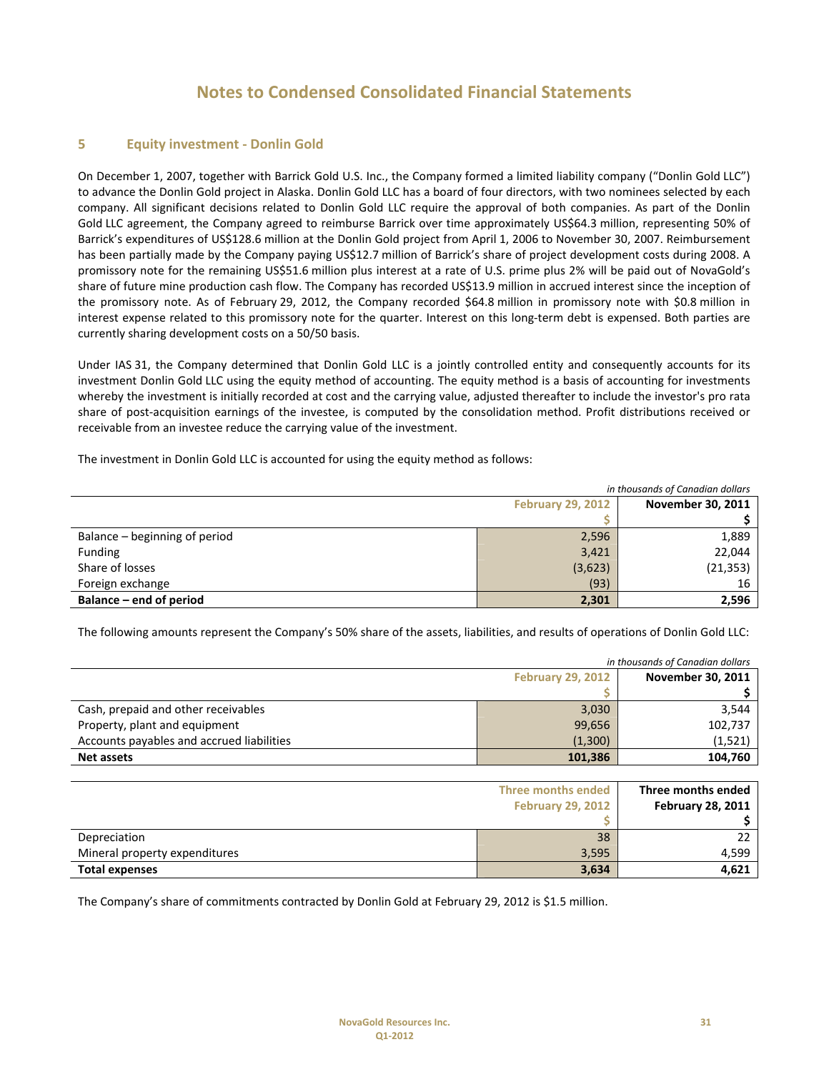# Notes to Condensed Consolidated Financial Statements

## 5 Equity investment - Donlin Gold

On December 1, 2007, together with Barrick Gold U.S. Inc., the Company formed a limited liability company ("Donlin Gold LLC") to advance the Donlin Gold project in Alaska. Donlin Gold LLC has a board of four directors, with two nominees selected by each company. All significant decisions related to Donlin Gold LLC require the approval of both companies. As part of the Donlin Gold LLC agreement, the Company agreed to reimburse Barrick over time approximately US$64.3 million, representing 50% of Barrick's expenditures of US$128.6 million at the Donlin Gold project from April 1, 2006 to November 30, 2007. Reimbursement has been partially made by the Company paying US$12.7 million of Barrick's share of project development costs during 2008. A promissory note for the remaining US$51.6 million plus interest at a rate of U.S. prime plus 2% will be paid out of NovaGold's share of future mine production cash flow. The Company has recorded US$13.9 million in accrued interest since the inception of the promissory note. As of February 29, 2012, the Company recorded $64.8 million in promissory note with $0.8 million in interest expense related to this promissory note for the quarter. Interest on this long-term debt is expensed. Both parties are currently sharing development costs on a 50/50 basis.

Under IAS 31, the Company determined that Donlin Gold LLC is a jointly controlled entity and consequently accounts for its investment Donlin Gold LLC using the equity method of accounting. The equity method is a basis of accounting for investments whereby the investment is initially recorded at cost and the carrying value, adjusted thereafter to include the investor's pro rata share of post-acquisition earnings of the investee, is computed by the consolidation method. Profit distributions received or receivable from an investee reduce the carrying value of the investment.

The investment in Donlin Gold LLC is accounted for using the equity method as follows:

*in thousands of Canadian dollars*

| | February 29, 2012 | November 30, 2011 |
|---|---|---|
| | $ | $ |
| Balance – beginning of period | 2,596 | 1,889 |
| Funding | 3,421 | 22,044 |
| Share of losses | (3,623) | (21,353) |
| Foreign exchange | (93) | 16 |
| **Balance – end of period** | **2,301** | **2,596** |

The following amounts represent the Company's 50% share of the assets, liabilities, and results of operations of Donlin Gold LLC:

*in thousands of Canadian dollars*

| | February 29, 2012 | November 30, 2011 |
|---|---|---|
| | $ | $ |
| Cash, prepaid and other receivables | 3,030 | 3,544 |
| Property, plant and equipment | 99,656 | 102,737 |
| Accounts payables and accrued liabilities | (1,300) | (1,521) |
| **Net assets** | **101,386** | **104,760** |

| | Three months ended February 29, 2012 | Three months ended February 28, 2011 |
|---|---|---|
| | $ | $ |
| Depreciation | 38 | 22 |
| Mineral property expenditures | 3,595 | 4,599 |
| **Total expenses** | **3,634** | **4,621** |

The Company's share of commitments contracted by Donlin Gold at February 29, 2012 is $1.5 million.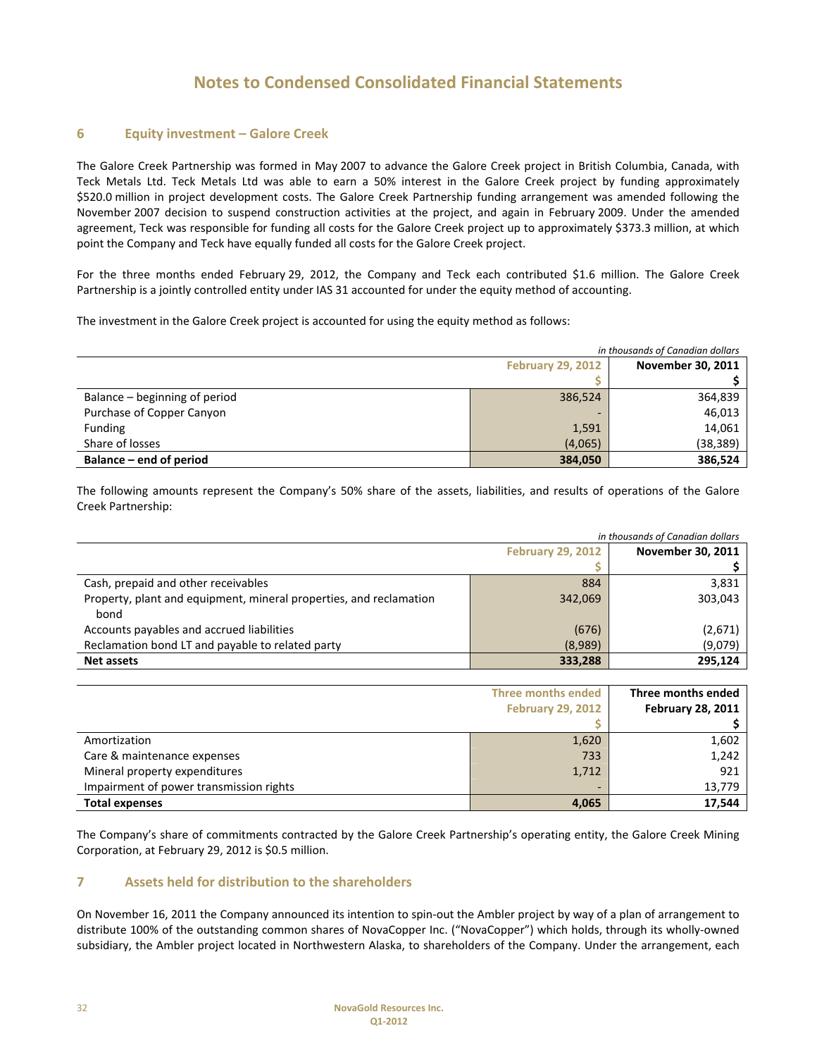# Notes to Condensed Consolidated Financial Statements

## 6 Equity investment – Galore Creek

The Galore Creek Partnership was formed in May 2007 to advance the Galore Creek project in British Columbia, Canada, with Teck Metals Ltd. Teck Metals Ltd was able to earn a 50% interest in the Galore Creek project by funding approximately $520.0 million in project development costs. The Galore Creek Partnership funding arrangement was amended following the November 2007 decision to suspend construction activities at the project, and again in February 2009. Under the amended agreement, Teck was responsible for funding all costs for the Galore Creek project up to approximately $373.3 million, at which point the Company and Teck have equally funded all costs for the Galore Creek project.

For the three months ended February 29, 2012, the Company and Teck each contributed $1.6 million. The Galore Creek Partnership is a jointly controlled entity under IAS 31 accounted for under the equity method of accounting.

The investment in the Galore Creek project is accounted for using the equity method as follows:

*in thousands of Canadian dollars*

| | February 29, 2012 | November 30, 2011 |
|---|---|---|
| | $ | $ |
| Balance – beginning of period | 386,524 | 364,839 |
| Purchase of Copper Canyon | - | 46,013 |
| Funding | 1,591 | 14,061 |
| Share of losses | (4,065) | (38,389) |
| **Balance – end of period** | **384,050** | **386,524** |

The following amounts represent the Company's 50% share of the assets, liabilities, and results of operations of the Galore Creek Partnership:

*in thousands of Canadian dollars*

| | February 29, 2012 | November 30, 2011 |
|---|---|---|
| | $ | $ |
| Cash, prepaid and other receivables | 884 | 3,831 |
| Property, plant and equipment, mineral properties, and reclamation bond | 342,069 | 303,043 |
| Accounts payables and accrued liabilities | (676) | (2,671) |
| Reclamation bond LT and payable to related party | (8,989) | (9,079) |
| **Net assets** | **333,288** | **295,124** |

| | Three months ended February 29, 2012 | Three months ended February 28, 2011 |
|---|---|---|
| | $ | $ |
| Amortization | 1,620 | 1,602 |
| Care & maintenance expenses | 733 | 1,242 |
| Mineral property expenditures | 1,712 | 921 |
| Impairment of power transmission rights | - | 13,779 |
| **Total expenses** | **4,065** | **17,544** |

The Company's share of commitments contracted by the Galore Creek Partnership's operating entity, the Galore Creek Mining Corporation, at February 29, 2012 is $0.5 million.

## 7 Assets held for distribution to the shareholders

On November 16, 2011 the Company announced its intention to spin-out the Ambler project by way of a plan of arrangement to distribute 100% of the outstanding common shares of NovaCopper Inc. ("NovaCopper") which holds, through its wholly-owned subsidiary, the Ambler project located in Northwestern Alaska, to shareholders of the Company. Under the arrangement, each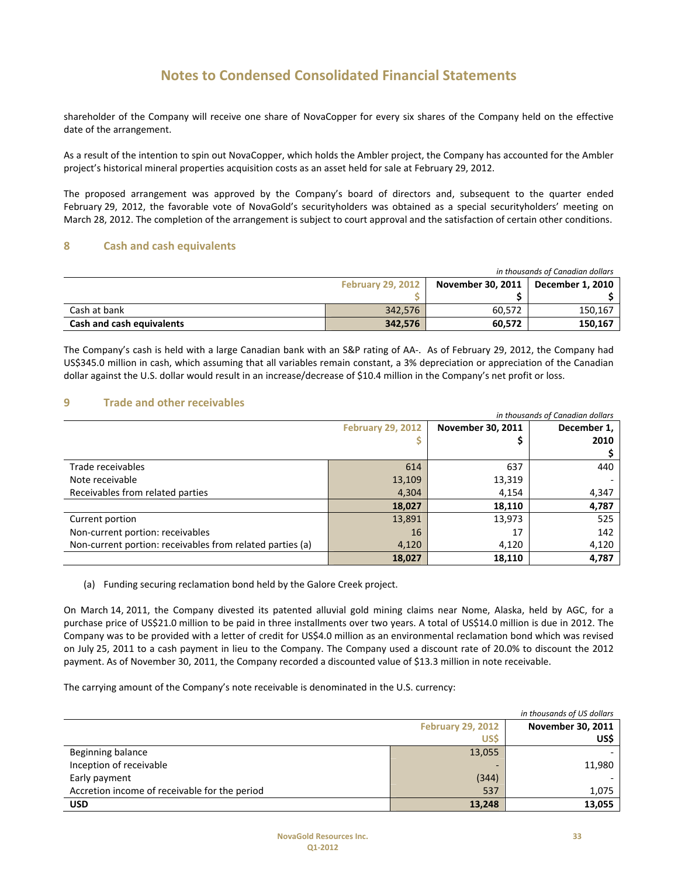# Notes to Condensed Consolidated Financial Statements

shareholder of the Company will receive one share of NovaCopper for every six shares of the Company held on the effective date of the arrangement.

As a result of the intention to spin out NovaCopper, which holds the Ambler project, the Company has accounted for the Ambler project's historical mineral properties acquisition costs as an asset held for sale at February 29, 2012.

The proposed arrangement was approved by the Company's board of directors and, subsequent to the quarter ended February 29, 2012, the favorable vote of NovaGold's securityholders was obtained as a special securityholders' meeting on March 28, 2012. The completion of the arrangement is subject to court approval and the satisfaction of certain other conditions.

## 8 Cash and cash equivalents

*in thousands of Canadian dollars*

| | February 29, 2012<br>$ | November 30, 2011<br>$ | December 1, 2010<br>$ |
|---|---|---|---|
| Cash at bank | 342,576 | 60,572 | 150,167 |
| **Cash and cash equivalents** | **342,576** | **60,572** | **150,167** |

The Company's cash is held with a large Canadian bank with an S&P rating of AA-. As of February 29, 2012, the Company had US$345.0 million in cash, which assuming that all variables remain constant, a 3% depreciation or appreciation of the Canadian dollar against the U.S. dollar would result in an increase/decrease of $10.4 million in the Company's net profit or loss.

## 9 Trade and other receivables

*in thousands of Canadian dollars*

| | February 29, 2012<br>$ | November 30, 2011<br>$ | December 1, 2010<br>$ |
|---|---|---|---|
| Trade receivables | 614 | 637 | 440 |
| Note receivable | 13,109 | 13,319 | - |
| Receivables from related parties | 4,304 | 4,154 | 4,347 |
| | **18,027** | **18,110** | **4,787** |
| Current portion | 13,891 | 13,973 | 525 |
| Non-current portion: receivables | 16 | 17 | 142 |
| Non-current portion: receivables from related parties (a) | 4,120 | 4,120 | 4,120 |
| | **18,027** | **18,110** | **4,787** |

(a) Funding securing reclamation bond held by the Galore Creek project.

On March 14, 2011, the Company divested its patented alluvial gold mining claims near Nome, Alaska, held by AGC, for a purchase price of US$21.0 million to be paid in three installments over two years. A total of US$14.0 million is due in 2012. The Company was to be provided with a letter of credit for US$4.0 million as an environmental reclamation bond which was revised on July 25, 2011 to a cash payment in lieu to the Company. The Company used a discount rate of 20.0% to discount the 2012 payment. As of November 30, 2011, the Company recorded a discounted value of $13.3 million in note receivable.

The carrying amount of the Company's note receivable is denominated in the U.S. currency:

*in thousands of US dollars*

| | February 29, 2012<br>US$ | November 30, 2011<br>US$ |
|---|---|---|
| Beginning balance | 13,055 | - |
| Inception of receivable | - | 11,980 |
| Early payment | (344) | - |
| Accretion income of receivable for the period | 537 | 1,075 |
| **USD** | **13,248** | **13,055** |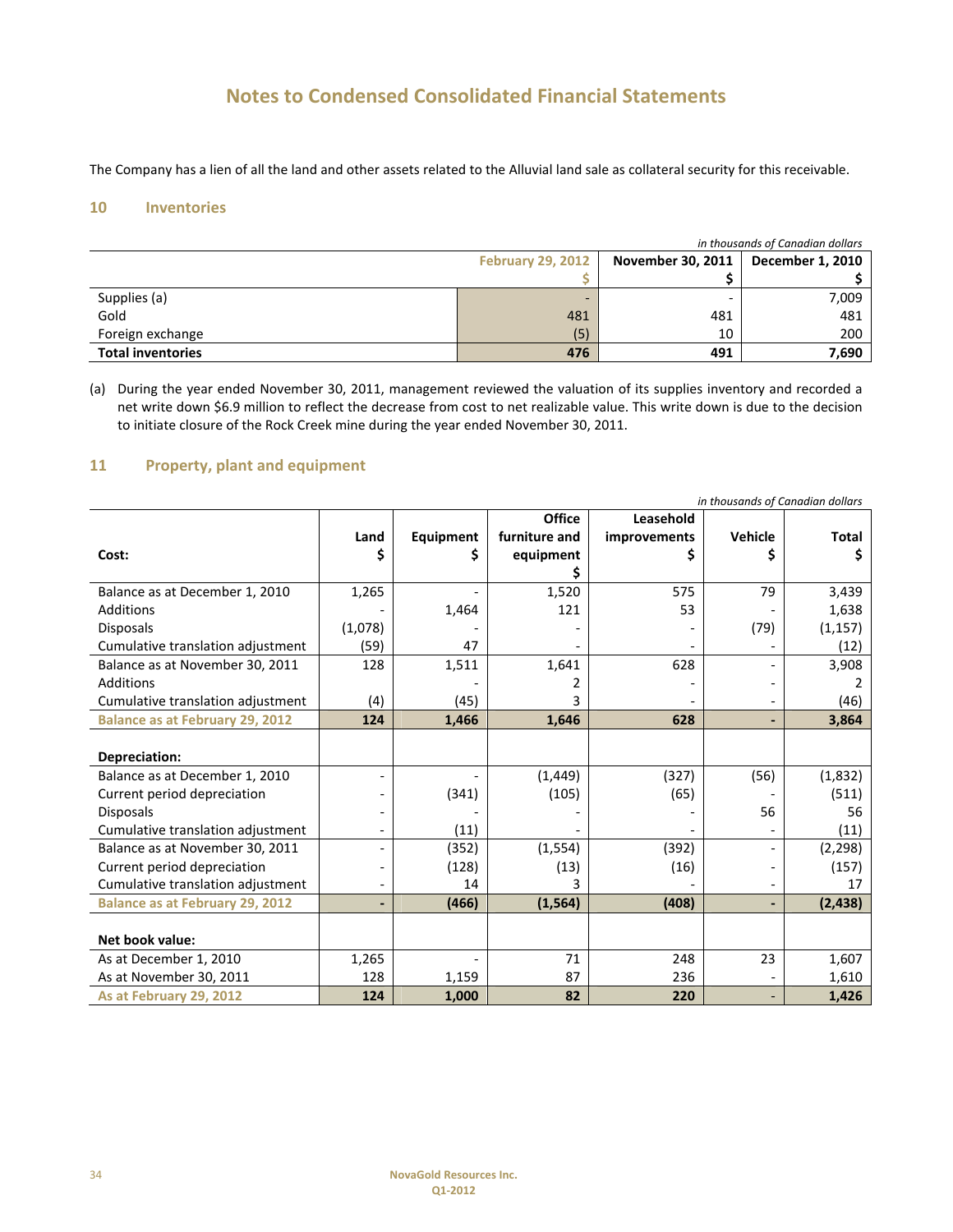# Notes to Condensed Consolidated Financial Statements

The Company has a lien of all the land and other assets related to the Alluvial land sale as collateral security for this receivable.

## 10 Inventories

*in thousands of Canadian dollars*

| | February 29, 2012 | November 30, 2011 | December 1, 2010 |
|---|---|---|---|
| | $ | $ | $ |
| Supplies (a) | - | - | 7,009 |
| Gold | 481 | 481 | 481 |
| Foreign exchange | (5) | 10 | 200 |
| **Total inventories** | **476** | **491** | **7,690** |

(a) During the year ended November 30, 2011, management reviewed the valuation of its supplies inventory and recorded a net write down $6.9 million to reflect the decrease from cost to net realizable value. This write down is due to the decision to initiate closure of the Rock Creek mine during the year ended November 30, 2011.

## 11 Property, plant and equipment

*in thousands of Canadian dollars*

| Cost: | Land $ | Equipment $ | Office furniture and equipment $ | Leasehold improvements $ | Vehicle $ | Total $ |
|---|---|---|---|---|---|---|
| Balance as at December 1, 2010 | 1,265 | - | 1,520 | 575 | 79 | 3,439 |
| Additions | - | 1,464 | 121 | 53 | - | 1,638 |
| Disposals | (1,078) | - | - | - | (79) | (1,157) |
| Cumulative translation adjustment | (59) | 47 | - | - | - | (12) |
| Balance as at November 30, 2011 | 128 | 1,511 | 1,641 | 628 | - | 3,908 |
| Additions | | - | 2 | - | - | 2 |
| Cumulative translation adjustment | (4) | (45) | 3 | - | - | (46) |
| **Balance as at February 29, 2012** | **124** | **1,466** | **1,646** | **628** | **-** | **3,864** |
| | | | | | | |
| **Depreciation:** | | | | | | |
| Balance as at December 1, 2010 | - | - | (1,449) | (327) | (56) | (1,832) |
| Current period depreciation | - | (341) | (105) | (65) | - | (511) |
| Disposals | - | - | - | - | 56 | 56 |
| Cumulative translation adjustment | - | (11) | - | - | - | (11) |
| Balance as at November 30, 2011 | - | (352) | (1,554) | (392) | - | (2,298) |
| Current period depreciation | - | (128) | (13) | (16) | - | (157) |
| Cumulative translation adjustment | - | 14 | 3 | - | - | 17 |
| **Balance as at February 29, 2012** | **-** | **(466)** | **(1,564)** | **(408)** | **-** | **(2,438)** |
| | | | | | | |
| **Net book value:** | | | | | | |
| As at December 1, 2010 | 1,265 | - | 71 | 248 | 23 | 1,607 |
| As at November 30, 2011 | 128 | 1,159 | 87 | 236 | - | 1,610 |
| **As at February 29, 2012** | **124** | **1,000** | **82** | **220** | **-** | **1,426** |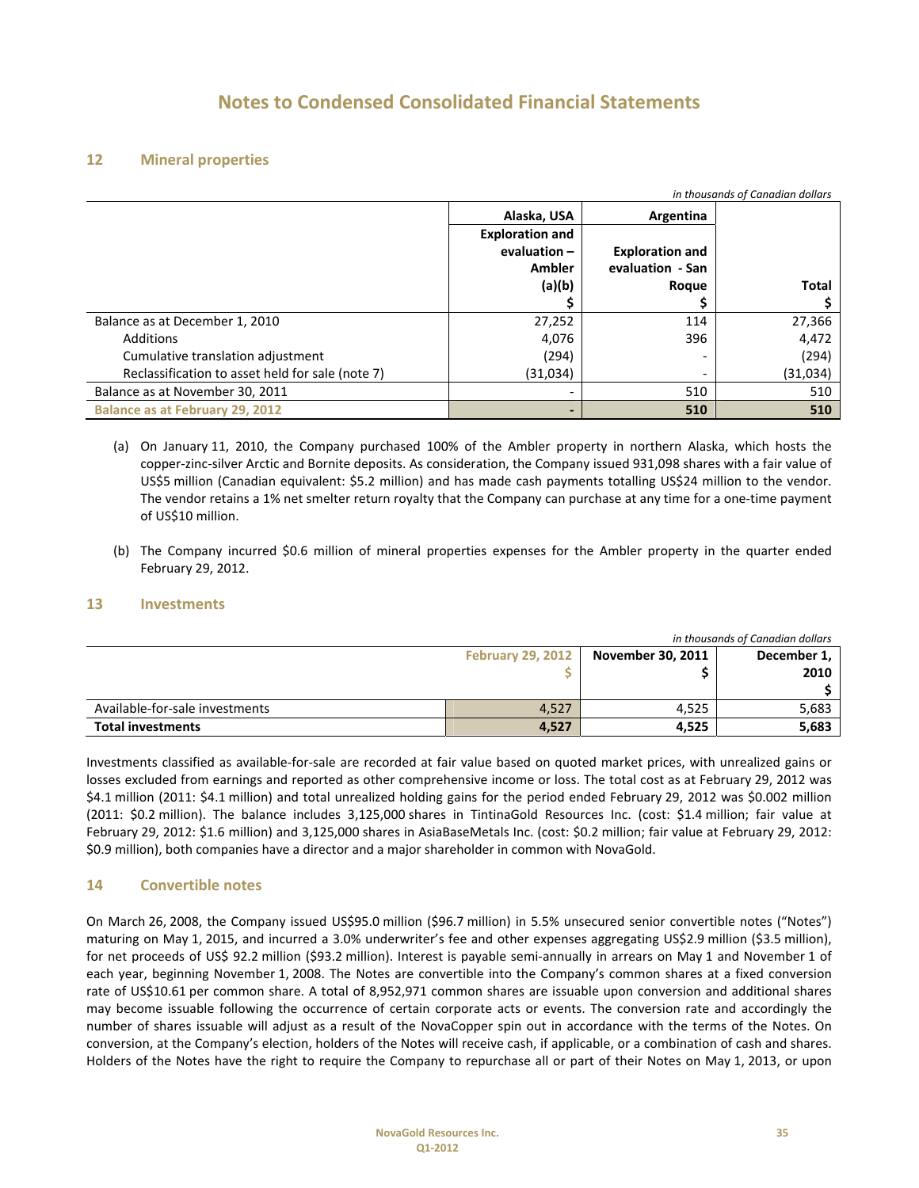# Notes to Condensed Consolidated Financial Statements

## 12 Mineral properties

*in thousands of Canadian dollars*

| | Alaska, USA | Argentina | |
|---|---|---|---|
| | Exploration and evaluation – Ambler (a)(b) $ | Exploration and evaluation - San Roque $ | Total $ |
| Balance as at December 1, 2010 | 27,252 | 114 | 27,366 |
| Additions | 4,076 | 396 | 4,472 |
| Cumulative translation adjustment | (294) | - | (294) |
| Reclassification to asset held for sale (note 7) | (31,034) | - | (31,034) |
| Balance as at November 30, 2011 | - | 510 | 510 |
| **Balance as at February 29, 2012** | **-** | **510** | **510** |

(a) On January 11, 2010, the Company purchased 100% of the Ambler property in northern Alaska, which hosts the copper-zinc-silver Arctic and Bornite deposits. As consideration, the Company issued 931,098 shares with a fair value of US$5 million (Canadian equivalent: $5.2 million) and has made cash payments totalling US$24 million to the vendor. The vendor retains a 1% net smelter return royalty that the Company can purchase at any time for a one-time payment of US$10 million.

(b) The Company incurred $0.6 million of mineral properties expenses for the Ambler property in the quarter ended February 29, 2012.

## 13 Investments

*in thousands of Canadian dollars*

| | February 29, 2012 $ | November 30, 2011 $ | December 1, 2010 $ |
|---|---|---|---|
| Available-for-sale investments | 4,527 | 4,525 | 5,683 |
| **Total investments** | **4,527** | **4,525** | **5,683** |

Investments classified as available-for-sale are recorded at fair value based on quoted market prices, with unrealized gains or losses excluded from earnings and reported as other comprehensive income or loss. The total cost as at February 29, 2012 was $4.1 million (2011: $4.1 million) and total unrealized holding gains for the period ended February 29, 2012 was $0.002 million (2011: $0.2 million). The balance includes 3,125,000 shares in TintinaGold Resources Inc. (cost: $1.4 million; fair value at February 29, 2012: $1.6 million) and 3,125,000 shares in AsiaBaseMetals Inc. (cost: $0.2 million; fair value at February 29, 2012: $0.9 million), both companies have a director and a major shareholder in common with NovaGold.

## 14 Convertible notes

On March 26, 2008, the Company issued US$95.0 million ($96.7 million) in 5.5% unsecured senior convertible notes ("Notes") maturing on May 1, 2015, and incurred a 3.0% underwriter's fee and other expenses aggregating US$2.9 million ($3.5 million), for net proceeds of US$ 92.2 million ($93.2 million). Interest is payable semi-annually in arrears on May 1 and November 1 of each year, beginning November 1, 2008. The Notes are convertible into the Company's common shares at a fixed conversion rate of US$10.61 per common share. A total of 8,952,971 common shares are issuable upon conversion and additional shares may become issuable following the occurrence of certain corporate acts or events. The conversion rate and accordingly the number of shares issuable will adjust as a result of the NovaCopper spin out in accordance with the terms of the Notes. On conversion, at the Company's election, holders of the Notes will receive cash, if applicable, or a combination of cash and shares. Holders of the Notes have the right to require the Company to repurchase all or part of their Notes on May 1, 2013, or upon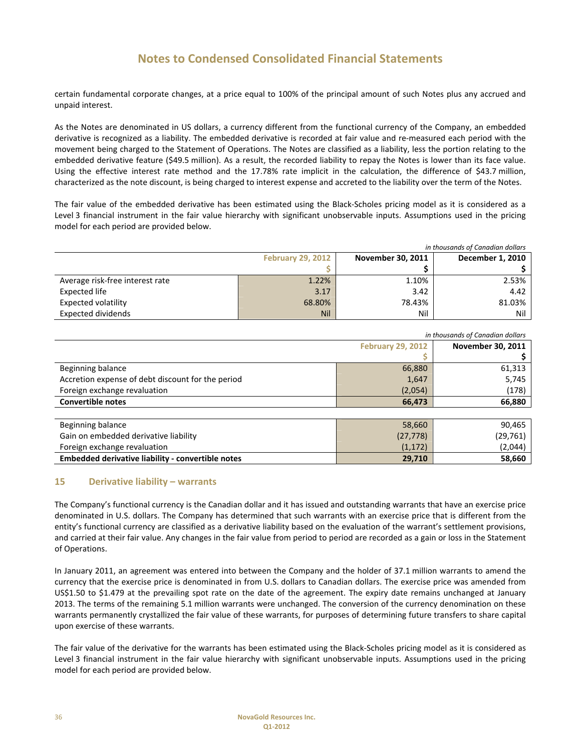# Notes to Condensed Consolidated Financial Statements

certain fundamental corporate changes, at a price equal to 100% of the principal amount of such Notes plus any accrued and unpaid interest.

As the Notes are denominated in US dollars, a currency different from the functional currency of the Company, an embedded derivative is recognized as a liability. The embedded derivative is recorded at fair value and re-measured each period with the movement being charged to the Statement of Operations. The Notes are classified as a liability, less the portion relating to the embedded derivative feature ($49.5 million). As a result, the recorded liability to repay the Notes is lower than its face value. Using the effective interest rate method and the 17.78% rate implicit in the calculation, the difference of $43.7 million, characterized as the note discount, is being charged to interest expense and accreted to the liability over the term of the Notes.

The fair value of the embedded derivative has been estimated using the Black-Scholes pricing model as it is considered as a Level 3 financial instrument in the fair value hierarchy with significant unobservable inputs. Assumptions used in the pricing model for each period are provided below.

*in thousands of Canadian dollars*

| | February 29, 2012 | November 30, 2011 | December 1, 2010 |
|---|---|---|---|
| | $ | $ | $ |
| Average risk-free interest rate | 1.22% | 1.10% | 2.53% |
| Expected life | 3.17 | 3.42 | 4.42 |
| Expected volatility | 68.80% | 78.43% | 81.03% |
| Expected dividends | Nil | Nil | Nil |

*in thousands of Canadian dollars*

| | February 29, 2012 | November 30, 2011 |
|---|---|---|
| | $ | $ |
| Beginning balance | 66,880 | 61,313 |
| Accretion expense of debt discount for the period | 1,647 | 5,745 |
| Foreign exchange revaluation | (2,054) | (178) |
| **Convertible notes** | **66,473** | **66,880** |
| | | |
| Beginning balance | 58,660 | 90,465 |
| Gain on embedded derivative liability | (27,778) | (29,761) |
| Foreign exchange revaluation | (1,172) | (2,044) |
| **Embedded derivative liability - convertible notes** | **29,710** | **58,660** |

## 15 Derivative liability – warrants

The Company's functional currency is the Canadian dollar and it has issued and outstanding warrants that have an exercise price denominated in U.S. dollars. The Company has determined that such warrants with an exercise price that is different from the entity's functional currency are classified as a derivative liability based on the evaluation of the warrant's settlement provisions, and carried at their fair value. Any changes in the fair value from period to period are recorded as a gain or loss in the Statement of Operations.

In January 2011, an agreement was entered into between the Company and the holder of 37.1 million warrants to amend the currency that the exercise price is denominated in from U.S. dollars to Canadian dollars. The exercise price was amended from US$1.50 to $1.479 at the prevailing spot rate on the date of the agreement. The expiry date remains unchanged at January 2013. The terms of the remaining 5.1 million warrants were unchanged. The conversion of the currency denomination on these warrants permanently crystallized the fair value of these warrants, for purposes of determining future transfers to share capital upon exercise of these warrants.

The fair value of the derivative for the warrants has been estimated using the Black-Scholes pricing model as it is considered as Level 3 financial instrument in the fair value hierarchy with significant unobservable inputs. Assumptions used in the pricing model for each period are provided below.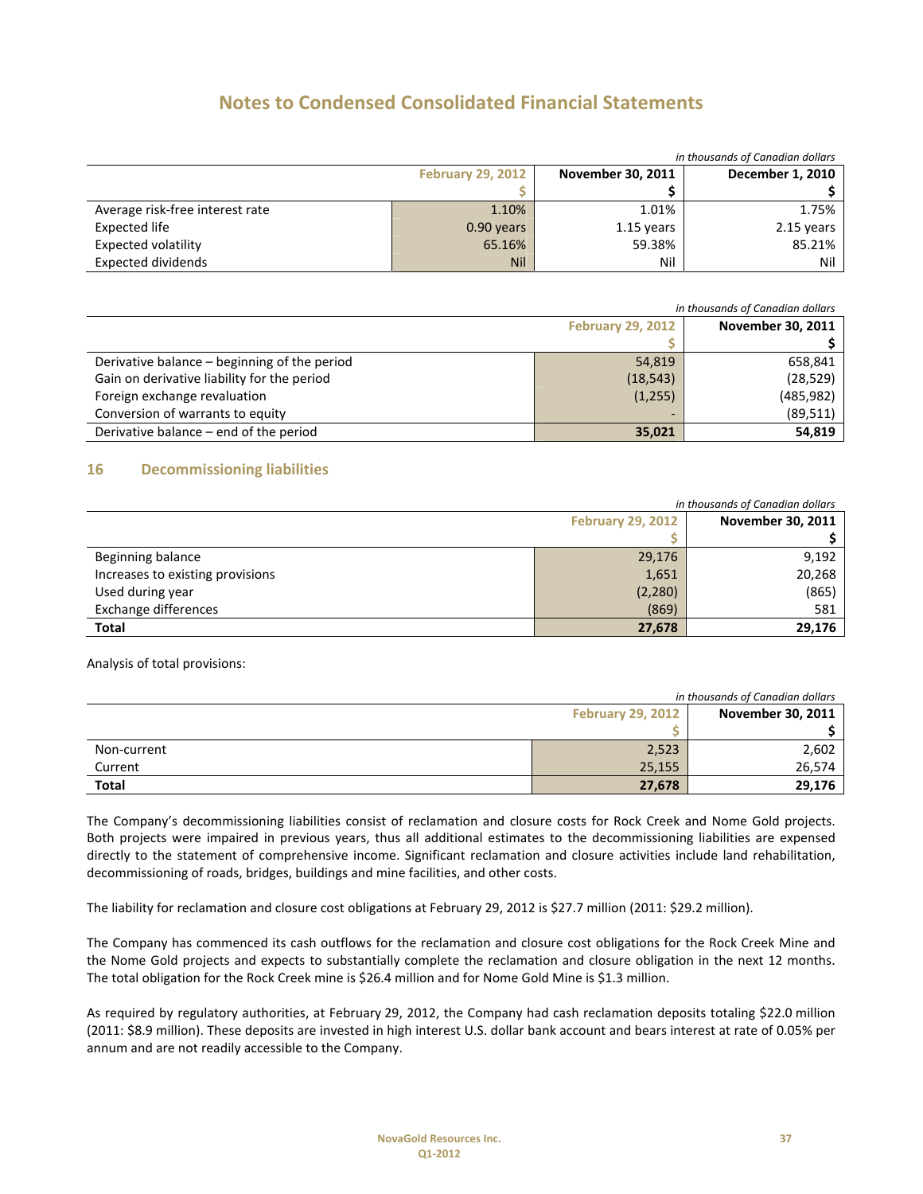# Notes to Condensed Consolidated Financial Statements

*in thousands of Canadian dollars*

| | February 29, 2012 | November 30, 2011 | December 1, 2010 |
|---|---|---|---|
| | $ | $ | $ |
| Average risk-free interest rate | 1.10% | 1.01% | 1.75% |
| Expected life | 0.90 years | 1.15 years | 2.15 years |
| Expected volatility | 65.16% | 59.38% | 85.21% |
| Expected dividends | Nil | Nil | Nil |

*in thousands of Canadian dollars*

| | February 29, 2012 | November 30, 2011 |
|---|---|---|
| | $ | $ |
| Derivative balance – beginning of the period | 54,819 | 658,841 |
| Gain on derivative liability for the period | (18,543) | (28,529) |
| Foreign exchange revaluation | (1,255) | (485,982) |
| Conversion of warrants to equity | - | (89,511) |
| Derivative balance – end of the period | **35,021** | **54,819** |

## 16 Decommissioning liabilities

*in thousands of Canadian dollars*

| | February 29, 2012 | November 30, 2011 |
|---|---|---|
| | $ | $ |
| Beginning balance | 29,176 | 9,192 |
| Increases to existing provisions | 1,651 | 20,268 |
| Used during year | (2,280) | (865) |
| Exchange differences | (869) | 581 |
| **Total** | **27,678** | **29,176** |

Analysis of total provisions:

*in thousands of Canadian dollars*

| | February 29, 2012 | November 30, 2011 |
|---|---|---|
| | $ | $ |
| Non-current | 2,523 | 2,602 |
| Current | 25,155 | 26,574 |
| **Total** | **27,678** | **29,176** |

The Company's decommissioning liabilities consist of reclamation and closure costs for Rock Creek and Nome Gold projects. Both projects were impaired in previous years, thus all additional estimates to the decommissioning liabilities are expensed directly to the statement of comprehensive income. Significant reclamation and closure activities include land rehabilitation, decommissioning of roads, bridges, buildings and mine facilities, and other costs.

The liability for reclamation and closure cost obligations at February 29, 2012 is $27.7 million (2011: $29.2 million).

The Company has commenced its cash outflows for the reclamation and closure cost obligations for the Rock Creek Mine and the Nome Gold projects and expects to substantially complete the reclamation and closure obligation in the next 12 months. The total obligation for the Rock Creek mine is $26.4 million and for Nome Gold Mine is $1.3 million.

As required by regulatory authorities, at February 29, 2012, the Company had cash reclamation deposits totaling $22.0 million (2011: $8.9 million). These deposits are invested in high interest U.S. dollar bank account and bears interest at rate of 0.05% per annum and are not readily accessible to the Company.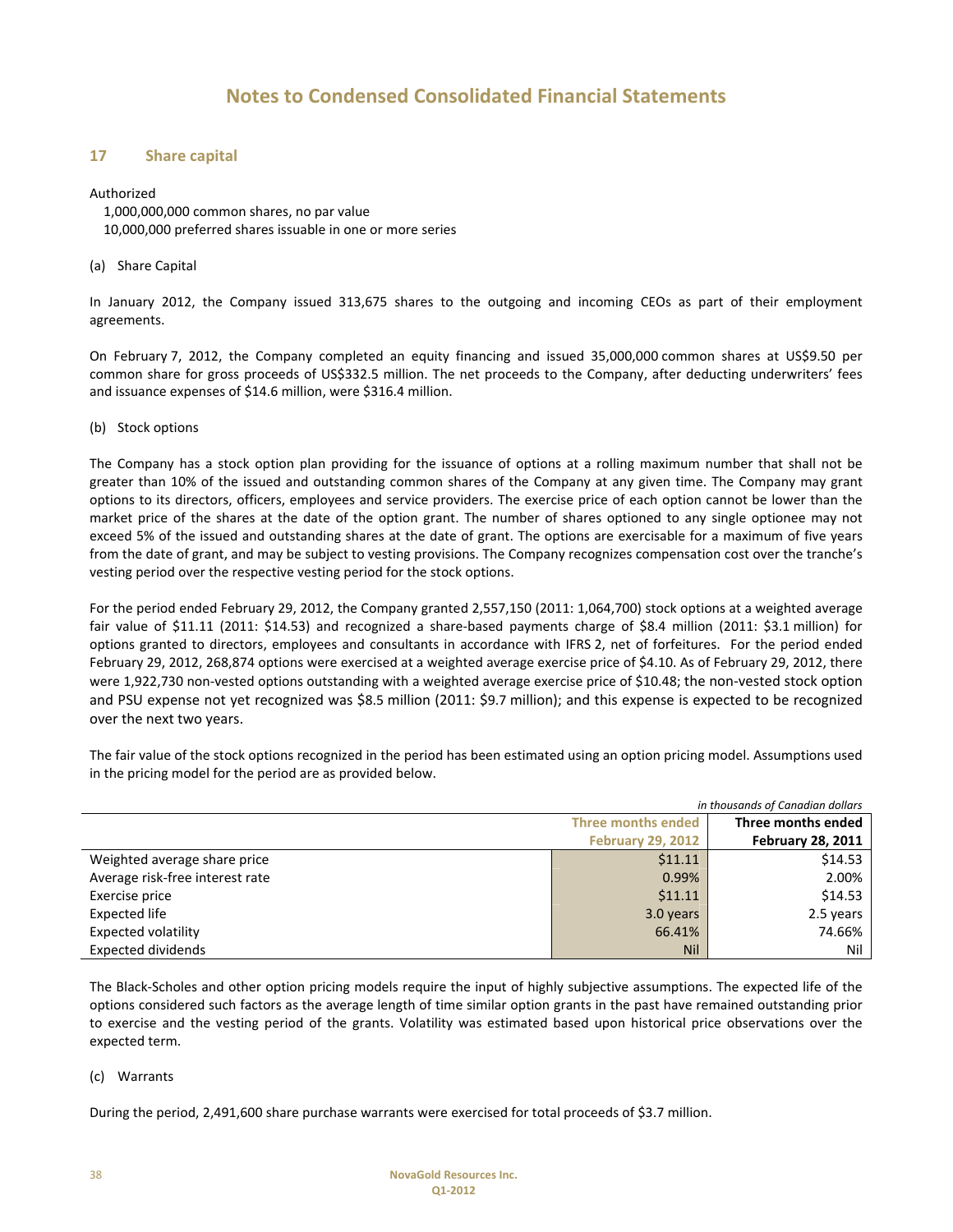# Notes to Condensed Consolidated Financial Statements

## 17 Share capital

Authorized

1,000,000,000 common shares, no par value

10,000,000 preferred shares issuable in one or more series

(a) Share Capital

In January 2012, the Company issued 313,675 shares to the outgoing and incoming CEOs as part of their employment agreements.

On February 7, 2012, the Company completed an equity financing and issued 35,000,000 common shares at US$9.50 per common share for gross proceeds of US$332.5 million. The net proceeds to the Company, after deducting underwriters' fees and issuance expenses of $14.6 million, were $316.4 million.

(b) Stock options

The Company has a stock option plan providing for the issuance of options at a rolling maximum number that shall not be greater than 10% of the issued and outstanding common shares of the Company at any given time. The Company may grant options to its directors, officers, employees and service providers. The exercise price of each option cannot be lower than the market price of the shares at the date of the option grant. The number of shares optioned to any single optionee may not exceed 5% of the issued and outstanding shares at the date of grant. The options are exercisable for a maximum of five years from the date of grant, and may be subject to vesting provisions. The Company recognizes compensation cost over the tranche's vesting period over the respective vesting period for the stock options.

For the period ended February 29, 2012, the Company granted 2,557,150 (2011: 1,064,700) stock options at a weighted average fair value of $11.11 (2011: $14.53) and recognized a share-based payments charge of $8.4 million (2011: $3.1 million) for options granted to directors, employees and consultants in accordance with IFRS 2, net of forfeitures. For the period ended February 29, 2012, 268,874 options were exercised at a weighted average exercise price of $4.10. As of February 29, 2012, there were 1,922,730 non-vested options outstanding with a weighted average exercise price of $10.48; the non-vested stock option and PSU expense not yet recognized was $8.5 million (2011: $9.7 million); and this expense is expected to be recognized over the next two years.

The fair value of the stock options recognized in the period has been estimated using an option pricing model. Assumptions used in the pricing model for the period are as provided below.

*in thousands of Canadian dollars*

| | Three months ended February 29, 2012 | Three months ended February 28, 2011 |
|---|---|---|
| Weighted average share price | $11.11 | $14.53 |
| Average risk-free interest rate | 0.99% | 2.00% |
| Exercise price | $11.11 | $14.53 |
| Expected life | 3.0 years | 2.5 years |
| Expected volatility | 66.41% | 74.66% |
| Expected dividends | Nil | Nil |

The Black-Scholes and other option pricing models require the input of highly subjective assumptions. The expected life of the options considered such factors as the average length of time similar option grants in the past have remained outstanding prior to exercise and the vesting period of the grants. Volatility was estimated based upon historical price observations over the expected term.

(c) Warrants

During the period, 2,491,600 share purchase warrants were exercised for total proceeds of $3.7 million.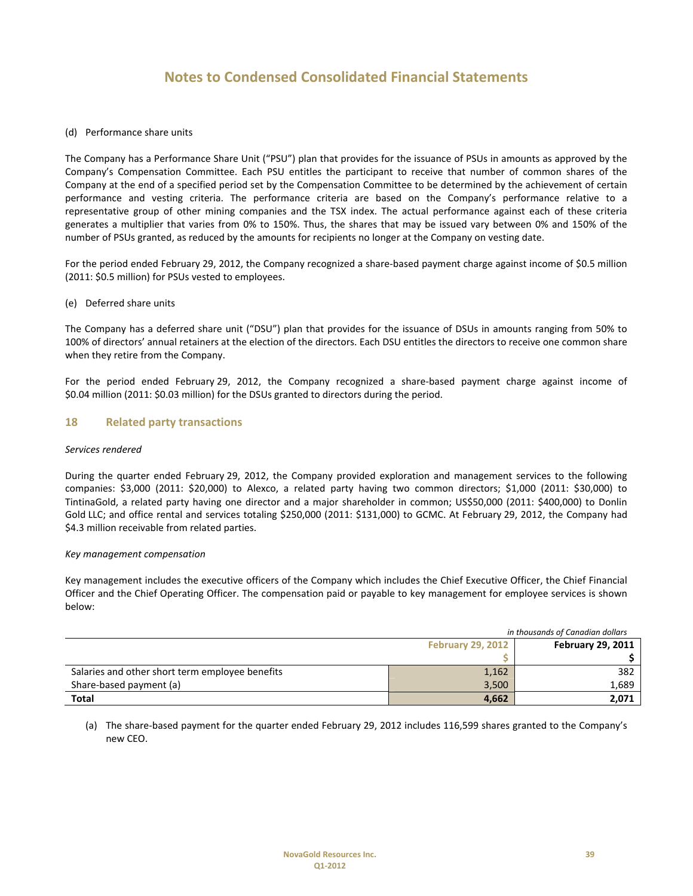# Notes to Condensed Consolidated Financial Statements

(d) Performance share units

The Company has a Performance Share Unit ("PSU") plan that provides for the issuance of PSUs in amounts as approved by the Company's Compensation Committee. Each PSU entitles the participant to receive that number of common shares of the Company at the end of a specified period set by the Compensation Committee to be determined by the achievement of certain performance and vesting criteria. The performance criteria are based on the Company's performance relative to a representative group of other mining companies and the TSX index. The actual performance against each of these criteria generates a multiplier that varies from 0% to 150%. Thus, the shares that may be issued vary between 0% and 150% of the number of PSUs granted, as reduced by the amounts for recipients no longer at the Company on vesting date.

For the period ended February 29, 2012, the Company recognized a share-based payment charge against income of $0.5 million (2011: $0.5 million) for PSUs vested to employees.

(e) Deferred share units

The Company has a deferred share unit ("DSU") plan that provides for the issuance of DSUs in amounts ranging from 50% to 100% of directors' annual retainers at the election of the directors. Each DSU entitles the directors to receive one common share when they retire from the Company.

For the period ended February 29, 2012, the Company recognized a share-based payment charge against income of $0.04 million (2011: $0.03 million) for the DSUs granted to directors during the period.

## 18 Related party transactions

*Services rendered*

During the quarter ended February 29, 2012, the Company provided exploration and management services to the following companies: $3,000 (2011: $20,000) to Alexco, a related party having two common directors; $1,000 (2011: $30,000) to TintinaGold, a related party having one director and a major shareholder in common; US$50,000 (2011: $400,000) to Donlin Gold LLC; and office rental and services totaling $250,000 (2011: $131,000) to GCMC. At February 29, 2012, the Company had $4.3 million receivable from related parties.

*Key management compensation*

Key management includes the executive officers of the Company which includes the Chief Executive Officer, the Chief Financial Officer and the Chief Operating Officer. The compensation paid or payable to key management for employee services is shown below:

*in thousands of Canadian dollars*

| | February 29, 2012 | February 29, 2011 |
|---|---:|---:|
| | $ | $ |
| Salaries and other short term employee benefits | 1,162 | 382 |
| Share-based payment (a) | 3,500 | 1,689 |
| **Total** | **4,662** | **2,071** |

(a) The share-based payment for the quarter ended February 29, 2012 includes 116,599 shares granted to the Company's new CEO.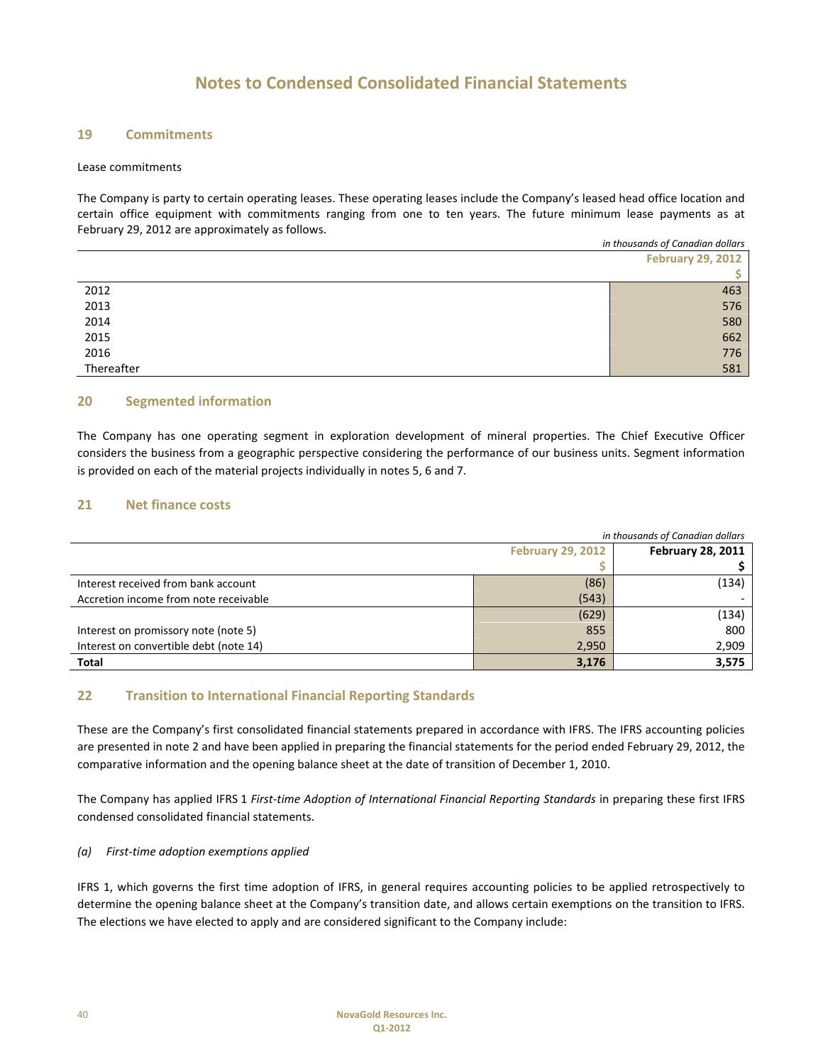# Notes to Condensed Consolidated Financial Statements

## 19 Commitments

Lease commitments

The Company is party to certain operating leases. These operating leases include the Company's leased head office location and certain office equipment with commitments ranging from one to ten years. The future minimum lease payments as at February 29, 2012 are approximately as follows.

*in thousands of Canadian dollars*

| | February 29, 2012 |
|---|---|
| | $ |
| 2012 | 463 |
| 2013 | 576 |
| 2014 | 580 |
| 2015 | 662 |
| 2016 | 776 |
| Thereafter | 581 |

## 20 Segmented information

The Company has one operating segment in exploration development of mineral properties. The Chief Executive Officer considers the business from a geographic perspective considering the performance of our business units. Segment information is provided on each of the material projects individually in notes 5, 6 and 7.

## 21 Net finance costs

*in thousands of Canadian dollars*

| | February 29, 2012 | February 28, 2011 |
|---|---|---|
| | $ | $ |
| Interest received from bank account | (86) | (134) |
| Accretion income from note receivable | (543) | - |
| | (629) | (134) |
| Interest on promissory note (note 5) | 855 | 800 |
| Interest on convertible debt (note 14) | 2,950 | 2,909 |
| **Total** | **3,176** | **3,575** |

## 22 Transition to International Financial Reporting Standards

These are the Company's first consolidated financial statements prepared in accordance with IFRS. The IFRS accounting policies are presented in note 2 and have been applied in preparing the financial statements for the period ended February 29, 2012, the comparative information and the opening balance sheet at the date of transition of December 1, 2010.

The Company has applied IFRS 1 *First-time Adoption of International Financial Reporting Standards* in preparing these first IFRS condensed consolidated financial statements.

*(a) First-time adoption exemptions applied*

IFRS 1, which governs the first time adoption of IFRS, in general requires accounting policies to be applied retrospectively to determine the opening balance sheet at the Company's transition date, and allows certain exemptions on the transition to IFRS. The elections we have elected to apply and are considered significant to the Company include: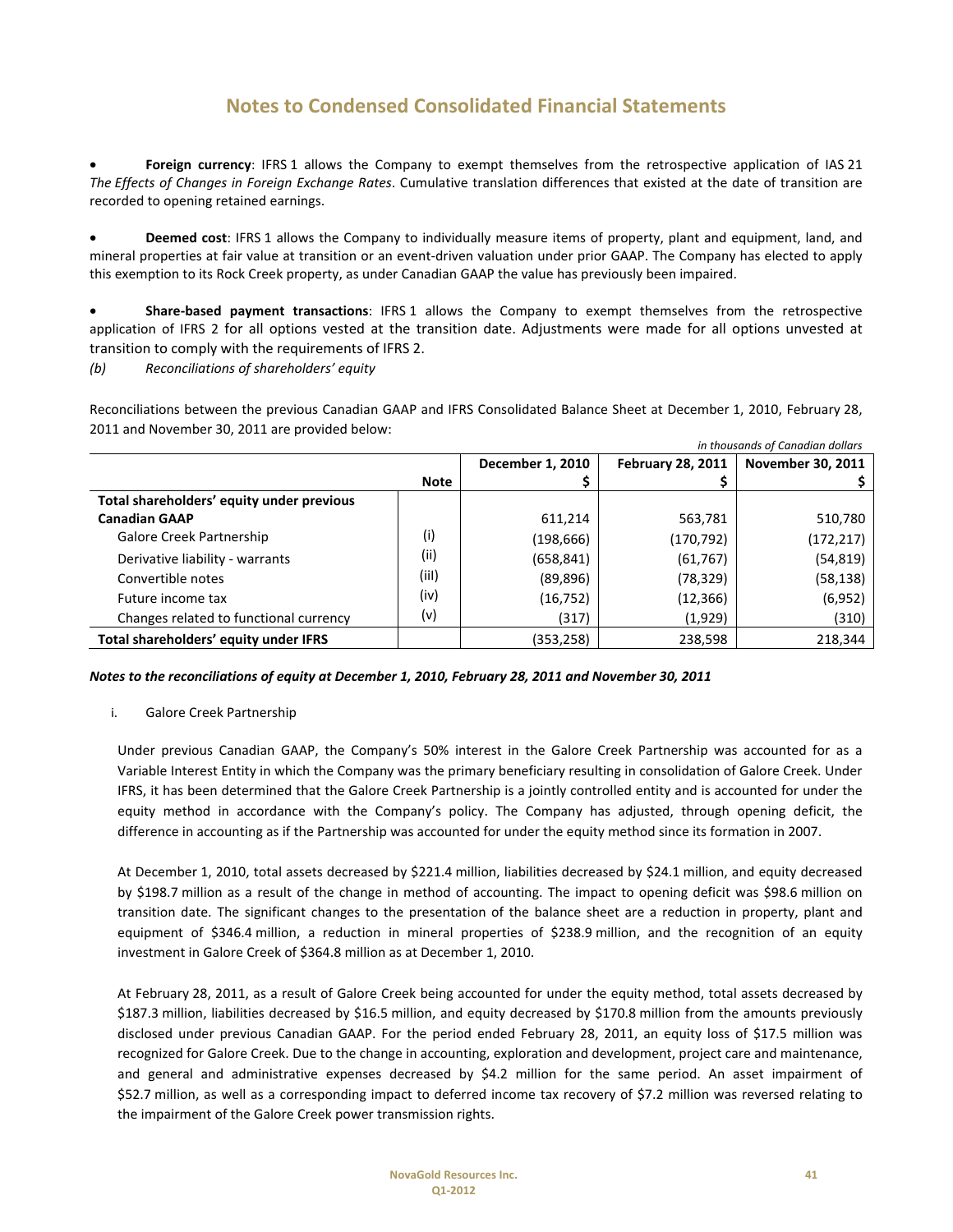## Notes to Condensed Consolidated Financial Statements

- **Foreign currency**: IFRS 1 allows the Company to exempt themselves from the retrospective application of IAS 21 *The Effects of Changes in Foreign Exchange Rates*. Cumulative translation differences that existed at the date of transition are recorded to opening retained earnings.

- **Deemed cost**: IFRS 1 allows the Company to individually measure items of property, plant and equipment, land, and mineral properties at fair value at transition or an event-driven valuation under prior GAAP. The Company has elected to apply this exemption to its Rock Creek property, as under Canadian GAAP the value has previously been impaired.

- **Share-based payment transactions**: IFRS 1 allows the Company to exempt themselves from the retrospective application of IFRS 2 for all options vested at the transition date. Adjustments were made for all options unvested at transition to comply with the requirements of IFRS 2.

*(b) Reconciliations of shareholders' equity*

Reconciliations between the previous Canadian GAAP and IFRS Consolidated Balance Sheet at December 1, 2010, February 28, 2011 and November 30, 2011 are provided below:

*in thousands of Canadian dollars*

| | Note | December 1, 2010<br>$ | February 28, 2011<br>$ | November 30, 2011<br>$ |
|---|---|---|---|---|
| **Total shareholders' equity under previous Canadian GAAP** | | 611,214 | 563,781 | 510,780 |
| Galore Creek Partnership | (i) | (198,666) | (170,792) | (172,217) |
| Derivative liability - warrants | (ii) | (658,841) | (61,767) | (54,819) |
| Convertible notes | (iii) | (89,896) | (78,329) | (58,138) |
| Future income tax | (iv) | (16,752) | (12,366) | (6,952) |
| Changes related to functional currency | (v) | (317) | (1,929) | (310) |
| **Total shareholders' equity under IFRS** | | (353,258) | 238,598 | 218,344 |

***Notes to the reconciliations of equity at December 1, 2010, February 28, 2011 and November 30, 2011***

i. Galore Creek Partnership

Under previous Canadian GAAP, the Company's 50% interest in the Galore Creek Partnership was accounted for as a Variable Interest Entity in which the Company was the primary beneficiary resulting in consolidation of Galore Creek. Under IFRS, it has been determined that the Galore Creek Partnership is a jointly controlled entity and is accounted for under the equity method in accordance with the Company's policy. The Company has adjusted, through opening deficit, the difference in accounting as if the Partnership was accounted for under the equity method since its formation in 2007.

At December 1, 2010, total assets decreased by $221.4 million, liabilities decreased by $24.1 million, and equity decreased by $198.7 million as a result of the change in method of accounting. The impact to opening deficit was $98.6 million on transition date. The significant changes to the presentation of the balance sheet are a reduction in property, plant and equipment of $346.4 million, a reduction in mineral properties of $238.9 million, and the recognition of an equity investment in Galore Creek of $364.8 million as at December 1, 2010.

At February 28, 2011, as a result of Galore Creek being accounted for under the equity method, total assets decreased by $187.3 million, liabilities decreased by $16.5 million, and equity decreased by $170.8 million from the amounts previously disclosed under previous Canadian GAAP. For the period ended February 28, 2011, an equity loss of $17.5 million was recognized for Galore Creek. Due to the change in accounting, exploration and development, project care and maintenance, and general and administrative expenses decreased by $4.2 million for the same period. An asset impairment of $52.7 million, as well as a corresponding impact to deferred income tax recovery of $7.2 million was reversed relating to the impairment of the Galore Creek power transmission rights.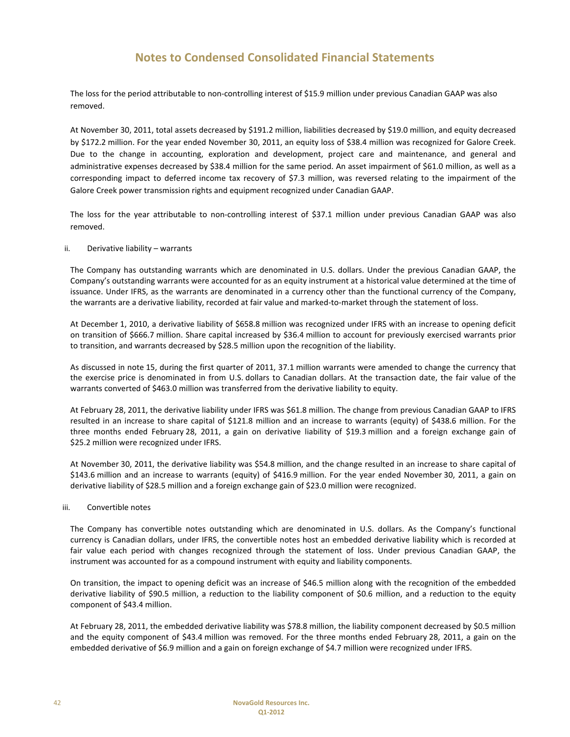## Notes to Condensed Consolidated Financial Statements

The loss for the period attributable to non-controlling interest of $15.9 million under previous Canadian GAAP was also removed.

At November 30, 2011, total assets decreased by $191.2 million, liabilities decreased by $19.0 million, and equity decreased by $172.2 million. For the year ended November 30, 2011, an equity loss of $38.4 million was recognized for Galore Creek. Due to the change in accounting, exploration and development, project care and maintenance, and general and administrative expenses decreased by $38.4 million for the same period. An asset impairment of $61.0 million, as well as a corresponding impact to deferred income tax recovery of $7.3 million, was reversed relating to the impairment of the Galore Creek power transmission rights and equipment recognized under Canadian GAAP.

The loss for the year attributable to non-controlling interest of $37.1 million under previous Canadian GAAP was also removed.

ii. Derivative liability – warrants

The Company has outstanding warrants which are denominated in U.S. dollars. Under the previous Canadian GAAP, the Company's outstanding warrants were accounted for as an equity instrument at a historical value determined at the time of issuance. Under IFRS, as the warrants are denominated in a currency other than the functional currency of the Company, the warrants are a derivative liability, recorded at fair value and marked-to-market through the statement of loss.

At December 1, 2010, a derivative liability of $658.8 million was recognized under IFRS with an increase to opening deficit on transition of $666.7 million. Share capital increased by $36.4 million to account for previously exercised warrants prior to transition, and warrants decreased by $28.5 million upon the recognition of the liability.

As discussed in note 15, during the first quarter of 2011, 37.1 million warrants were amended to change the currency that the exercise price is denominated in from U.S. dollars to Canadian dollars. At the transaction date, the fair value of the warrants converted of $463.0 million was transferred from the derivative liability to equity.

At February 28, 2011, the derivative liability under IFRS was $61.8 million. The change from previous Canadian GAAP to IFRS resulted in an increase to share capital of $121.8 million and an increase to warrants (equity) of $438.6 million. For the three months ended February 28, 2011, a gain on derivative liability of $19.3 million and a foreign exchange gain of $25.2 million were recognized under IFRS.

At November 30, 2011, the derivative liability was $54.8 million, and the change resulted in an increase to share capital of $143.6 million and an increase to warrants (equity) of $416.9 million. For the year ended November 30, 2011, a gain on derivative liability of $28.5 million and a foreign exchange gain of $23.0 million were recognized.

iii. Convertible notes

The Company has convertible notes outstanding which are denominated in U.S. dollars. As the Company's functional currency is Canadian dollars, under IFRS, the convertible notes host an embedded derivative liability which is recorded at fair value each period with changes recognized through the statement of loss. Under previous Canadian GAAP, the instrument was accounted for as a compound instrument with equity and liability components.

On transition, the impact to opening deficit was an increase of $46.5 million along with the recognition of the embedded derivative liability of $90.5 million, a reduction to the liability component of $0.6 million, and a reduction to the equity component of $43.4 million.

At February 28, 2011, the embedded derivative liability was $78.8 million, the liability component decreased by $0.5 million and the equity component of $43.4 million was removed. For the three months ended February 28, 2011, a gain on the embedded derivative of $6.9 million and a gain on foreign exchange of $4.7 million were recognized under IFRS.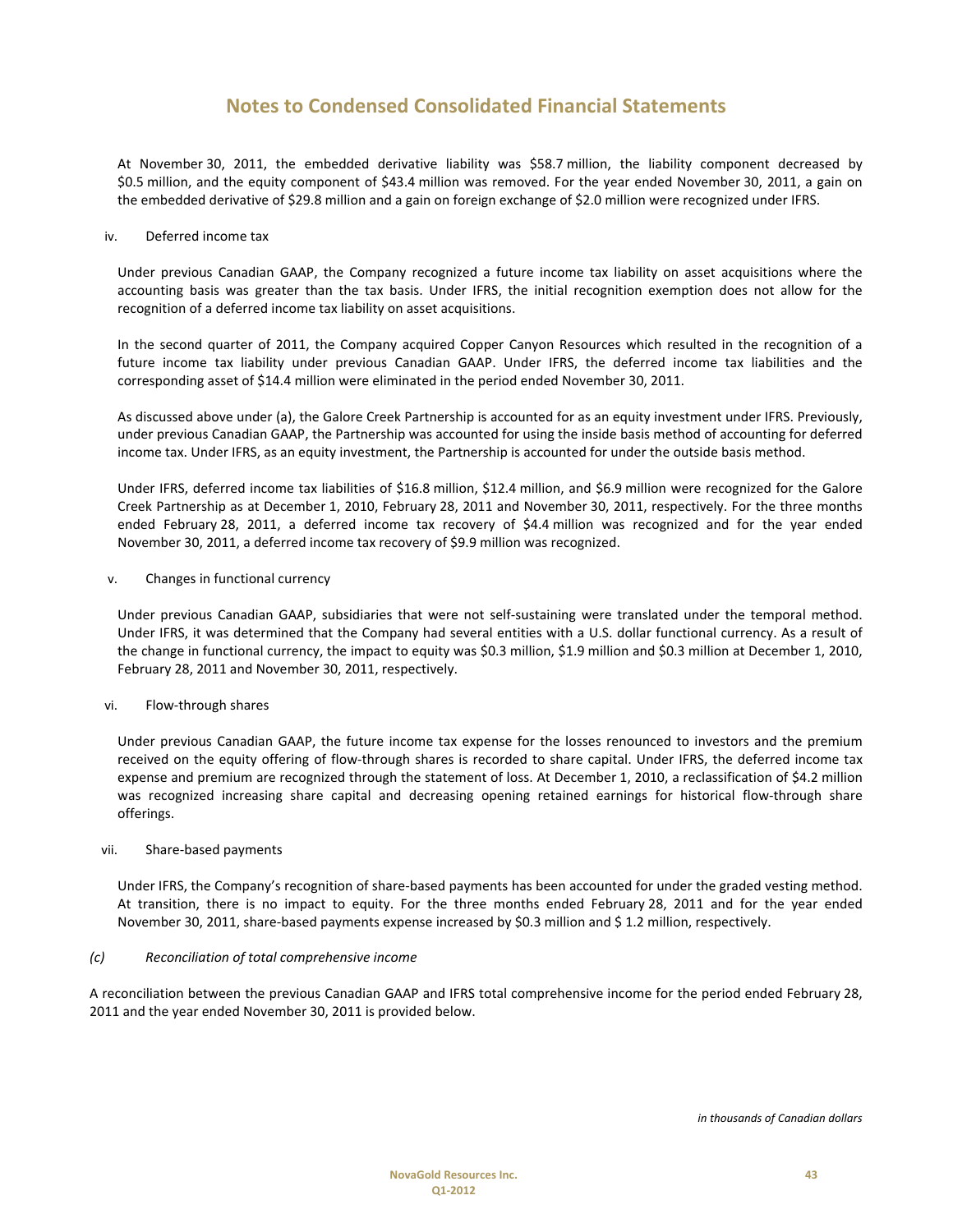At November 30, 2011, the embedded derivative liability was $58.7 million, the liability component decreased by $0.5 million, and the equity component of $43.4 million was removed. For the year ended November 30, 2011, a gain on the embedded derivative of $29.8 million and a gain on foreign exchange of $2.0 million were recognized under IFRS.

iv. Deferred income tax

Under previous Canadian GAAP, the Company recognized a future income tax liability on asset acquisitions where the accounting basis was greater than the tax basis. Under IFRS, the initial recognition exemption does not allow for the recognition of a deferred income tax liability on asset acquisitions.

In the second quarter of 2011, the Company acquired Copper Canyon Resources which resulted in the recognition of a future income tax liability under previous Canadian GAAP. Under IFRS, the deferred income tax liabilities and the corresponding asset of $14.4 million were eliminated in the period ended November 30, 2011.

As discussed above under (a), the Galore Creek Partnership is accounted for as an equity investment under IFRS. Previously, under previous Canadian GAAP, the Partnership was accounted for using the inside basis method of accounting for deferred income tax. Under IFRS, as an equity investment, the Partnership is accounted for under the outside basis method.

Under IFRS, deferred income tax liabilities of $16.8 million, $12.4 million, and $6.9 million were recognized for the Galore Creek Partnership as at December 1, 2010, February 28, 2011 and November 30, 2011, respectively. For the three months ended February 28, 2011, a deferred income tax recovery of $4.4 million was recognized and for the year ended November 30, 2011, a deferred income tax recovery of $9.9 million was recognized.

v. Changes in functional currency

Under previous Canadian GAAP, subsidiaries that were not self-sustaining were translated under the temporal method. Under IFRS, it was determined that the Company had several entities with a U.S. dollar functional currency. As a result of the change in functional currency, the impact to equity was $0.3 million, $1.9 million and $0.3 million at December 1, 2010, February 28, 2011 and November 30, 2011, respectively.

vi. Flow-through shares

Under previous Canadian GAAP, the future income tax expense for the losses renounced to investors and the premium received on the equity offering of flow-through shares is recorded to share capital. Under IFRS, the deferred income tax expense and premium are recognized through the statement of loss. At December 1, 2010, a reclassification of $4.2 million was recognized increasing share capital and decreasing opening retained earnings for historical flow-through share offerings.

vii. Share-based payments

Under IFRS, the Company's recognition of share-based payments has been accounted for under the graded vesting method. At transition, there is no impact to equity. For the three months ended February 28, 2011 and for the year ended November 30, 2011, share-based payments expense increased by $0.3 million and $ 1.2 million, respectively.

*(c) Reconciliation of total comprehensive income*

A reconciliation between the previous Canadian GAAP and IFRS total comprehensive income for the period ended February 28, 2011 and the year ended November 30, 2011 is provided below.

*in thousands of Canadian dollars*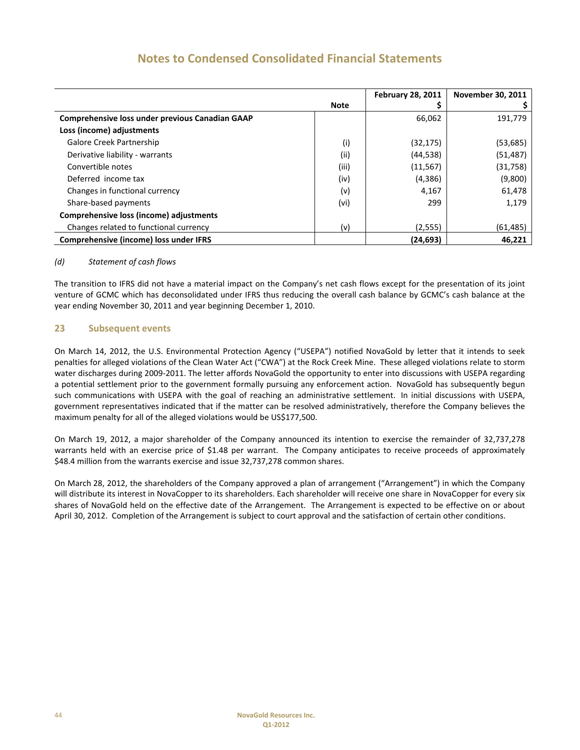## Notes to Condensed Consolidated Financial Statements

| | Note | February 28, 2011<br>$ | November 30, 2011<br>$ |
|---|---|---|---|
| **Comprehensive loss under previous Canadian GAAP** | | 66,062 | 191,779 |
| **Loss (income) adjustments** | | | |
| Galore Creek Partnership | (i) | (32,175) | (53,685) |
| Derivative liability - warrants | (ii) | (44,538) | (51,487) |
| Convertible notes | (iii) | (11,567) | (31,758) |
| Deferred income tax | (iv) | (4,386) | (9,800) |
| Changes in functional currency | (v) | 4,167 | 61,478 |
| Share-based payments | (vi) | 299 | 1,179 |
| **Comprehensive loss (income) adjustments** | | | |
| Changes related to functional currency | (v) | (2,555) | (61,485) |
| **Comprehensive (income) loss under IFRS** | | **(24,693)** | **46,221** |

*(d) Statement of cash flows*

The transition to IFRS did not have a material impact on the Company's net cash flows except for the presentation of its joint venture of GCMC which has deconsolidated under IFRS thus reducing the overall cash balance by GCMC's cash balance at the year ending November 30, 2011 and year beginning December 1, 2010.

## 23 Subsequent events

On March 14, 2012, the U.S. Environmental Protection Agency ("USEPA") notified NovaGold by letter that it intends to seek penalties for alleged violations of the Clean Water Act ("CWA") at the Rock Creek Mine. These alleged violations relate to storm water discharges during 2009-2011. The letter affords NovaGold the opportunity to enter into discussions with USEPA regarding a potential settlement prior to the government formally pursuing any enforcement action. NovaGold has subsequently begun such communications with USEPA with the goal of reaching an administrative settlement. In initial discussions with USEPA, government representatives indicated that if the matter can be resolved administratively, therefore the Company believes the maximum penalty for all of the alleged violations would be US$177,500.

On March 19, 2012, a major shareholder of the Company announced its intention to exercise the remainder of 32,737,278 warrants held with an exercise price of $1.48 per warrant. The Company anticipates to receive proceeds of approximately $48.4 million from the warrants exercise and issue 32,737,278 common shares.

On March 28, 2012, the shareholders of the Company approved a plan of arrangement ("Arrangement") in which the Company will distribute its interest in NovaCopper to its shareholders. Each shareholder will receive one share in NovaCopper for every six shares of NovaGold held on the effective date of the Arrangement. The Arrangement is expected to be effective on or about April 30, 2012. Completion of the Arrangement is subject to court approval and the satisfaction of certain other conditions.